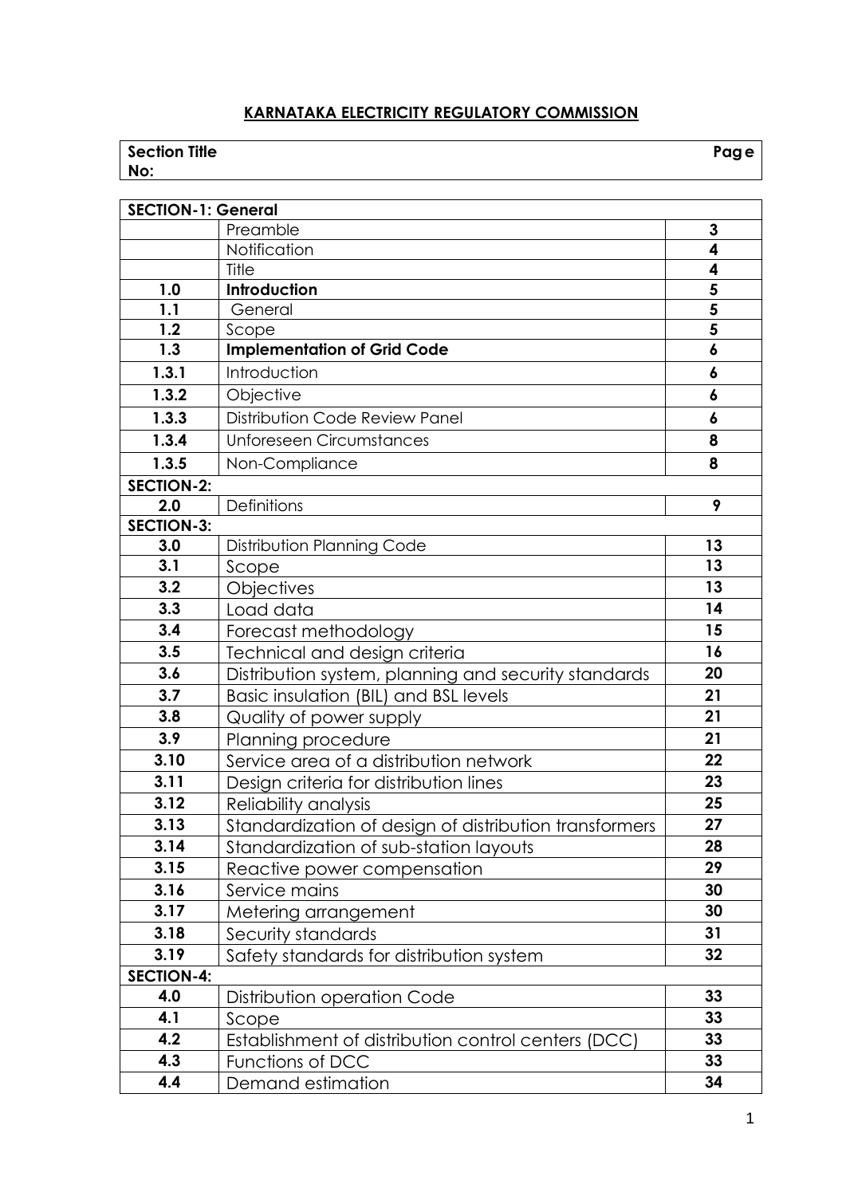# KARNATAKA ELECTRICITY REGULATORY COMMISSION

| Section Title | | Page No: |
|---|---|---|
| **SECTION-1: General** | | |
| | Preamble | 3 |
| | Notification | 4 |
| | Title | 4 |
| **1.0** | **Introduction** | 5 |
| **1.1** | General | 5 |
| **1.2** | Scope | 5 |
| **1.3** | **Implementation of Grid Code** | 6 |
| **1.3.1** | Introduction | 6 |
| **1.3.2** | Objective | 6 |
| **1.3.3** | Distribution Code Review Panel | 6 |
| **1.3.4** | Unforeseen Circumstances | 8 |
| **1.3.5** | Non-Compliance | 8 |
| **SECTION-2:** | | |
| **2.0** | Definitions | 9 |
| **SECTION-3:** | | |
| **3.0** | Distribution Planning Code | 13 |
| **3.1** | Scope | 13 |
| **3.2** | Objectives | 13 |
| **3.3** | Load data | 14 |
| **3.4** | Forecast methodology | 15 |
| **3.5** | Technical and design criteria | 16 |
| **3.6** | Distribution system, planning and security standards | 20 |
| **3.7** | Basic insulation (BIL) and BSL levels | 21 |
| **3.8** | Quality of power supply | 21 |
| **3.9** | Planning procedure | 21 |
| **3.10** | Service area of a distribution network | 22 |
| **3.11** | Design criteria for distribution lines | 23 |
| **3.12** | Reliability analysis | 25 |
| **3.13** | Standardization of design of distribution transformers | 27 |
| **3.14** | Standardization of sub-station layouts | 28 |
| **3.15** | Reactive power compensation | 29 |
| **3.16** | Service mains | 30 |
| **3.17** | Metering arrangement | 30 |
| **3.18** | Security standards | 31 |
| **3.19** | Safety standards for distribution system | 32 |
| **SECTION-4:** | | |
| **4.0** | Distribution operation Code | 33 |
| **4.1** | Scope | 33 |
| **4.2** | Establishment of distribution control centers (DCC) | 33 |
| **4.3** | Functions of DCC | 33 |
| **4.4** | Demand estimation | 34 |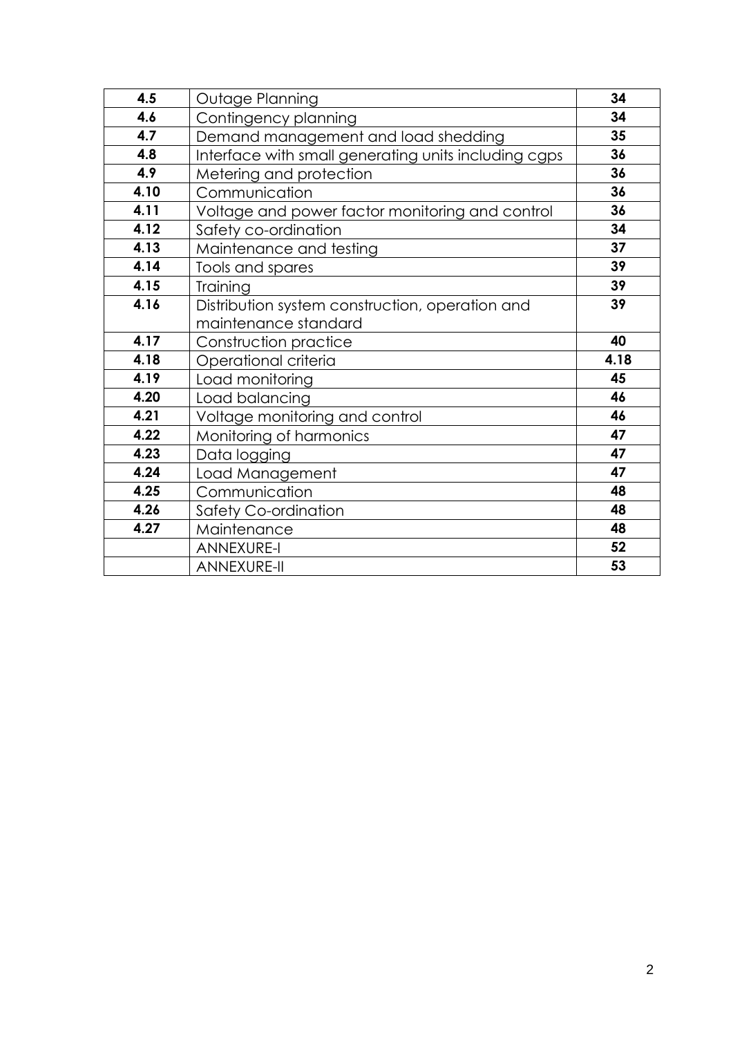| 4.5 | Outage Planning | 34 |
|---|---|---|
| 4.6 | Contingency planning | 34 |
| 4.7 | Demand management and load shedding | 35 |
| 4.8 | Interface with small generating units including cgps | 36 |
| 4.9 | Metering and protection | 36 |
| 4.10 | Communication | 36 |
| 4.11 | Voltage and power factor monitoring and control | 36 |
| 4.12 | Safety co-ordination | 34 |
| 4.13 | Maintenance and testing | 37 |
| 4.14 | Tools and spares | 39 |
| 4.15 | Training | 39 |
| 4.16 | Distribution system construction, operation and maintenance standard | 39 |
| 4.17 | Construction practice | 40 |
| 4.18 | Operational criteria | 4.18 |
| 4.19 | Load monitoring | 45 |
| 4.20 | Load balancing | 46 |
| 4.21 | Voltage monitoring and control | 46 |
| 4.22 | Monitoring of harmonics | 47 |
| 4.23 | Data logging | 47 |
| 4.24 | Load Management | 47 |
| 4.25 | Communication | 48 |
| 4.26 | Safety Co-ordination | 48 |
| 4.27 | Maintenance | 48 |
| | ANNEXURE-I | 52 |
| | ANNEXURE-II | 53 |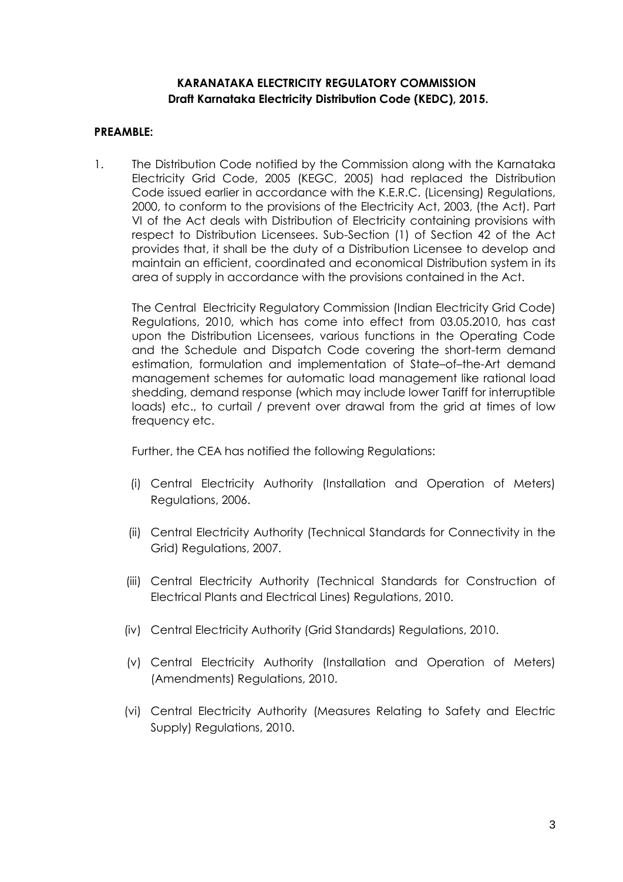**KARANATAKA ELECTRICITY REGULATORY COMMISSION**
**Draft Karnataka Electricity Distribution Code (KEDC), 2015.**

**PREAMBLE:**

1. The Distribution Code notified by the Commission along with the Karnataka Electricity Grid Code, 2005 (KEGC, 2005) had replaced the Distribution Code issued earlier in accordance with the K.E.R.C. (Licensing) Regulations, 2000, to conform to the provisions of the Electricity Act, 2003, (the Act). Part VI of the Act deals with Distribution of Electricity containing provisions with respect to Distribution Licensees. Sub-Section (1) of Section 42 of the Act provides that, it shall be the duty of a Distribution Licensee to develop and maintain an efficient, coordinated and economical Distribution system in its area of supply in accordance with the provisions contained in the Act.

   The Central Electricity Regulatory Commission (Indian Electricity Grid Code) Regulations, 2010, which has come into effect from 03.05.2010, has cast upon the Distribution Licensees, various functions in the Operating Code and the Schedule and Dispatch Code covering the short-term demand estimation, formulation and implementation of State–of–the-Art demand management schemes for automatic load management like rational load shedding, demand response (which may include lower Tariff for interruptible loads) etc., to curtail / prevent over drawal from the grid at times of low frequency etc.

   Further, the CEA has notified the following Regulations:

   (i) Central Electricity Authority (Installation and Operation of Meters) Regulations, 2006.

   (ii) Central Electricity Authority (Technical Standards for Connectivity in the Grid) Regulations, 2007.

   (iii) Central Electricity Authority (Technical Standards for Construction of Electrical Plants and Electrical Lines) Regulations, 2010.

   (iv) Central Electricity Authority (Grid Standards) Regulations, 2010.

   (v) Central Electricity Authority (Installation and Operation of Meters) (Amendments) Regulations, 2010.

   (vi) Central Electricity Authority (Measures Relating to Safety and Electric Supply) Regulations, 2010.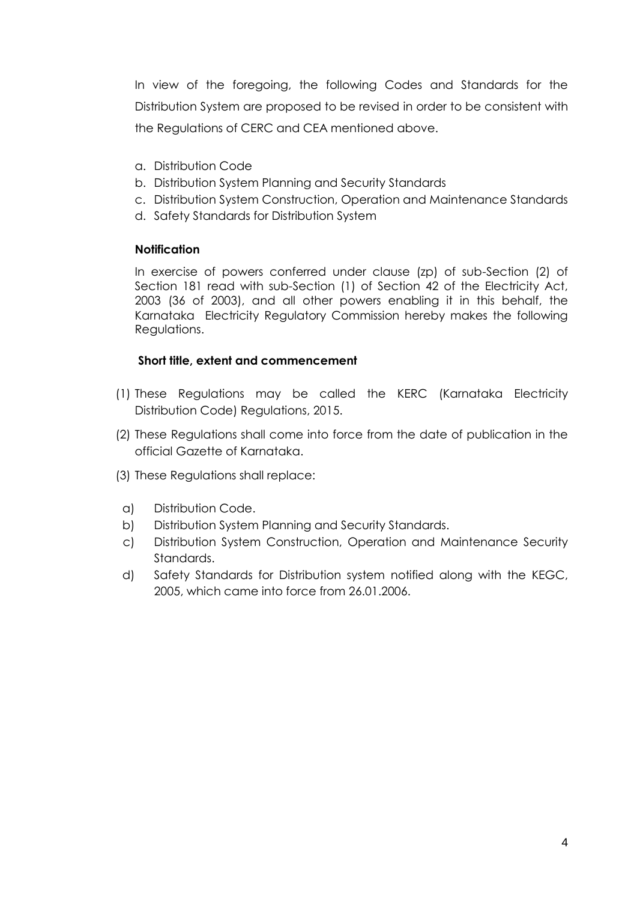In view of the foregoing, the following Codes and Standards for the Distribution System are proposed to be revised in order to be consistent with the Regulations of CERC and CEA mentioned above.

a. Distribution Code
b. Distribution System Planning and Security Standards
c. Distribution System Construction, Operation and Maintenance Standards
d. Safety Standards for Distribution System

**Notification**

In exercise of powers conferred under clause (zp) of sub-Section (2) of Section 181 read with sub-Section (1) of Section 42 of the Electricity Act, 2003 (36 of 2003), and all other powers enabling it in this behalf, the Karnataka Electricity Regulatory Commission hereby makes the following Regulations.

**Short title, extent and commencement**

(1) These Regulations may be called the KERC (Karnataka Electricity Distribution Code) Regulations, 2015.

(2) These Regulations shall come into force from the date of publication in the official Gazette of Karnataka.

(3) These Regulations shall replace:

a) Distribution Code.

b) Distribution System Planning and Security Standards.

c) Distribution System Construction, Operation and Maintenance Security Standards.

d) Safety Standards for Distribution system notified along with the KEGC, 2005, which came into force from 26.01.2006.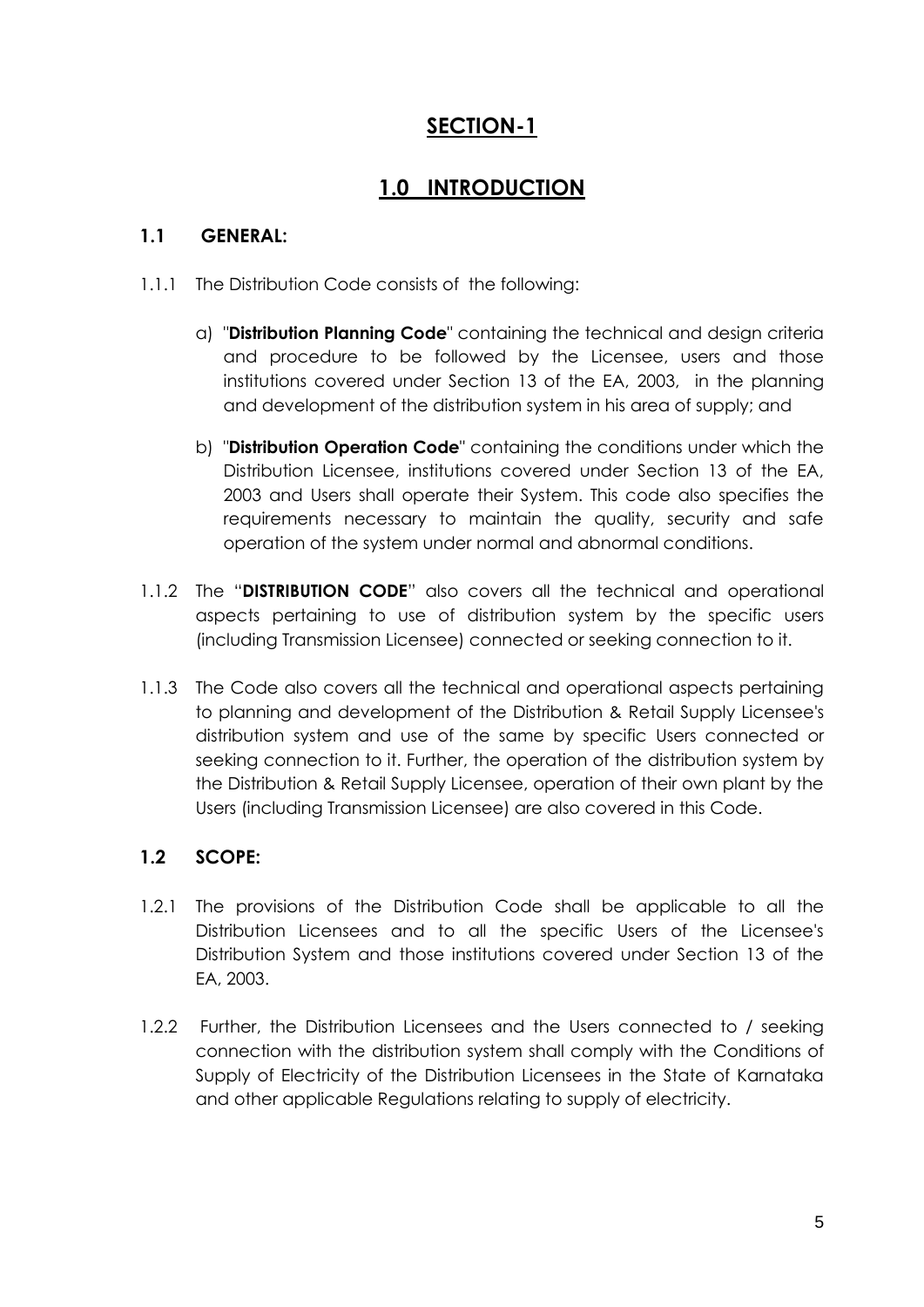# SECTION-1

## 1.0 INTRODUCTION

### 1.1 GENERAL:

1.1.1 The Distribution Code consists of the following:

a) "**Distribution Planning Code**" containing the technical and design criteria and procedure to be followed by the Licensee, users and those institutions covered under Section 13 of the EA, 2003, in the planning and development of the distribution system in his area of supply; and

b) "**Distribution Operation Code**" containing the conditions under which the Distribution Licensee, institutions covered under Section 13 of the EA, 2003 and Users shall operate their System. This code also specifies the requirements necessary to maintain the quality, security and safe operation of the system under normal and abnormal conditions.

1.1.2 The "**DISTRIBUTION CODE**" also covers all the technical and operational aspects pertaining to use of distribution system by the specific users (including Transmission Licensee) connected or seeking connection to it.

1.1.3 The Code also covers all the technical and operational aspects pertaining to planning and development of the Distribution & Retail Supply Licensee's distribution system and use of the same by specific Users connected or seeking connection to it. Further, the operation of the distribution system by the Distribution & Retail Supply Licensee, operation of their own plant by the Users (including Transmission Licensee) are also covered in this Code.

### 1.2 SCOPE:

1.2.1 The provisions of the Distribution Code shall be applicable to all the Distribution Licensees and to all the specific Users of the Licensee's Distribution System and those institutions covered under Section 13 of the EA, 2003.

1.2.2 Further, the Distribution Licensees and the Users connected to / seeking connection with the distribution system shall comply with the Conditions of Supply of Electricity of the Distribution Licensees in the State of Karnataka and other applicable Regulations relating to supply of electricity.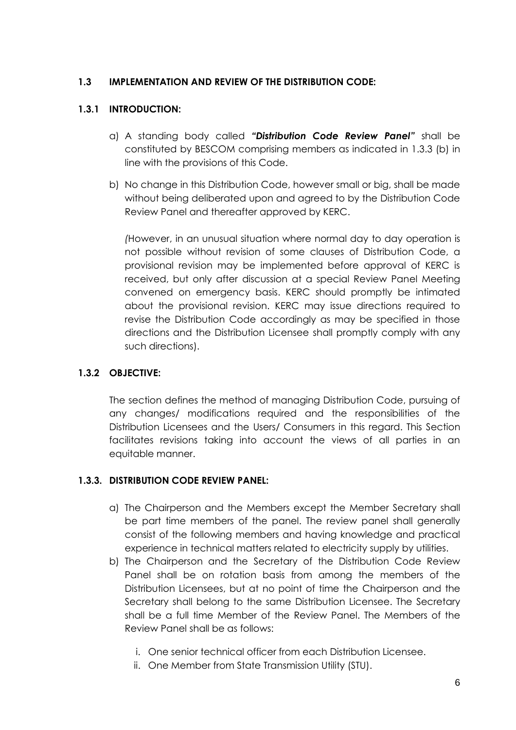## 1.3 IMPLEMENTATION AND REVIEW OF THE DISTRIBUTION CODE:

### 1.3.1 INTRODUCTION:

a) A standing body called ***"Distribution Code Review Panel"*** shall be constituted by BESCOM comprising members as indicated in 1.3.3 (b) in line with the provisions of this Code.

b) No change in this Distribution Code, however small or big, shall be made without being deliberated upon and agreed to by the Distribution Code Review Panel and thereafter approved by KERC.

*(*However, in an unusual situation where normal day to day operation is not possible without revision of some clauses of Distribution Code, a provisional revision may be implemented before approval of KERC is received, but only after discussion at a special Review Panel Meeting convened on emergency basis. KERC should promptly be intimated about the provisional revision. KERC may issue directions required to revise the Distribution Code accordingly as may be specified in those directions and the Distribution Licensee shall promptly comply with any such directions).

### 1.3.2 OBJECTIVE:

The section defines the method of managing Distribution Code, pursuing of any changes/ modifications required and the responsibilities of the Distribution Licensees and the Users/ Consumers in this regard. This Section facilitates revisions taking into account the views of all parties in an equitable manner.

### 1.3.3. DISTRIBUTION CODE REVIEW PANEL:

a) The Chairperson and the Members except the Member Secretary shall be part time members of the panel. The review panel shall generally consist of the following members and having knowledge and practical experience in technical matters related to electricity supply by utilities.

b) The Chairperson and the Secretary of the Distribution Code Review Panel shall be on rotation basis from among the members of the Distribution Licensees, but at no point of time the Chairperson and the Secretary shall belong to the same Distribution Licensee. The Secretary shall be a full time Member of the Review Panel. The Members of the Review Panel shall be as follows:

   i. One senior technical officer from each Distribution Licensee.
   ii. One Member from State Transmission Utility (STU).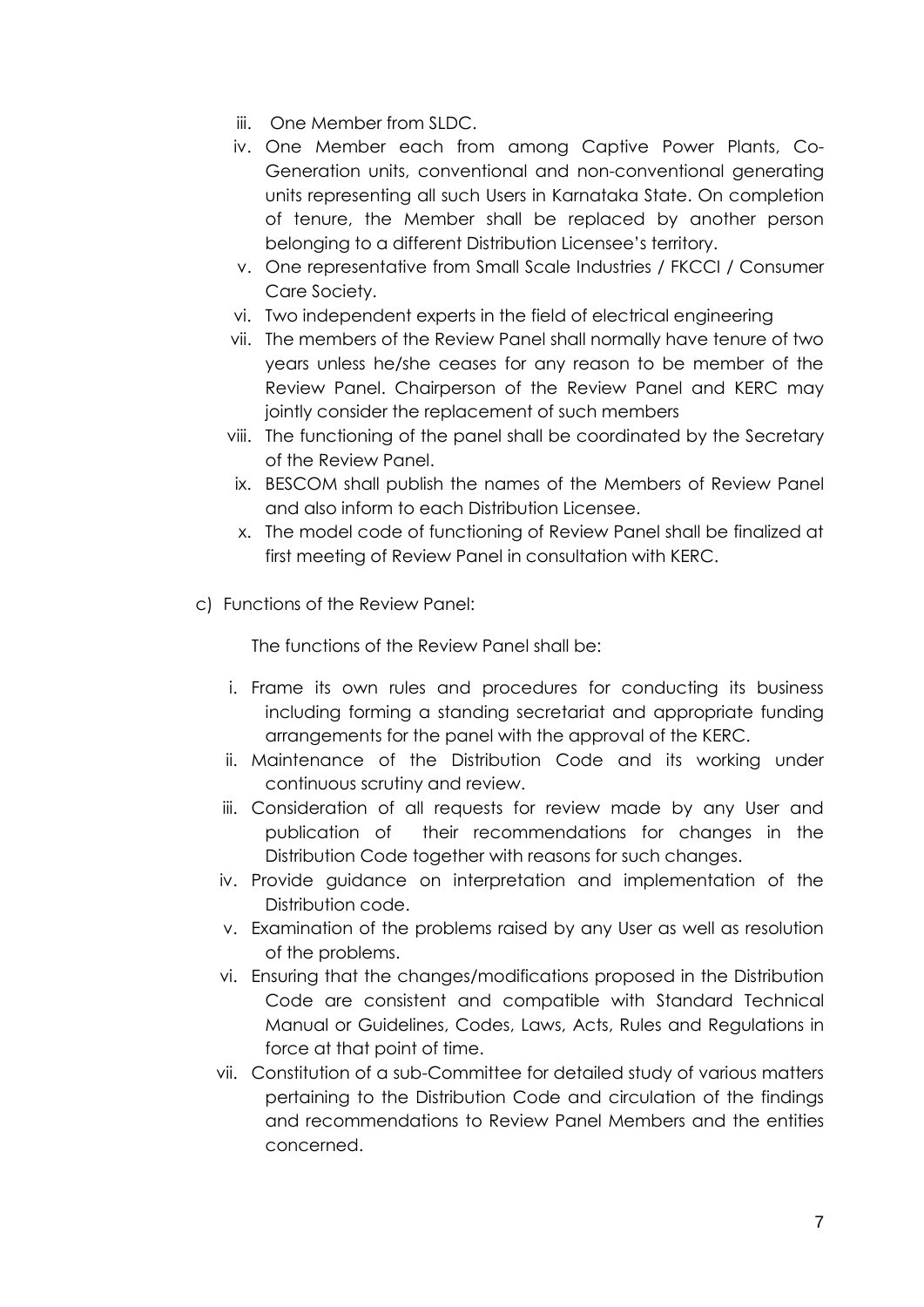iii. One Member from SLDC.
iv. One Member each from among Captive Power Plants, Co-Generation units, conventional and non-conventional generating units representing all such Users in Karnataka State. On completion of tenure, the Member shall be replaced by another person belonging to a different Distribution Licensee's territory.
v. One representative from Small Scale Industries / FKCCI / Consumer Care Society.
vi. Two independent experts in the field of electrical engineering
vii. The members of the Review Panel shall normally have tenure of two years unless he/she ceases for any reason to be member of the Review Panel. Chairperson of the Review Panel and KERC may jointly consider the replacement of such members
viii. The functioning of the panel shall be coordinated by the Secretary of the Review Panel.
ix. BESCOM shall publish the names of the Members of Review Panel and also inform to each Distribution Licensee.
x. The model code of functioning of Review Panel shall be finalized at first meeting of Review Panel in consultation with KERC.

c) Functions of the Review Panel:

The functions of the Review Panel shall be:

i. Frame its own rules and procedures for conducting its business including forming a standing secretariat and appropriate funding arrangements for the panel with the approval of the KERC.
ii. Maintenance of the Distribution Code and its working under continuous scrutiny and review.
iii. Consideration of all requests for review made by any User and publication of their recommendations for changes in the Distribution Code together with reasons for such changes.
iv. Provide guidance on interpretation and implementation of the Distribution code.
v. Examination of the problems raised by any User as well as resolution of the problems.
vi. Ensuring that the changes/modifications proposed in the Distribution Code are consistent and compatible with Standard Technical Manual or Guidelines, Codes, Laws, Acts, Rules and Regulations in force at that point of time.
vii. Constitution of a sub-Committee for detailed study of various matters pertaining to the Distribution Code and circulation of the findings and recommendations to Review Panel Members and the entities concerned.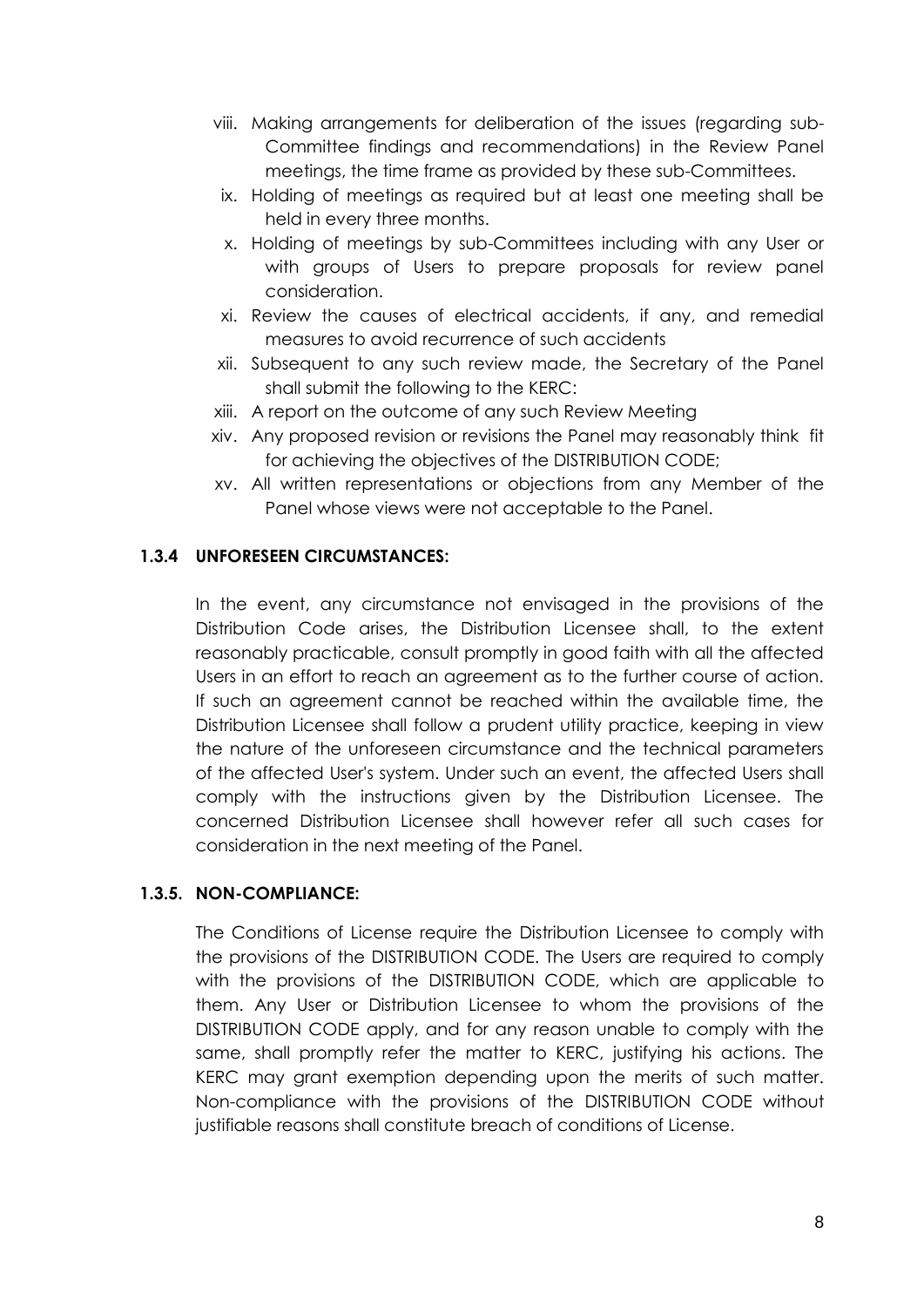viii. Making arrangements for deliberation of the issues (regarding sub-Committee findings and recommendations) in the Review Panel meetings, the time frame as provided by these sub-Committees.

ix. Holding of meetings as required but at least one meeting shall be held in every three months.

x. Holding of meetings by sub-Committees including with any User or with groups of Users to prepare proposals for review panel consideration.

xi. Review the causes of electrical accidents, if any, and remedial measures to avoid recurrence of such accidents

xii. Subsequent to any such review made, the Secretary of the Panel shall submit the following to the KERC:

xiii. A report on the outcome of any such Review Meeting

xiv. Any proposed revision or revisions the Panel may reasonably think fit for achieving the objectives of the DISTRIBUTION CODE;

xv. All written representations or objections from any Member of the Panel whose views were not acceptable to the Panel.

### 1.3.4 UNFORESEEN CIRCUMSTANCES:

In the event, any circumstance not envisaged in the provisions of the Distribution Code arises, the Distribution Licensee shall, to the extent reasonably practicable, consult promptly in good faith with all the affected Users in an effort to reach an agreement as to the further course of action. If such an agreement cannot be reached within the available time, the Distribution Licensee shall follow a prudent utility practice, keeping in view the nature of the unforeseen circumstance and the technical parameters of the affected User's system. Under such an event, the affected Users shall comply with the instructions given by the Distribution Licensee. The concerned Distribution Licensee shall however refer all such cases for consideration in the next meeting of the Panel.

### 1.3.5. NON-COMPLIANCE:

The Conditions of License require the Distribution Licensee to comply with the provisions of the DISTRIBUTION CODE. The Users are required to comply with the provisions of the DISTRIBUTION CODE, which are applicable to them. Any User or Distribution Licensee to whom the provisions of the DISTRIBUTION CODE apply, and for any reason unable to comply with the same, shall promptly refer the matter to KERC, justifying his actions. The KERC may grant exemption depending upon the merits of such matter. Non-compliance with the provisions of the DISTRIBUTION CODE without justifiable reasons shall constitute breach of conditions of License.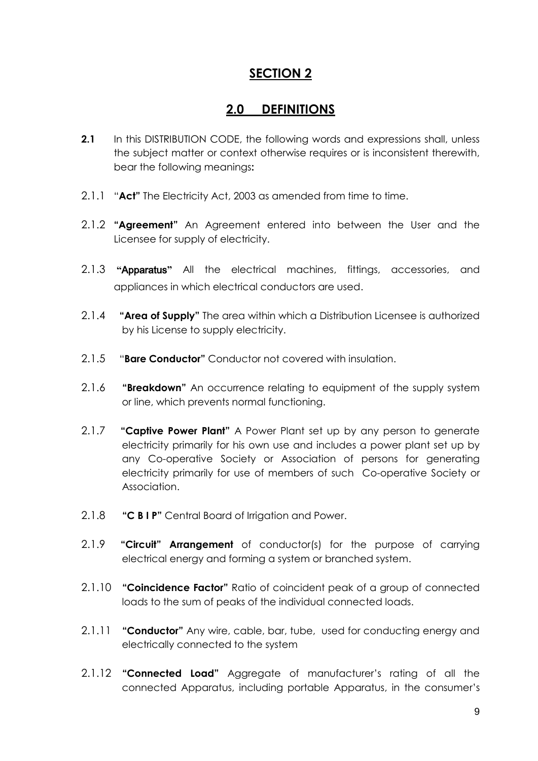# SECTION 2

## 2.0 DEFINITIONS

**2.1** In this DISTRIBUTION CODE, the following words and expressions shall, unless the subject matter or context otherwise requires or is inconsistent therewith, bear the following meanings**:**

2.1.1 "**Act"** The Electricity Act, 2003 as amended from time to time.

2.1.2 **"Agreement"** An Agreement entered into between the User and the Licensee for supply of electricity.

2.1.3 **"Apparatus"** All the electrical machines, fittings, accessories, and appliances in which electrical conductors are used.

2.1.4 **"Area of Supply"** The area within which a Distribution Licensee is authorized by his License to supply electricity.

2.1.5 "**Bare Conductor"** Conductor not covered with insulation.

2.1.6 **"Breakdown"** An occurrence relating to equipment of the supply system or line, which prevents normal functioning.

2.1.7 **"Captive Power Plant"** A Power Plant set up by any person to generate electricity primarily for his own use and includes a power plant set up by any Co-operative Society or Association of persons for generating electricity primarily for use of members of such Co-operative Society or Association.

2.1.8 **"C B I P"** Central Board of Irrigation and Power.

2.1.9 **"Circuit" Arrangement** of conductor(s) for the purpose of carrying electrical energy and forming a system or branched system.

2.1.10 **"Coincidence Factor"** Ratio of coincident peak of a group of connected loads to the sum of peaks of the individual connected loads.

2.1.11 **"Conductor"** Any wire, cable, bar, tube, used for conducting energy and electrically connected to the system

2.1.12 **"Connected Load"** Aggregate of manufacturer's rating of all the connected Apparatus, including portable Apparatus, in the consumer's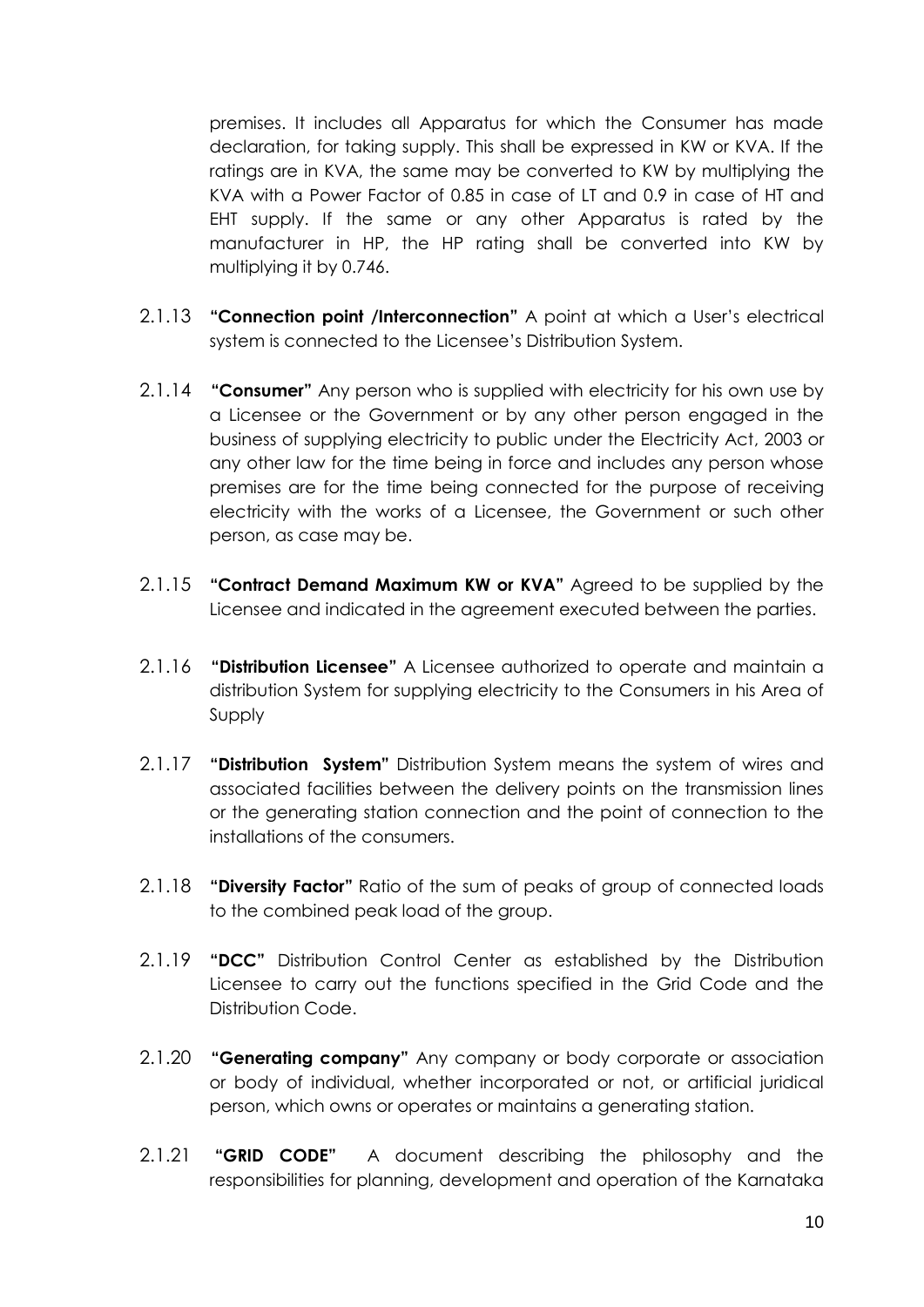premises. It includes all Apparatus for which the Consumer has made declaration, for taking supply. This shall be expressed in KW or KVA. If the ratings are in KVA, the same may be converted to KW by multiplying the KVA with a Power Factor of 0.85 in case of LT and 0.9 in case of HT and EHT supply. If the same or any other Apparatus is rated by the manufacturer in HP, the HP rating shall be converted into KW by multiplying it by 0.746.

2.1.13 **"Connection point /Interconnection"** A point at which a User's electrical system is connected to the Licensee's Distribution System.

2.1.14 **"Consumer"** Any person who is supplied with electricity for his own use by a Licensee or the Government or by any other person engaged in the business of supplying electricity to public under the Electricity Act, 2003 or any other law for the time being in force and includes any person whose premises are for the time being connected for the purpose of receiving electricity with the works of a Licensee, the Government or such other person, as case may be.

2.1.15 **"Contract Demand Maximum KW or KVA"** Agreed to be supplied by the Licensee and indicated in the agreement executed between the parties.

2.1.16 **"Distribution Licensee"** A Licensee authorized to operate and maintain a distribution System for supplying electricity to the Consumers in his Area of Supply

2.1.17 **"Distribution System"** Distribution System means the system of wires and associated facilities between the delivery points on the transmission lines or the generating station connection and the point of connection to the installations of the consumers.

2.1.18 **"Diversity Factor"** Ratio of the sum of peaks of group of connected loads to the combined peak load of the group.

2.1.19 **"DCC"** Distribution Control Center as established by the Distribution Licensee to carry out the functions specified in the Grid Code and the Distribution Code.

2.1.20 **"Generating company"** Any company or body corporate or association or body of individual, whether incorporated or not, or artificial juridical person, which owns or operates or maintains a generating station.

2.1.21 **"GRID CODE"** A document describing the philosophy and the responsibilities for planning, development and operation of the Karnataka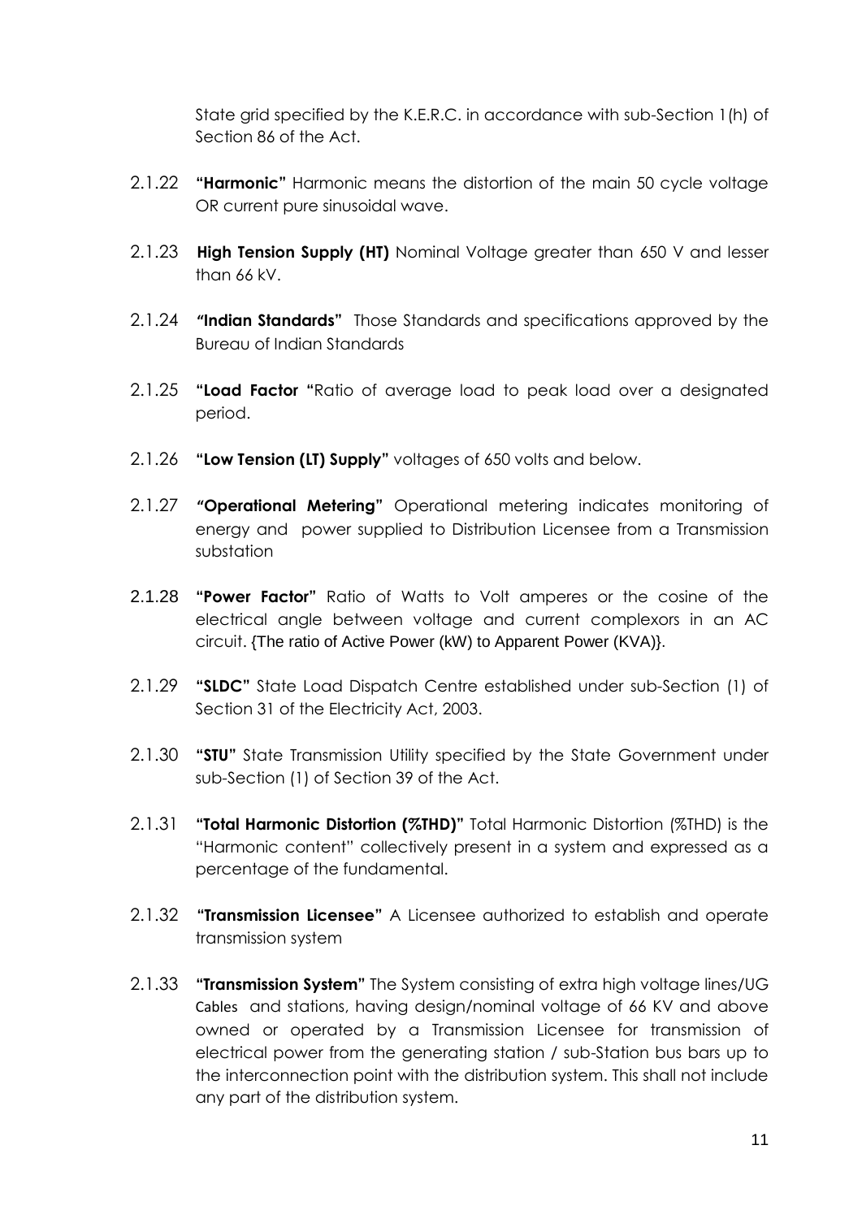State grid specified by the K.E.R.C. in accordance with sub-Section 1(h) of Section 86 of the Act.

2.1.22 **"Harmonic"** Harmonic means the distortion of the main 50 cycle voltage OR current pure sinusoidal wave.

2.1.23 **High Tension Supply (HT)** Nominal Voltage greater than 650 V and lesser than 66 kV.

2.1.24 **"Indian Standards"** Those Standards and specifications approved by the Bureau of Indian Standards

2.1.25 **"Load Factor "**Ratio of average load to peak load over a designated period.

2.1.26 **"Low Tension (LT) Supply"** voltages of 650 volts and below.

2.1.27 **"Operational Metering"** Operational metering indicates monitoring of energy and power supplied to Distribution Licensee from a Transmission substation

2.1.28 **"Power Factor"** Ratio of Watts to Volt amperes or the cosine of the electrical angle between voltage and current complexors in an AC circuit. {The ratio of Active Power (kW) to Apparent Power (KVA)}.

2.1.29 **"SLDC"** State Load Dispatch Centre established under sub-Section (1) of Section 31 of the Electricity Act, 2003.

2.1.30 **"STU"** State Transmission Utility specified by the State Government under sub-Section (1) of Section 39 of the Act.

2.1.31 **"Total Harmonic Distortion (%THD)"** Total Harmonic Distortion (%THD) is the "Harmonic content" collectively present in a system and expressed as a percentage of the fundamental.

2.1.32 **"Transmission Licensee"** A Licensee authorized to establish and operate transmission system

2.1.33 **"Transmission System"** The System consisting of extra high voltage lines/UG Cables and stations, having design/nominal voltage of 66 KV and above owned or operated by a Transmission Licensee for transmission of electrical power from the generating station / sub-Station bus bars up to the interconnection point with the distribution system. This shall not include any part of the distribution system.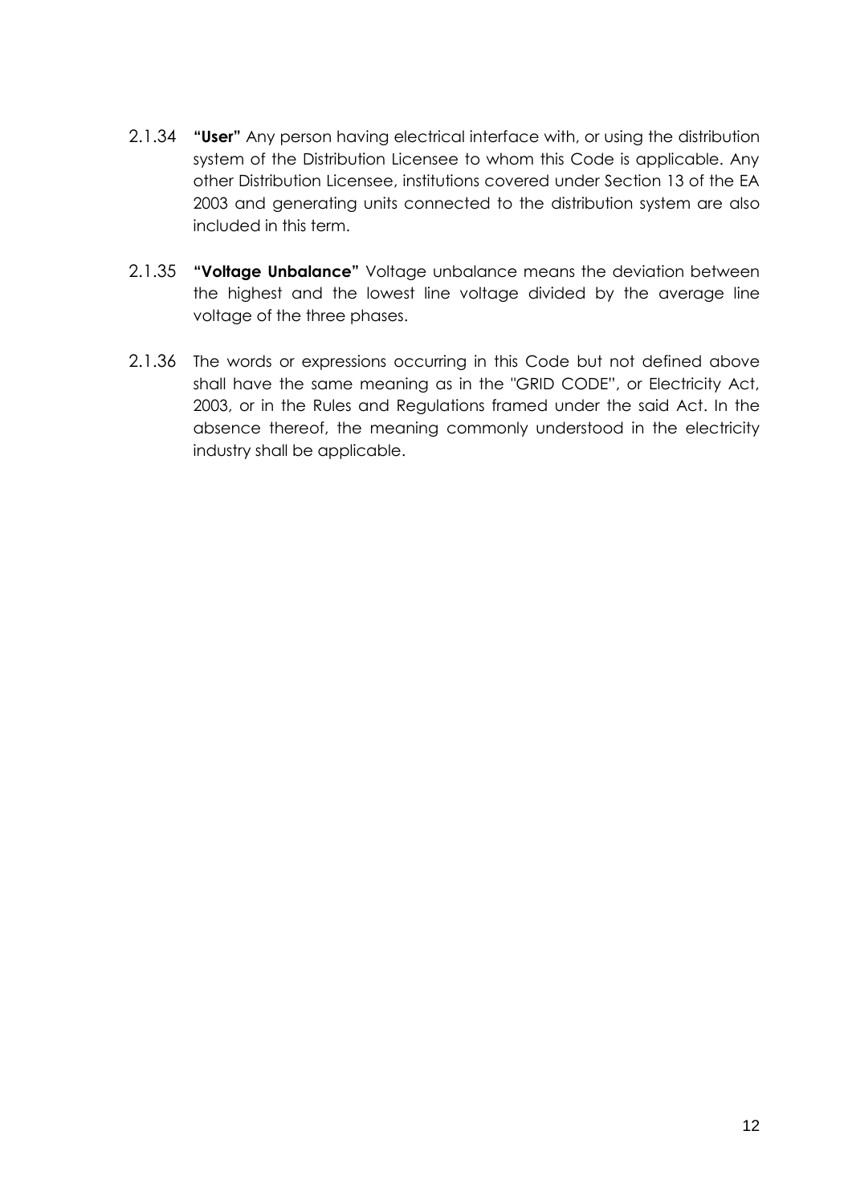2.1.34 **"User"** Any person having electrical interface with, or using the distribution system of the Distribution Licensee to whom this Code is applicable. Any other Distribution Licensee, institutions covered under Section 13 of the EA 2003 and generating units connected to the distribution system are also included in this term.

2.1.35 **"Voltage Unbalance"** Voltage unbalance means the deviation between the highest and the lowest line voltage divided by the average line voltage of the three phases.

2.1.36 The words or expressions occurring in this Code but not defined above shall have the same meaning as in the "GRID CODE", or Electricity Act, 2003, or in the Rules and Regulations framed under the said Act. In the absence thereof, the meaning commonly understood in the electricity industry shall be applicable.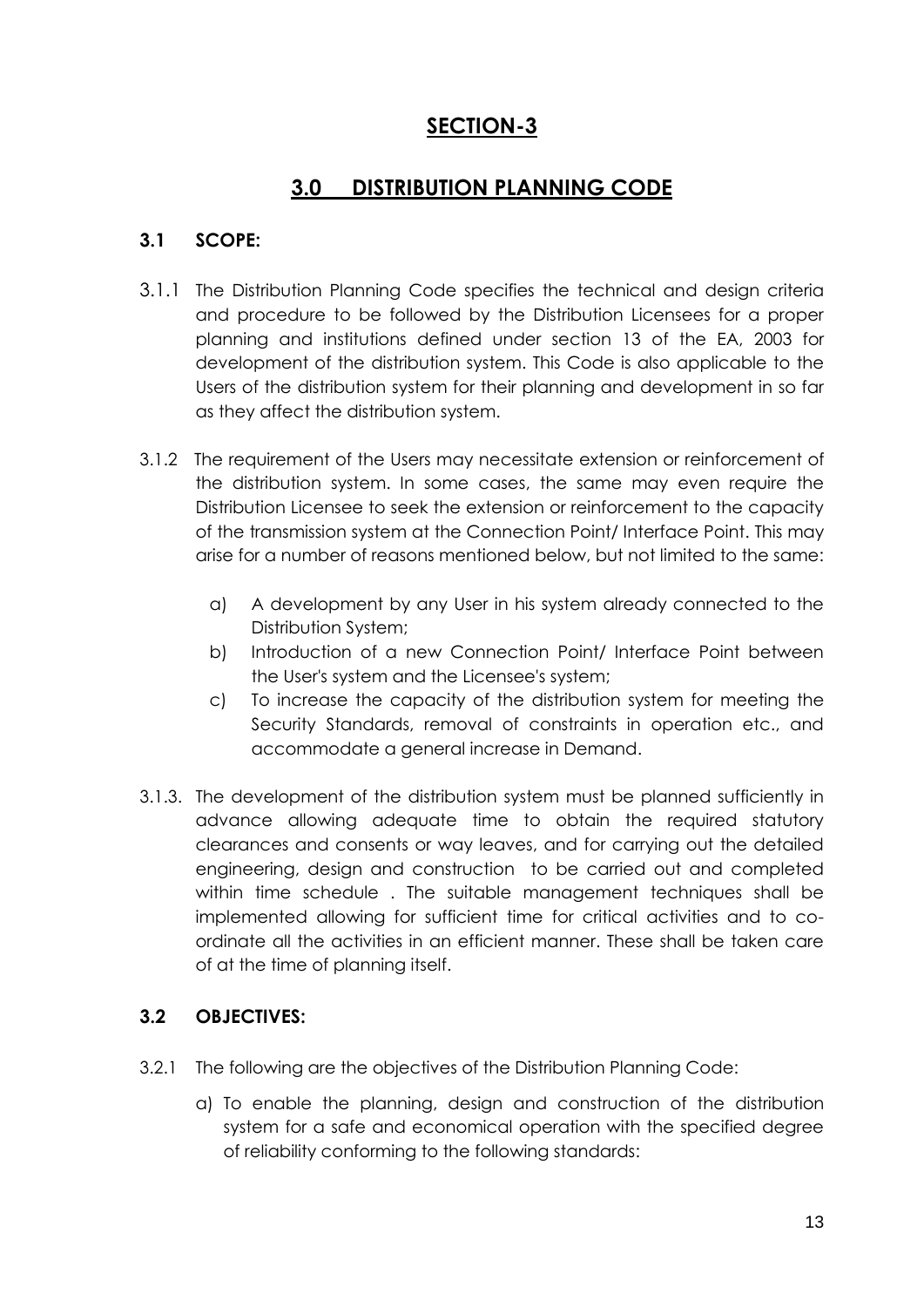# SECTION-3

## 3.0 DISTRIBUTION PLANNING CODE

### 3.1 SCOPE:

3.1.1 The Distribution Planning Code specifies the technical and design criteria and procedure to be followed by the Distribution Licensees for a proper planning and institutions defined under section 13 of the EA, 2003 for development of the distribution system. This Code is also applicable to the Users of the distribution system for their planning and development in so far as they affect the distribution system.

3.1.2 The requirement of the Users may necessitate extension or reinforcement of the distribution system. In some cases, the same may even require the Distribution Licensee to seek the extension or reinforcement to the capacity of the transmission system at the Connection Point/ Interface Point. This may arise for a number of reasons mentioned below, but not limited to the same:

a) A development by any User in his system already connected to the Distribution System;
b) Introduction of a new Connection Point/ Interface Point between the User's system and the Licensee's system;
c) To increase the capacity of the distribution system for meeting the Security Standards, removal of constraints in operation etc., and accommodate a general increase in Demand.

3.1.3. The development of the distribution system must be planned sufficiently in advance allowing adequate time to obtain the required statutory clearances and consents or way leaves, and for carrying out the detailed engineering, design and construction to be carried out and completed within time schedule . The suitable management techniques shall be implemented allowing for sufficient time for critical activities and to co-ordinate all the activities in an efficient manner. These shall be taken care of at the time of planning itself.

### 3.2 OBJECTIVES:

3.2.1 The following are the objectives of the Distribution Planning Code:

a) To enable the planning, design and construction of the distribution system for a safe and economical operation with the specified degree of reliability conforming to the following standards: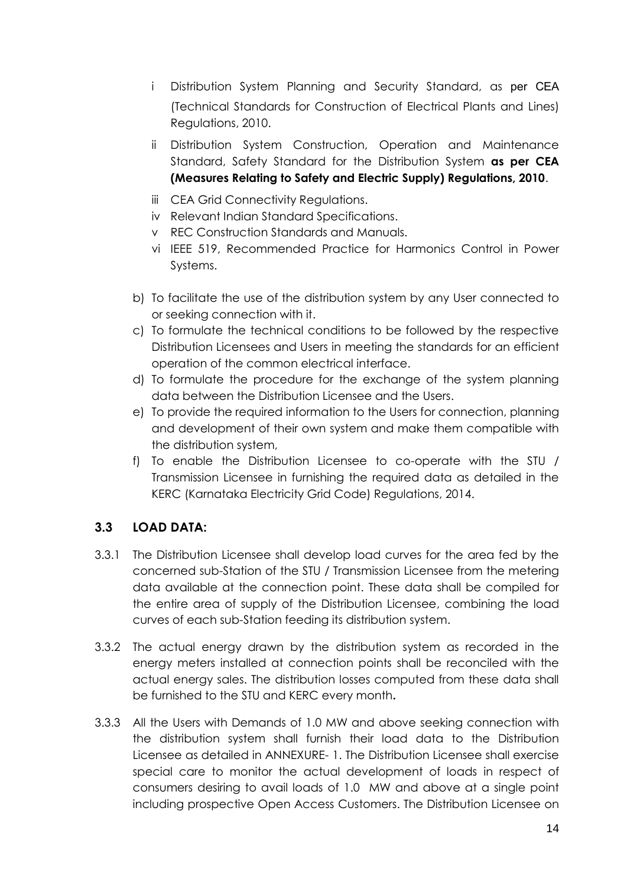i. Distribution System Planning and Security Standard, as per CEA (Technical Standards for Construction of Electrical Plants and Lines) Regulations, 2010.

ii. Distribution System Construction, Operation and Maintenance Standard, Safety Standard for the Distribution System **as per CEA (Measures Relating to Safety and Electric Supply) Regulations, 2010**.

iii. CEA Grid Connectivity Regulations.

iv. Relevant Indian Standard Specifications.

v. REC Construction Standards and Manuals.

vi. IEEE 519, Recommended Practice for Harmonics Control in Power Systems.

b) To facilitate the use of the distribution system by any User connected to or seeking connection with it.

c) To formulate the technical conditions to be followed by the respective Distribution Licensees and Users in meeting the standards for an efficient operation of the common electrical interface.

d) To formulate the procedure for the exchange of the system planning data between the Distribution Licensee and the Users.

e) To provide the required information to the Users for connection, planning and development of their own system and make them compatible with the distribution system,

f) To enable the Distribution Licensee to co-operate with the STU / Transmission Licensee in furnishing the required data as detailed in the KERC (Karnataka Electricity Grid Code) Regulations, 2014.

### 3.3 LOAD DATA:

3.3.1 The Distribution Licensee shall develop load curves for the area fed by the concerned sub-Station of the STU / Transmission Licensee from the metering data available at the connection point. These data shall be compiled for the entire area of supply of the Distribution Licensee, combining the load curves of each sub-Station feeding its distribution system.

3.3.2 The actual energy drawn by the distribution system as recorded in the energy meters installed at connection points shall be reconciled with the actual energy sales. The distribution losses computed from these data shall be furnished to the STU and KERC every month.

3.3.3 All the Users with Demands of 1.0 MW and above seeking connection with the distribution system shall furnish their load data to the Distribution Licensee as detailed in ANNEXURE- 1. The Distribution Licensee shall exercise special care to monitor the actual development of loads in respect of consumers desiring to avail loads of 1.0 MW and above at a single point including prospective Open Access Customers. The Distribution Licensee on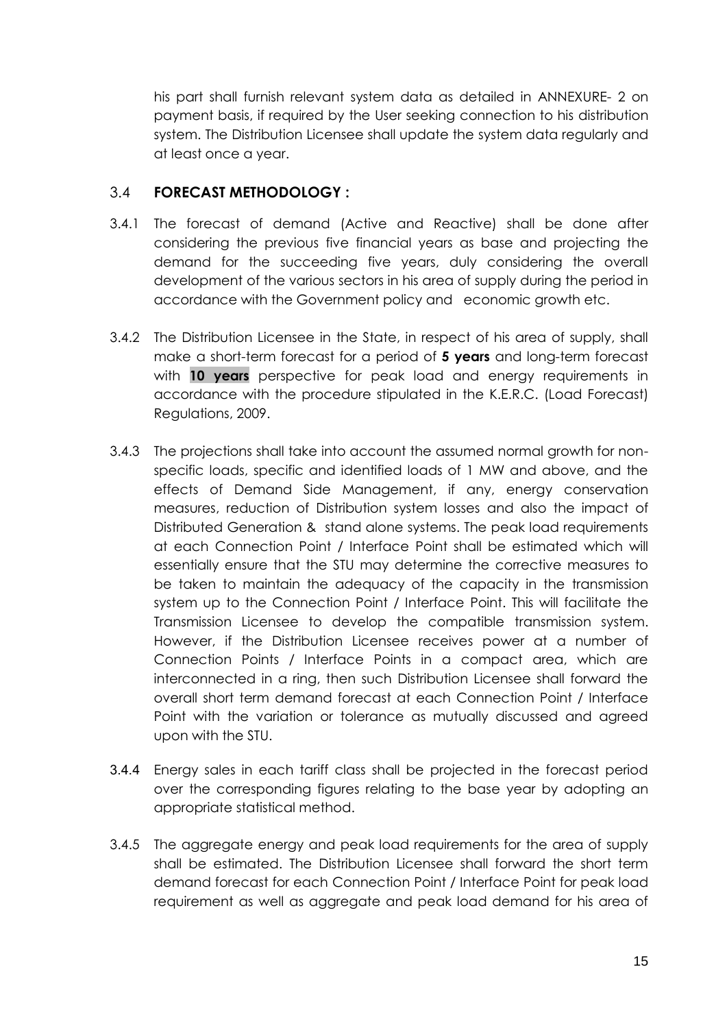his part shall furnish relevant system data as detailed in ANNEXURE- 2 on payment basis, if required by the User seeking connection to his distribution system. The Distribution Licensee shall update the system data regularly and at least once a year.

### 3.4 **FORECAST METHODOLOGY :**

3.4.1 The forecast of demand (Active and Reactive) shall be done after considering the previous five financial years as base and projecting the demand for the succeeding five years, duly considering the overall development of the various sectors in his area of supply during the period in accordance with the Government policy and economic growth etc.

3.4.2 The Distribution Licensee in the State, in respect of his area of supply, shall make a short-term forecast for a period of **5 years** and long-term forecast with **10 years** perspective for peak load and energy requirements in accordance with the procedure stipulated in the K.E.R.C. (Load Forecast) Regulations, 2009.

3.4.3 The projections shall take into account the assumed normal growth for non-specific loads, specific and identified loads of 1 MW and above, and the effects of Demand Side Management, if any, energy conservation measures, reduction of Distribution system losses and also the impact of Distributed Generation & stand alone systems. The peak load requirements at each Connection Point / Interface Point shall be estimated which will essentially ensure that the STU may determine the corrective measures to be taken to maintain the adequacy of the capacity in the transmission system up to the Connection Point / Interface Point. This will facilitate the Transmission Licensee to develop the compatible transmission system. However, if the Distribution Licensee receives power at a number of Connection Points / Interface Points in a compact area, which are interconnected in a ring, then such Distribution Licensee shall forward the overall short term demand forecast at each Connection Point / Interface Point with the variation or tolerance as mutually discussed and agreed upon with the STU.

3.4.4 Energy sales in each tariff class shall be projected in the forecast period over the corresponding figures relating to the base year by adopting an appropriate statistical method.

3.4.5 The aggregate energy and peak load requirements for the area of supply shall be estimated. The Distribution Licensee shall forward the short term demand forecast for each Connection Point / Interface Point for peak load requirement as well as aggregate and peak load demand for his area of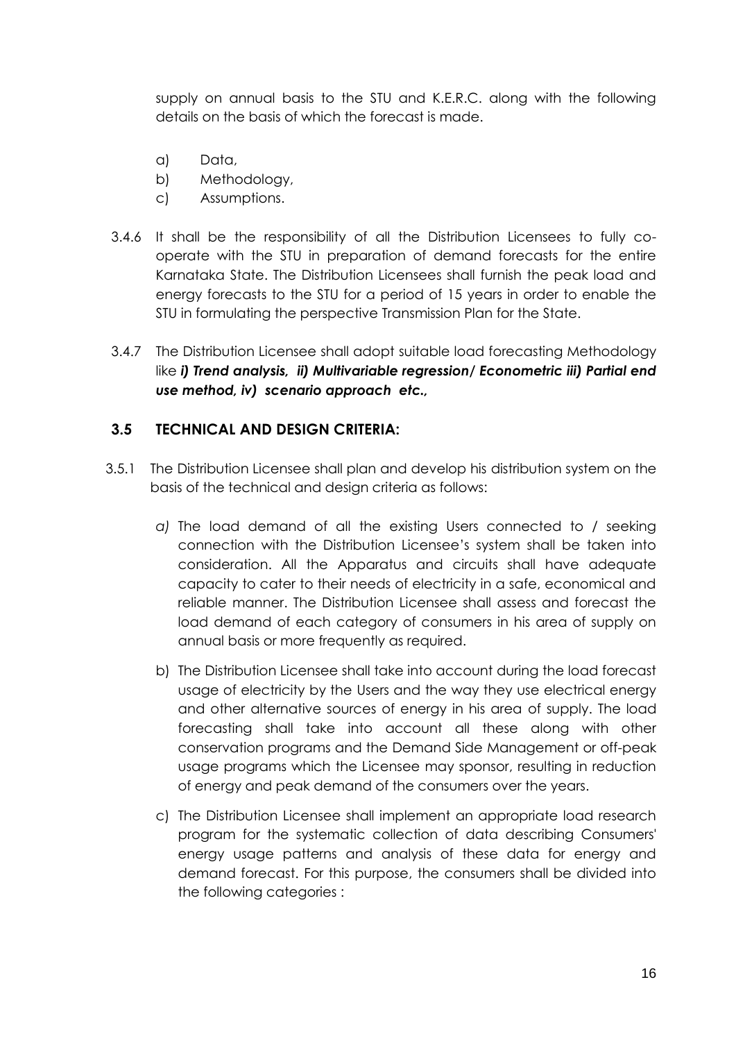supply on annual basis to the STU and K.E.R.C. along with the following details on the basis of which the forecast is made.

a) Data,
b) Methodology,
c) Assumptions.

3.4.6 It shall be the responsibility of all the Distribution Licensees to fully co-operate with the STU in preparation of demand forecasts for the entire Karnataka State. The Distribution Licensees shall furnish the peak load and energy forecasts to the STU for a period of 15 years in order to enable the STU in formulating the perspective Transmission Plan for the State.

3.4.7 The Distribution Licensee shall adopt suitable load forecasting Methodology like ***i) Trend analysis, ii) Multivariable regression/ Econometric iii) Partial end use method, iv) scenario approach etc.,***

## 3.5 TECHNICAL AND DESIGN CRITERIA:

3.5.1 The Distribution Licensee shall plan and develop his distribution system on the basis of the technical and design criteria as follows:

*a)* The load demand of all the existing Users connected to / seeking connection with the Distribution Licensee's system shall be taken into consideration. All the Apparatus and circuits shall have adequate capacity to cater to their needs of electricity in a safe, economical and reliable manner. The Distribution Licensee shall assess and forecast the load demand of each category of consumers in his area of supply on annual basis or more frequently as required.

b) The Distribution Licensee shall take into account during the load forecast usage of electricity by the Users and the way they use electrical energy and other alternative sources of energy in his area of supply. The load forecasting shall take into account all these along with other conservation programs and the Demand Side Management or off-peak usage programs which the Licensee may sponsor, resulting in reduction of energy and peak demand of the consumers over the years.

c) The Distribution Licensee shall implement an appropriate load research program for the systematic collection of data describing Consumers' energy usage patterns and analysis of these data for energy and demand forecast. For this purpose, the consumers shall be divided into the following categories :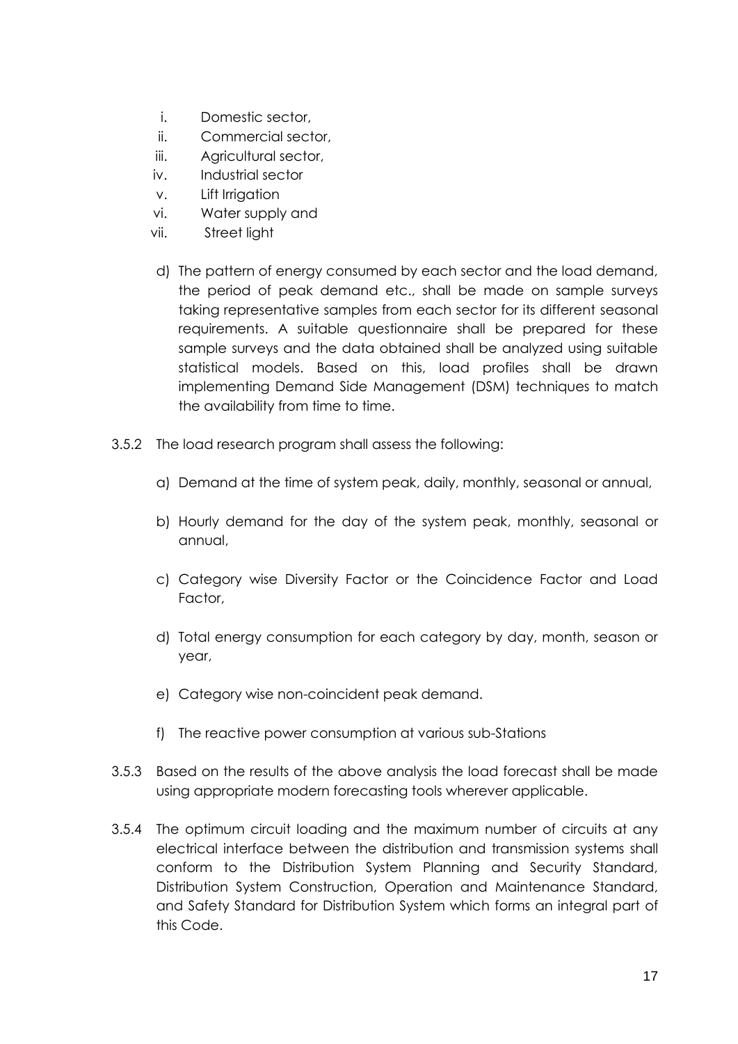i. Domestic sector,
ii. Commercial sector,
iii. Agricultural sector,
iv. Industrial sector
v. Lift Irrigation
vi. Water supply and
vii. Street light

d) The pattern of energy consumed by each sector and the load demand, the period of peak demand etc., shall be made on sample surveys taking representative samples from each sector for its different seasonal requirements. A suitable questionnaire shall be prepared for these sample surveys and the data obtained shall be analyzed using suitable statistical models. Based on this, load profiles shall be drawn implementing Demand Side Management (DSM) techniques to match the availability from time to time.

3.5.2 The load research program shall assess the following:

a) Demand at the time of system peak, daily, monthly, seasonal or annual,

b) Hourly demand for the day of the system peak, monthly, seasonal or annual,

c) Category wise Diversity Factor or the Coincidence Factor and Load Factor,

d) Total energy consumption for each category by day, month, season or year,

e) Category wise non-coincident peak demand.

f) The reactive power consumption at various sub-Stations

3.5.3 Based on the results of the above analysis the load forecast shall be made using appropriate modern forecasting tools wherever applicable.

3.5.4 The optimum circuit loading and the maximum number of circuits at any electrical interface between the distribution and transmission systems shall conform to the Distribution System Planning and Security Standard, Distribution System Construction, Operation and Maintenance Standard, and Safety Standard for Distribution System which forms an integral part of this Code.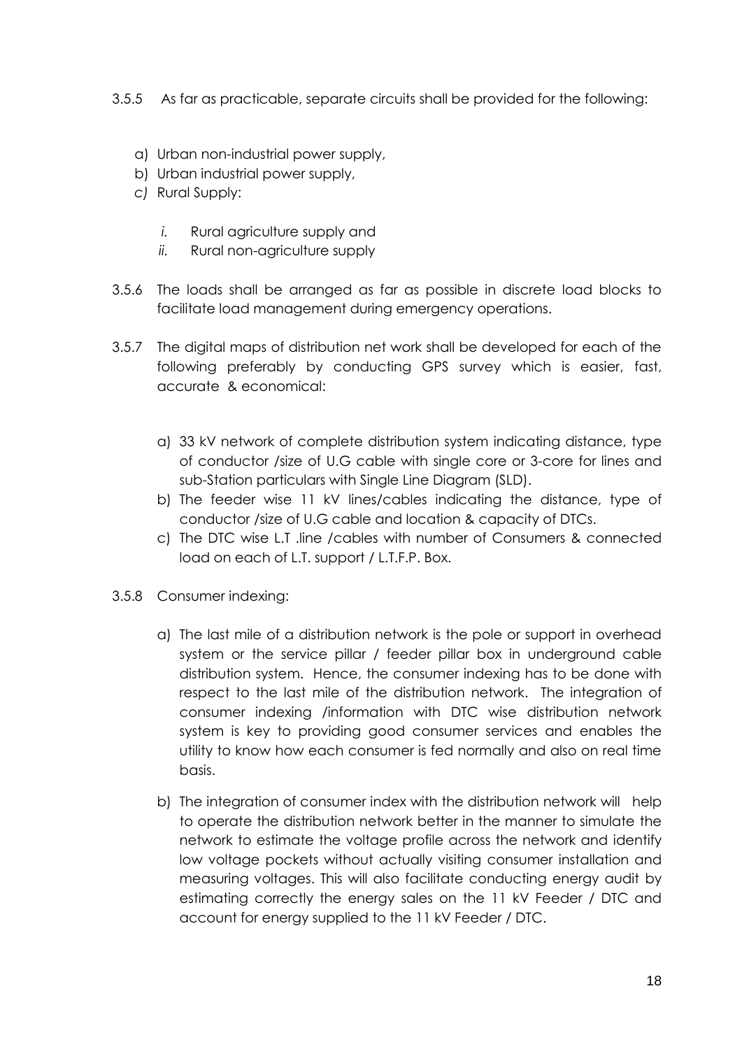3.5.5 As far as practicable, separate circuits shall be provided for the following:

a) Urban non-industrial power supply,
b) Urban industrial power supply,
c) Rural Supply:

   i. Rural agriculture supply and
   ii. Rural non-agriculture supply

3.5.6 The loads shall be arranged as far as possible in discrete load blocks to facilitate load management during emergency operations.

3.5.7 The digital maps of distribution net work shall be developed for each of the following preferably by conducting GPS survey which is easier, fast, accurate & economical:

a) 33 kV network of complete distribution system indicating distance, type of conductor /size of U.G cable with single core or 3-core for lines and sub-Station particulars with Single Line Diagram (SLD).
b) The feeder wise 11 kV lines/cables indicating the distance, type of conductor /size of U.G cable and location & capacity of DTCs.
c) The DTC wise L.T .line /cables with number of Consumers & connected load on each of L.T. support / L.T.F.P. Box.

3.5.8 Consumer indexing:

a) The last mile of a distribution network is the pole or support in overhead system or the service pillar / feeder pillar box in underground cable distribution system. Hence, the consumer indexing has to be done with respect to the last mile of the distribution network. The integration of consumer indexing /information with DTC wise distribution network system is key to providing good consumer services and enables the utility to know how each consumer is fed normally and also on real time basis.

b) The integration of consumer index with the distribution network will help to operate the distribution network better in the manner to simulate the network to estimate the voltage profile across the network and identify low voltage pockets without actually visiting consumer installation and measuring voltages. This will also facilitate conducting energy audit by estimating correctly the energy sales on the 11 kV Feeder / DTC and account for energy supplied to the 11 kV Feeder / DTC.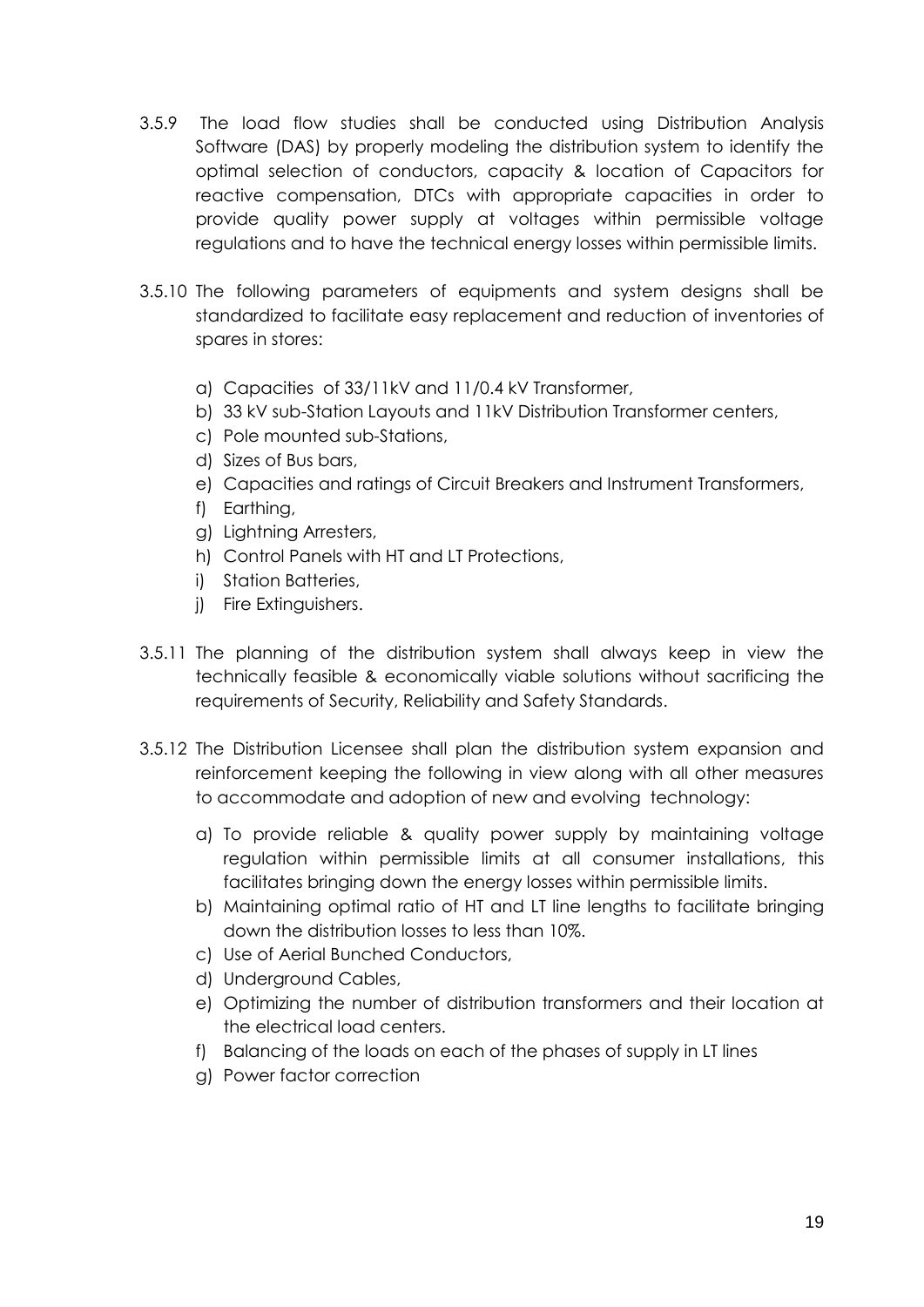3.5.9 The load flow studies shall be conducted using Distribution Analysis Software (DAS) by properly modeling the distribution system to identify the optimal selection of conductors, capacity & location of Capacitors for reactive compensation, DTCs with appropriate capacities in order to provide quality power supply at voltages within permissible voltage regulations and to have the technical energy losses within permissible limits.

3.5.10 The following parameters of equipments and system designs shall be standardized to facilitate easy replacement and reduction of inventories of spares in stores:

a) Capacities of 33/11kV and 11/0.4 kV Transformer,
b) 33 kV sub-Station Layouts and 11kV Distribution Transformer centers,
c) Pole mounted sub-Stations,
d) Sizes of Bus bars,
e) Capacities and ratings of Circuit Breakers and Instrument Transformers,
f) Earthing,
g) Lightning Arresters,
h) Control Panels with HT and LT Protections,
i) Station Batteries,
j) Fire Extinguishers.

3.5.11 The planning of the distribution system shall always keep in view the technically feasible & economically viable solutions without sacrificing the requirements of Security, Reliability and Safety Standards.

3.5.12 The Distribution Licensee shall plan the distribution system expansion and reinforcement keeping the following in view along with all other measures to accommodate and adoption of new and evolving technology:

a) To provide reliable & quality power supply by maintaining voltage regulation within permissible limits at all consumer installations, this facilitates bringing down the energy losses within permissible limits.
b) Maintaining optimal ratio of HT and LT line lengths to facilitate bringing down the distribution losses to less than 10%.
c) Use of Aerial Bunched Conductors,
d) Underground Cables,
e) Optimizing the number of distribution transformers and their location at the electrical load centers.
f) Balancing of the loads on each of the phases of supply in LT lines
g) Power factor correction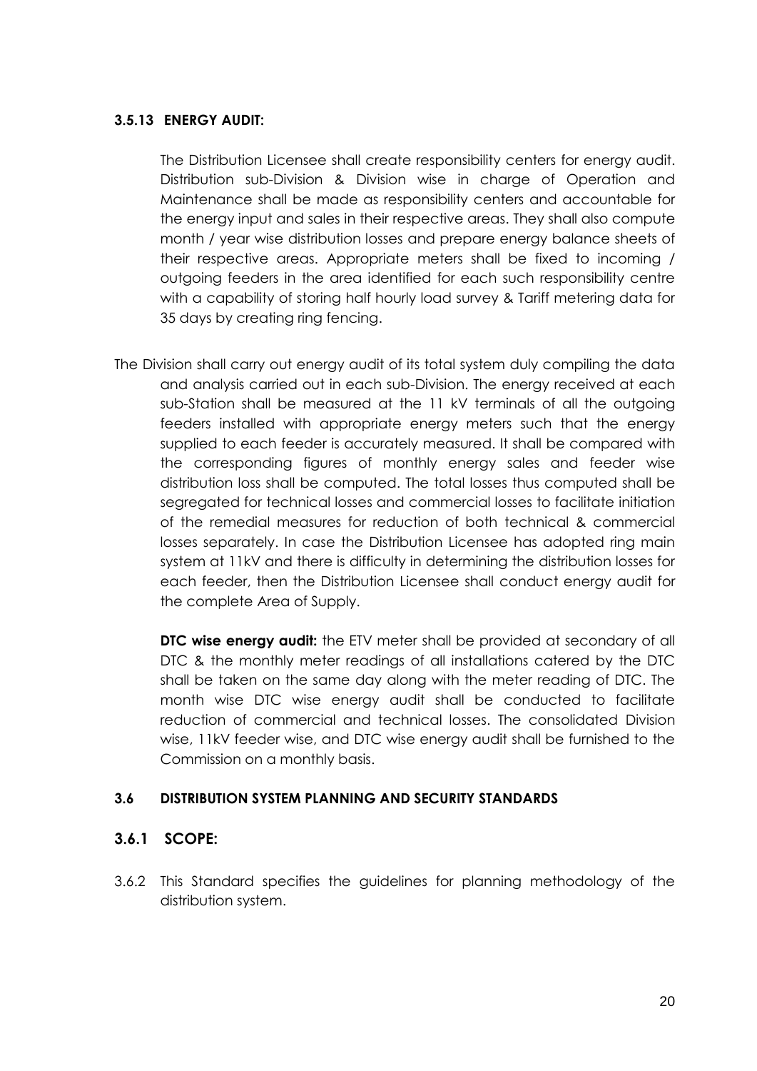### 3.5.13 ENERGY AUDIT:

The Distribution Licensee shall create responsibility centers for energy audit. Distribution sub-Division & Division wise in charge of Operation and Maintenance shall be made as responsibility centers and accountable for the energy input and sales in their respective areas. They shall also compute month / year wise distribution losses and prepare energy balance sheets of their respective areas. Appropriate meters shall be fixed to incoming / outgoing feeders in the area identified for each such responsibility centre with a capability of storing half hourly load survey & Tariff metering data for 35 days by creating ring fencing.

The Division shall carry out energy audit of its total system duly compiling the data and analysis carried out in each sub-Division. The energy received at each sub-Station shall be measured at the 11 kV terminals of all the outgoing feeders installed with appropriate energy meters such that the energy supplied to each feeder is accurately measured. It shall be compared with the corresponding figures of monthly energy sales and feeder wise distribution loss shall be computed. The total losses thus computed shall be segregated for technical losses and commercial losses to facilitate initiation of the remedial measures for reduction of both technical & commercial losses separately. In case the Distribution Licensee has adopted ring main system at 11kV and there is difficulty in determining the distribution losses for each feeder, then the Distribution Licensee shall conduct energy audit for the complete Area of Supply.

**DTC wise energy audit:** the ETV meter shall be provided at secondary of all DTC & the monthly meter readings of all installations catered by the DTC shall be taken on the same day along with the meter reading of DTC. The month wise DTC wise energy audit shall be conducted to facilitate reduction of commercial and technical losses. The consolidated Division wise, 11kV feeder wise, and DTC wise energy audit shall be furnished to the Commission on a monthly basis.

### 3.6 DISTRIBUTION SYSTEM PLANNING AND SECURITY STANDARDS

### 3.6.1 SCOPE:

3.6.2 This Standard specifies the guidelines for planning methodology of the distribution system.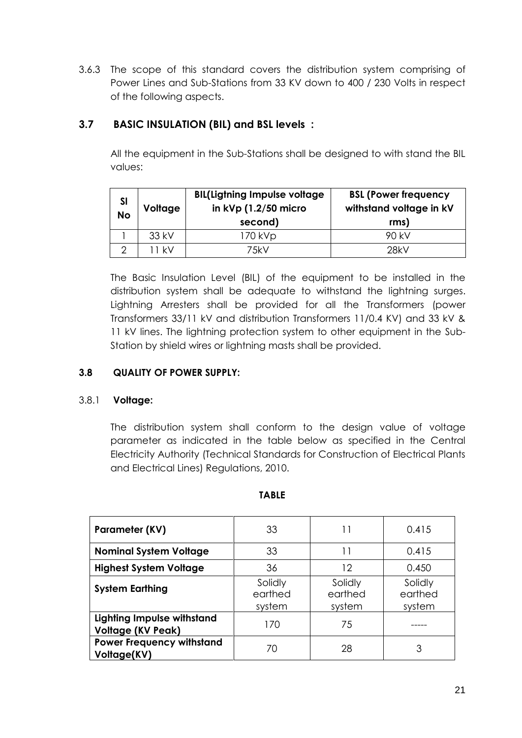3.6.3 The scope of this standard covers the distribution system comprising of Power Lines and Sub-Stations from 33 KV down to 400 / 230 Volts in respect of the following aspects.

## 3.7 BASIC INSULATION (BIL) and BSL levels :

All the equipment in the Sub-Stations shall be designed to with stand the BIL values:

| Sl No | Voltage | BIL(Ligtning Impulse voltage in kVp (1.2/50 micro second) | BSL (Power frequency withstand voltage in kV rms) |
|---|---|---|---|
| 1 | 33 kV | 170 kVp | 90 kV |
| 2 | 11 kV | 75kV | 28kV |

The Basic Insulation Level (BIL) of the equipment to be installed in the distribution system shall be adequate to withstand the lightning surges. Lightning Arresters shall be provided for all the Transformers (power Transformers 33/11 kV and distribution Transformers 11/0.4 KV) and 33 kV & 11 kV lines. The lightning protection system to other equipment in the Sub-Station by shield wires or lightning masts shall be provided.

### 3.8 QUALITY OF POWER SUPPLY:

#### 3.8.1 Voltage:

The distribution system shall conform to the design value of voltage parameter as indicated in the table below as specified in the Central Electricity Authority (Technical Standards for Construction of Electrical Plants and Electrical Lines) Regulations, 2010.

**TABLE**

| Parameter (KV) | 33 | 11 | 0.415 |
|---|---|---|---|
| **Nominal System Voltage** | 33 | 11 | 0.415 |
| **Highest System Voltage** | 36 | 12 | 0.450 |
| **System Earthing** | Solidly earthed system | Solidly earthed system | Solidly earthed system |
| **Lighting Impulse withstand Voltage (KV Peak)** | 170 | 75 | ----- |
| **Power Frequency withstand Voltage(KV)** | 70 | 28 | 3 |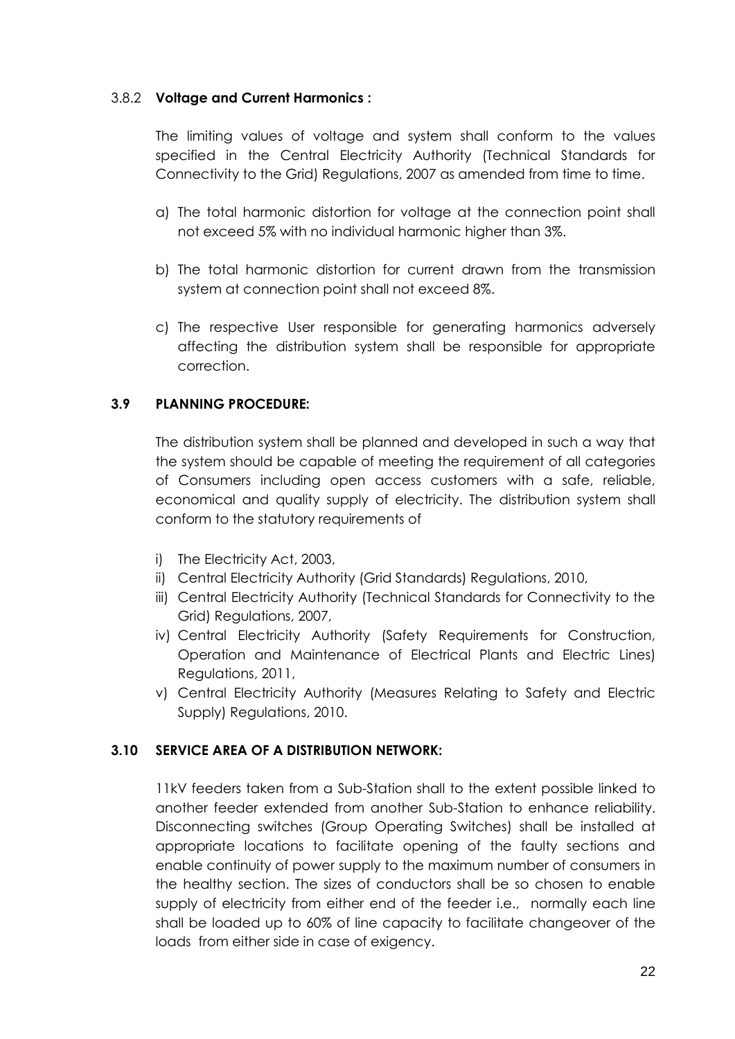### 3.8.2 **Voltage and Current Harmonics :**

The limiting values of voltage and system shall conform to the values specified in the Central Electricity Authority (Technical Standards for Connectivity to the Grid) Regulations, 2007 as amended from time to time.

a) The total harmonic distortion for voltage at the connection point shall not exceed 5% with no individual harmonic higher than 3%.

b) The total harmonic distortion for current drawn from the transmission system at connection point shall not exceed 8%.

c) The respective User responsible for generating harmonics adversely affecting the distribution system shall be responsible for appropriate correction.

## 3.9 PLANNING PROCEDURE:

The distribution system shall be planned and developed in such a way that the system should be capable of meeting the requirement of all categories of Consumers including open access customers with a safe, reliable, economical and quality supply of electricity. The distribution system shall conform to the statutory requirements of

i) The Electricity Act, 2003,
ii) Central Electricity Authority (Grid Standards) Regulations, 2010,
iii) Central Electricity Authority (Technical Standards for Connectivity to the Grid) Regulations, 2007,
iv) Central Electricity Authority (Safety Requirements for Construction, Operation and Maintenance of Electrical Plants and Electric Lines) Regulations, 2011,
v) Central Electricity Authority (Measures Relating to Safety and Electric Supply) Regulations, 2010.

## 3.10 SERVICE AREA OF A DISTRIBUTION NETWORK:

11kV feeders taken from a Sub-Station shall to the extent possible linked to another feeder extended from another Sub-Station to enhance reliability. Disconnecting switches (Group Operating Switches) shall be installed at appropriate locations to facilitate opening of the faulty sections and enable continuity of power supply to the maximum number of consumers in the healthy section. The sizes of conductors shall be so chosen to enable supply of electricity from either end of the feeder i.e., normally each line shall be loaded up to 60% of line capacity to facilitate changeover of the loads from either side in case of exigency.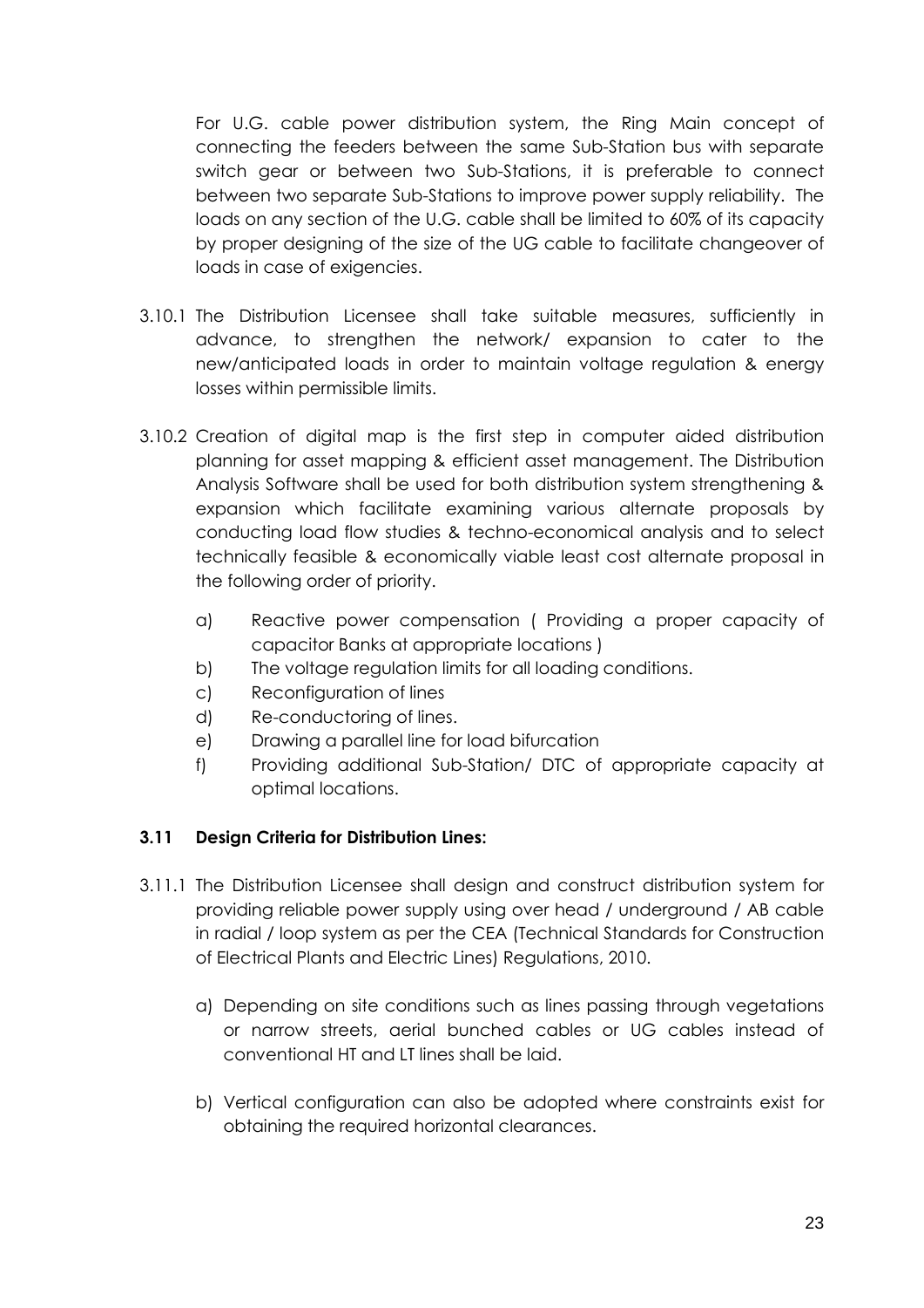For U.G. cable power distribution system, the Ring Main concept of connecting the feeders between the same Sub-Station bus with separate switch gear or between two Sub-Stations, it is preferable to connect between two separate Sub-Stations to improve power supply reliability. The loads on any section of the U.G. cable shall be limited to 60% of its capacity by proper designing of the size of the UG cable to facilitate changeover of loads in case of exigencies.

3.10.1 The Distribution Licensee shall take suitable measures, sufficiently in advance, to strengthen the network/ expansion to cater to the new/anticipated loads in order to maintain voltage regulation & energy losses within permissible limits.

3.10.2 Creation of digital map is the first step in computer aided distribution planning for asset mapping & efficient asset management. The Distribution Analysis Software shall be used for both distribution system strengthening & expansion which facilitate examining various alternate proposals by conducting load flow studies & techno-economical analysis and to select technically feasible & economically viable least cost alternate proposal in the following order of priority.

a) Reactive power compensation ( Providing a proper capacity of capacitor Banks at appropriate locations )
b) The voltage regulation limits for all loading conditions.
c) Reconfiguration of lines
d) Re-conductoring of lines.
e) Drawing a parallel line for load bifurcation
f) Providing additional Sub-Station/ DTC of appropriate capacity at optimal locations.

### 3.11 Design Criteria for Distribution Lines:

3.11.1 The Distribution Licensee shall design and construct distribution system for providing reliable power supply using over head / underground / AB cable in radial / loop system as per the CEA (Technical Standards for Construction of Electrical Plants and Electric Lines) Regulations, 2010.

a) Depending on site conditions such as lines passing through vegetations or narrow streets, aerial bunched cables or UG cables instead of conventional HT and LT lines shall be laid.

b) Vertical configuration can also be adopted where constraints exist for obtaining the required horizontal clearances.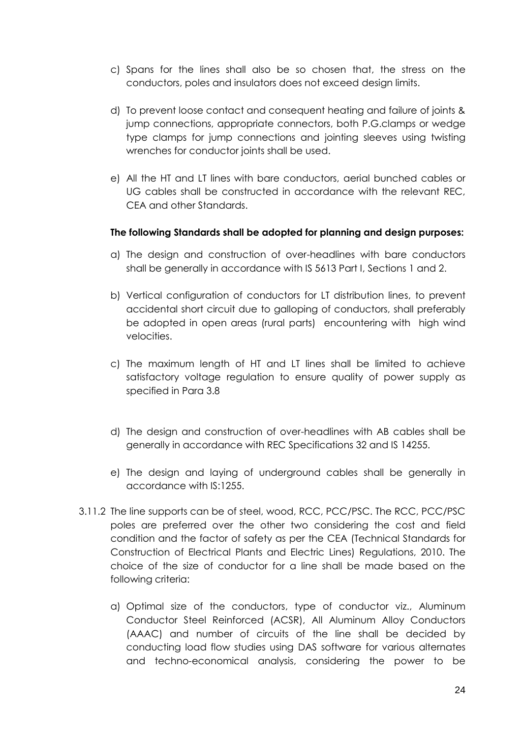c) Spans for the lines shall also be so chosen that, the stress on the conductors, poles and insulators does not exceed design limits.

d) To prevent loose contact and consequent heating and failure of joints & jump connections, appropriate connectors, both P.G.clamps or wedge type clamps for jump connections and jointing sleeves using twisting wrenches for conductor joints shall be used.

e) All the HT and LT lines with bare conductors, aerial bunched cables or UG cables shall be constructed in accordance with the relevant REC, CEA and other Standards.

**The following Standards shall be adopted for planning and design purposes:**

a) The design and construction of over-headlines with bare conductors shall be generally in accordance with IS 5613 Part I, Sections 1 and 2.

b) Vertical configuration of conductors for LT distribution lines, to prevent accidental short circuit due to galloping of conductors, shall preferably be adopted in open areas (rural parts) encountering with high wind velocities.

c) The maximum length of HT and LT lines shall be limited to achieve satisfactory voltage regulation to ensure quality of power supply as specified in Para 3.8

d) The design and construction of over-headlines with AB cables shall be generally in accordance with REC Specifications 32 and IS 14255.

e) The design and laying of underground cables shall be generally in accordance with IS:1255.

3.11.2 The line supports can be of steel, wood, RCC, PCC/PSC. The RCC, PCC/PSC poles are preferred over the other two considering the cost and field condition and the factor of safety as per the CEA (Technical Standards for Construction of Electrical Plants and Electric Lines) Regulations, 2010. The choice of the size of conductor for a line shall be made based on the following criteria:

a) Optimal size of the conductors, type of conductor viz., Aluminum Conductor Steel Reinforced (ACSR), All Aluminum Alloy Conductors (AAAC) and number of circuits of the line shall be decided by conducting load flow studies using DAS software for various alternates and techno-economical analysis, considering the power to be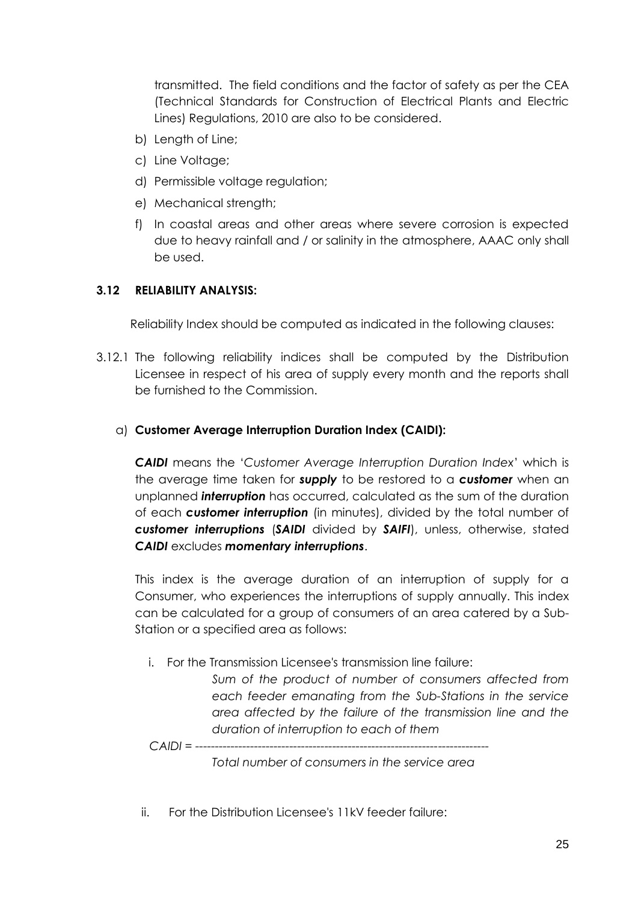transmitted. The field conditions and the factor of safety as per the CEA (Technical Standards for Construction of Electrical Plants and Electric Lines) Regulations, 2010 are also to be considered.

b) Length of Line;

c) Line Voltage;

d) Permissible voltage regulation;

e) Mechanical strength;

f) In coastal areas and other areas where severe corrosion is expected due to heavy rainfall and / or salinity in the atmosphere, AAAC only shall be used.

### 3.12 RELIABILITY ANALYSIS:

Reliability Index should be computed as indicated in the following clauses:

3.12.1 The following reliability indices shall be computed by the Distribution Licensee in respect of his area of supply every month and the reports shall be furnished to the Commission.

a) **Customer Average Interruption Duration Index (CAIDI):**

***CAIDI*** means the '*Customer Average Interruption Duration Index*' which is the average time taken for ***supply*** to be restored to a ***customer*** when an unplanned ***interruption*** has occurred, calculated as the sum of the duration of each ***customer interruption*** (in minutes), divided by the total number of ***customer interruptions*** (***SAIDI*** divided by ***SAIFI***), unless, otherwise, stated ***CAIDI*** excludes ***momentary interruptions***.

This index is the average duration of an interruption of supply for a Consumer, who experiences the interruptions of supply annually. This index can be calculated for a group of consumers of an area catered by a Sub-Station or a specified area as follows:

i. For the Transmission Licensee's transmission line failure:

$$CAIDI = \frac{\text{Sum of the product of number of consumers affected from each feeder emanating from the Sub-Stations in the service area affected by the failure of the transmission line and the duration of interruption to each of them}}{\text{Total number of consumers in the service area}}$$

ii. For the Distribution Licensee's 11kV feeder failure: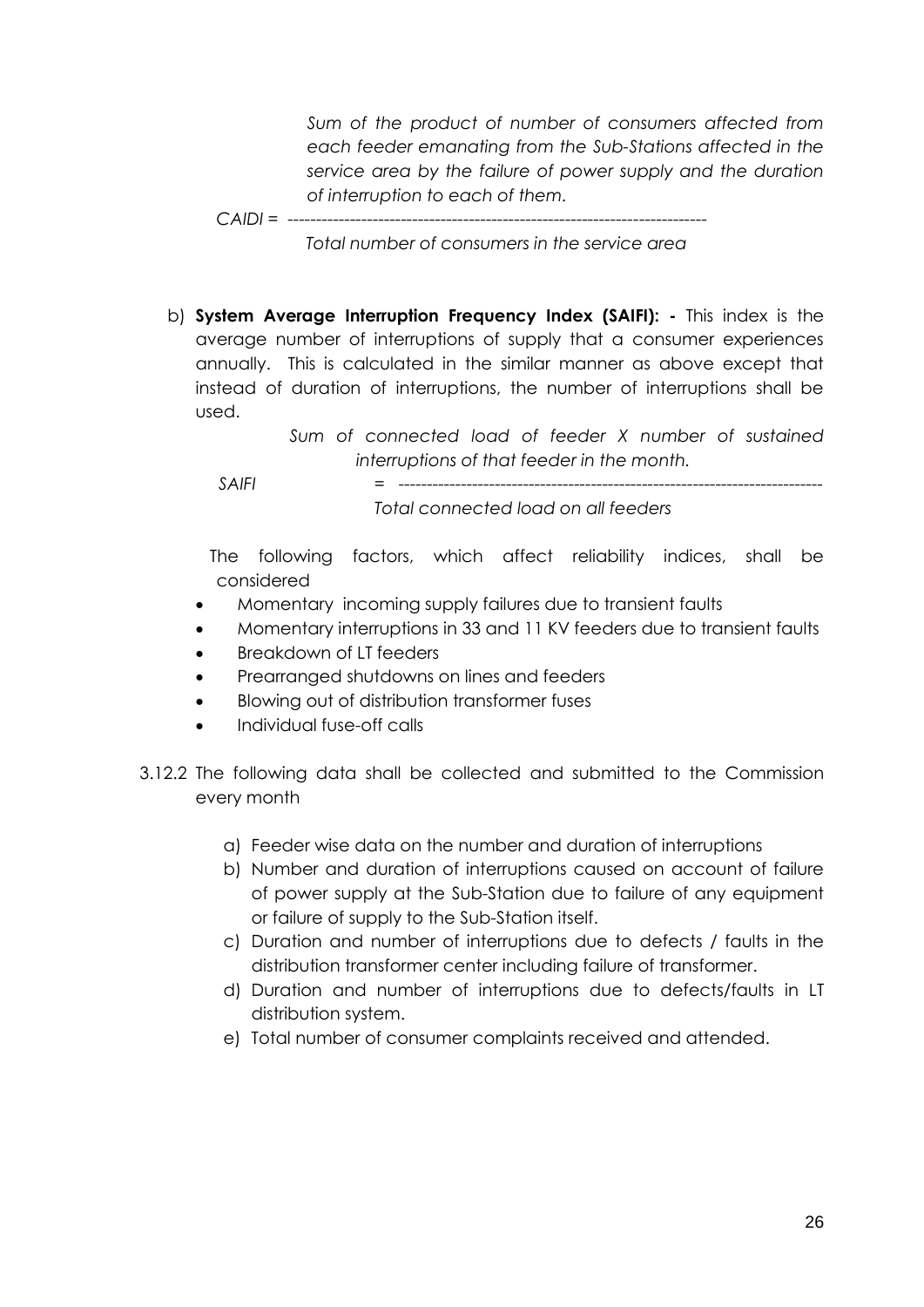$$CAIDI = \frac{\text{Sum of the product of number of consumers affected from each feeder emanating from the Sub-Stations affected in the service area by the failure of power supply and the duration of interruption to each of them.}}{\text{Total number of consumers in the service area}}$$

b) **System Average Interruption Frequency Index (SAIFI): -** This index is the average number of interruptions of supply that a consumer experiences annually. This is calculated in the similar manner as above except that instead of duration of interruptions, the number of interruptions shall be used.

$$SAIFI = \frac{\text{Sum of connected load of feeder X number of sustained interruptions of that feeder in the month.}}{\text{Total connected load on all feeders}}$$

The following factors, which affect reliability indices, shall be considered

- Momentary incoming supply failures due to transient faults
- Momentary interruptions in 33 and 11 KV feeders due to transient faults
- Breakdown of LT feeders
- Prearranged shutdowns on lines and feeders
- Blowing out of distribution transformer fuses
- Individual fuse-off calls

3.12.2 The following data shall be collected and submitted to the Commission every month

a) Feeder wise data on the number and duration of interruptions
b) Number and duration of interruptions caused on account of failure of power supply at the Sub-Station due to failure of any equipment or failure of supply to the Sub-Station itself.
c) Duration and number of interruptions due to defects / faults in the distribution transformer center including failure of transformer.
d) Duration and number of interruptions due to defects/faults in LT distribution system.
e) Total number of consumer complaints received and attended.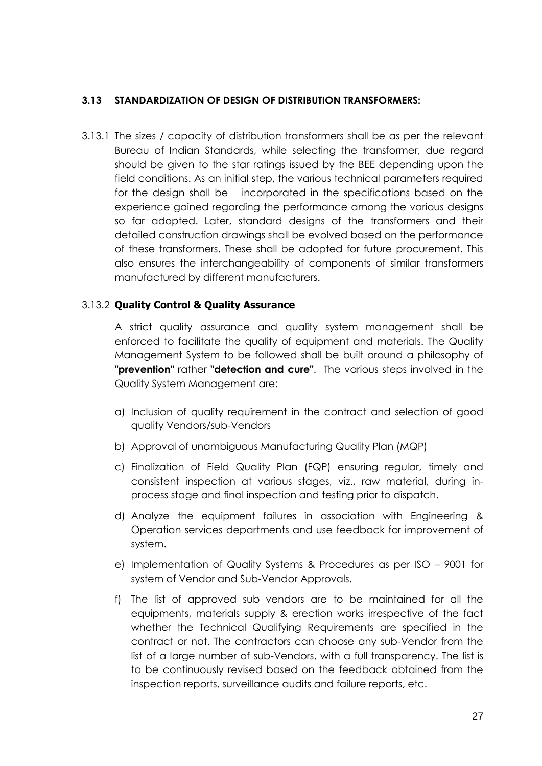### 3.13 STANDARDIZATION OF DESIGN OF DISTRIBUTION TRANSFORMERS:

3.13.1 The sizes / capacity of distribution transformers shall be as per the relevant Bureau of Indian Standards, while selecting the transformer, due regard should be given to the star ratings issued by the BEE depending upon the field conditions. As an initial step, the various technical parameters required for the design shall be incorporated in the specifications based on the experience gained regarding the performance among the various designs so far adopted. Later, standard designs of the transformers and their detailed construction drawings shall be evolved based on the performance of these transformers. These shall be adopted for future procurement. This also ensures the interchangeability of components of similar transformers manufactured by different manufacturers.

3.13.2 **Quality Control & Quality Assurance**

A strict quality assurance and quality system management shall be enforced to facilitate the quality of equipment and materials. The Quality Management System to be followed shall be built around a philosophy of **"prevention"** rather **"detection and cure"**. The various steps involved in the Quality System Management are:

a) Inclusion of quality requirement in the contract and selection of good quality Vendors/sub-Vendors

b) Approval of unambiguous Manufacturing Quality Plan (MQP)

c) Finalization of Field Quality Plan (FQP) ensuring regular, timely and consistent inspection at various stages, viz., raw material, during in-process stage and final inspection and testing prior to dispatch.

d) Analyze the equipment failures in association with Engineering & Operation services departments and use feedback for improvement of system.

e) Implementation of Quality Systems & Procedures as per ISO – 9001 for system of Vendor and Sub-Vendor Approvals.

f) The list of approved sub vendors are to be maintained for all the equipments, materials supply & erection works irrespective of the fact whether the Technical Qualifying Requirements are specified in the contract or not. The contractors can choose any sub-Vendor from the list of a large number of sub-Vendors, with a full transparency. The list is to be continuously revised based on the feedback obtained from the inspection reports, surveillance audits and failure reports, etc.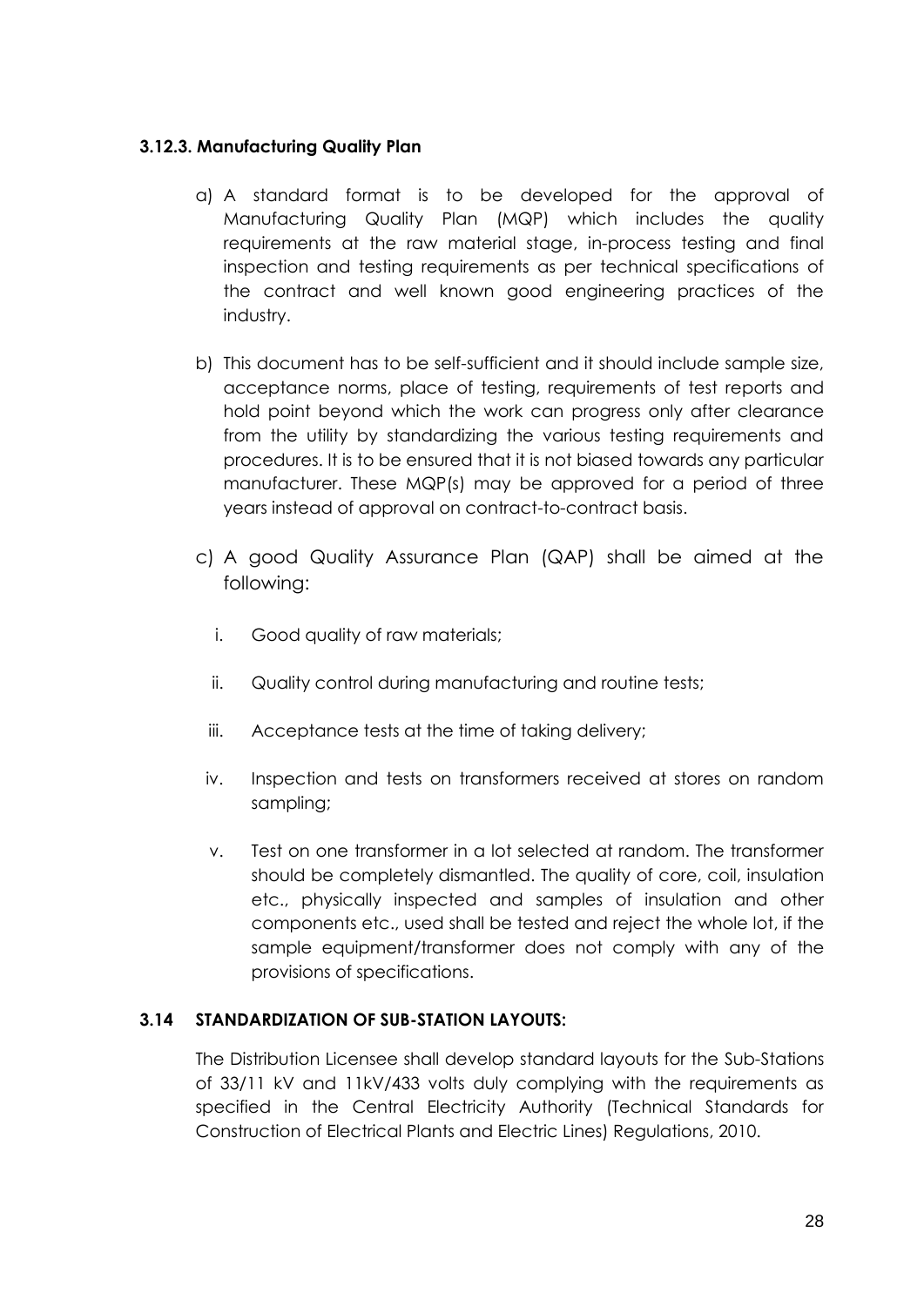### 3.12.3. Manufacturing Quality Plan

a) A standard format is to be developed for the approval of Manufacturing Quality Plan (MQP) which includes the quality requirements at the raw material stage, in-process testing and final inspection and testing requirements as per technical specifications of the contract and well known good engineering practices of the industry.

b) This document has to be self-sufficient and it should include sample size, acceptance norms, place of testing, requirements of test reports and hold point beyond which the work can progress only after clearance from the utility by standardizing the various testing requirements and procedures. It is to be ensured that it is not biased towards any particular manufacturer. These MQP(s) may be approved for a period of three years instead of approval on contract-to-contract basis.

c) A good Quality Assurance Plan (QAP) shall be aimed at the following:

   i. Good quality of raw materials;

   ii. Quality control during manufacturing and routine tests;

   iii. Acceptance tests at the time of taking delivery;

   iv. Inspection and tests on transformers received at stores on random sampling;

   v. Test on one transformer in a lot selected at random. The transformer should be completely dismantled. The quality of core, coil, insulation etc., physically inspected and samples of insulation and other components etc., used shall be tested and reject the whole lot, if the sample equipment/transformer does not comply with any of the provisions of specifications.

### 3.14 STANDARDIZATION OF SUB-STATION LAYOUTS:

The Distribution Licensee shall develop standard layouts for the Sub-Stations of 33/11 kV and 11kV/433 volts duly complying with the requirements as specified in the Central Electricity Authority (Technical Standards for Construction of Electrical Plants and Electric Lines) Regulations, 2010.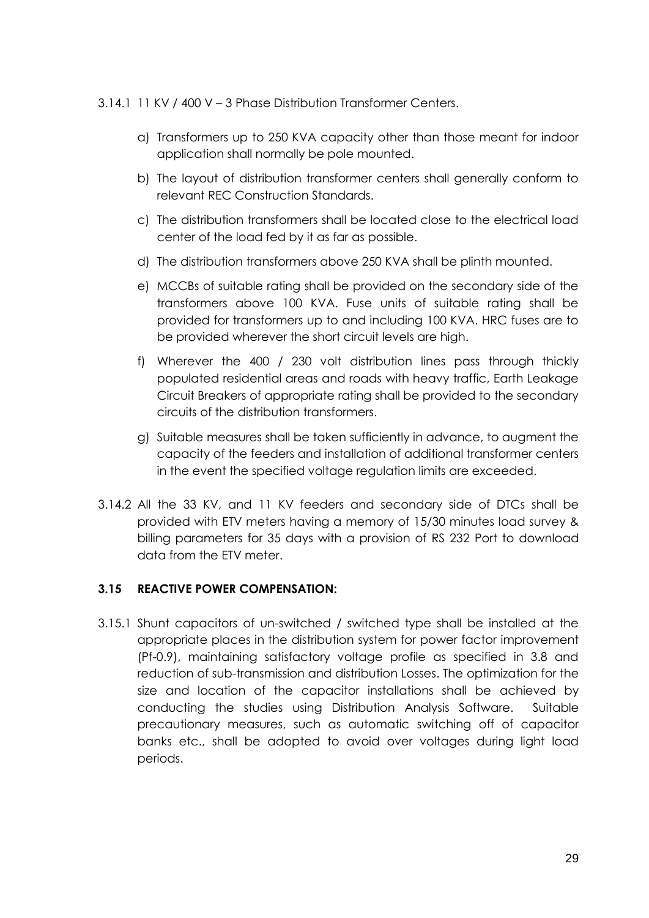3.14.1 11 KV / 400 V – 3 Phase Distribution Transformer Centers.

a) Transformers up to 250 KVA capacity other than those meant for indoor application shall normally be pole mounted.

b) The layout of distribution transformer centers shall generally conform to relevant REC Construction Standards.

c) The distribution transformers shall be located close to the electrical load center of the load fed by it as far as possible.

d) The distribution transformers above 250 KVA shall be plinth mounted.

e) MCCBs of suitable rating shall be provided on the secondary side of the transformers above 100 KVA. Fuse units of suitable rating shall be provided for transformers up to and including 100 KVA. HRC fuses are to be provided wherever the short circuit levels are high.

f) Wherever the 400 / 230 volt distribution lines pass through thickly populated residential areas and roads with heavy traffic, Earth Leakage Circuit Breakers of appropriate rating shall be provided to the secondary circuits of the distribution transformers.

g) Suitable measures shall be taken sufficiently in advance, to augment the capacity of the feeders and installation of additional transformer centers in the event the specified voltage regulation limits are exceeded.

3.14.2 All the 33 KV, and 11 KV feeders and secondary side of DTCs shall be provided with ETV meters having a memory of 15/30 minutes load survey & billing parameters for 35 days with a provision of RS 232 Port to download data from the ETV meter.

### 3.15 REACTIVE POWER COMPENSATION:

3.15.1 Shunt capacitors of un-switched / switched type shall be installed at the appropriate places in the distribution system for power factor improvement (Pf-0.9), maintaining satisfactory voltage profile as specified in 3.8 and reduction of sub-transmission and distribution Losses. The optimization for the size and location of the capacitor installations shall be achieved by conducting the studies using Distribution Analysis Software. Suitable precautionary measures, such as automatic switching off of capacitor banks etc., shall be adopted to avoid over voltages during light load periods.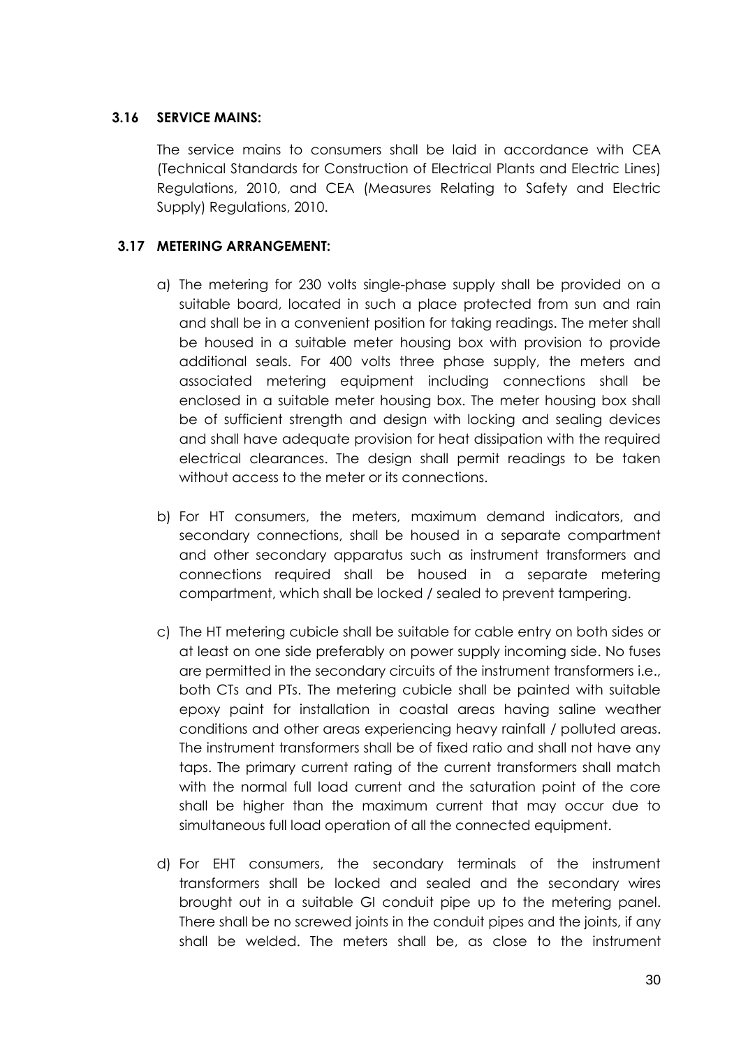### 3.16 SERVICE MAINS:

The service mains to consumers shall be laid in accordance with CEA (Technical Standards for Construction of Electrical Plants and Electric Lines) Regulations, 2010, and CEA (Measures Relating to Safety and Electric Supply) Regulations, 2010.

### 3.17 METERING ARRANGEMENT:

a) The metering for 230 volts single-phase supply shall be provided on a suitable board, located in such a place protected from sun and rain and shall be in a convenient position for taking readings. The meter shall be housed in a suitable meter housing box with provision to provide additional seals. For 400 volts three phase supply, the meters and associated metering equipment including connections shall be enclosed in a suitable meter housing box. The meter housing box shall be of sufficient strength and design with locking and sealing devices and shall have adequate provision for heat dissipation with the required electrical clearances. The design shall permit readings to be taken without access to the meter or its connections.

b) For HT consumers, the meters, maximum demand indicators, and secondary connections, shall be housed in a separate compartment and other secondary apparatus such as instrument transformers and connections required shall be housed in a separate metering compartment, which shall be locked / sealed to prevent tampering.

c) The HT metering cubicle shall be suitable for cable entry on both sides or at least on one side preferably on power supply incoming side. No fuses are permitted in the secondary circuits of the instrument transformers i.e., both CTs and PTs. The metering cubicle shall be painted with suitable epoxy paint for installation in coastal areas having saline weather conditions and other areas experiencing heavy rainfall / polluted areas. The instrument transformers shall be of fixed ratio and shall not have any taps. The primary current rating of the current transformers shall match with the normal full load current and the saturation point of the core shall be higher than the maximum current that may occur due to simultaneous full load operation of all the connected equipment.

d) For EHT consumers, the secondary terminals of the instrument transformers shall be locked and sealed and the secondary wires brought out in a suitable GI conduit pipe up to the metering panel. There shall be no screwed joints in the conduit pipes and the joints, if any shall be welded. The meters shall be, as close to the instrument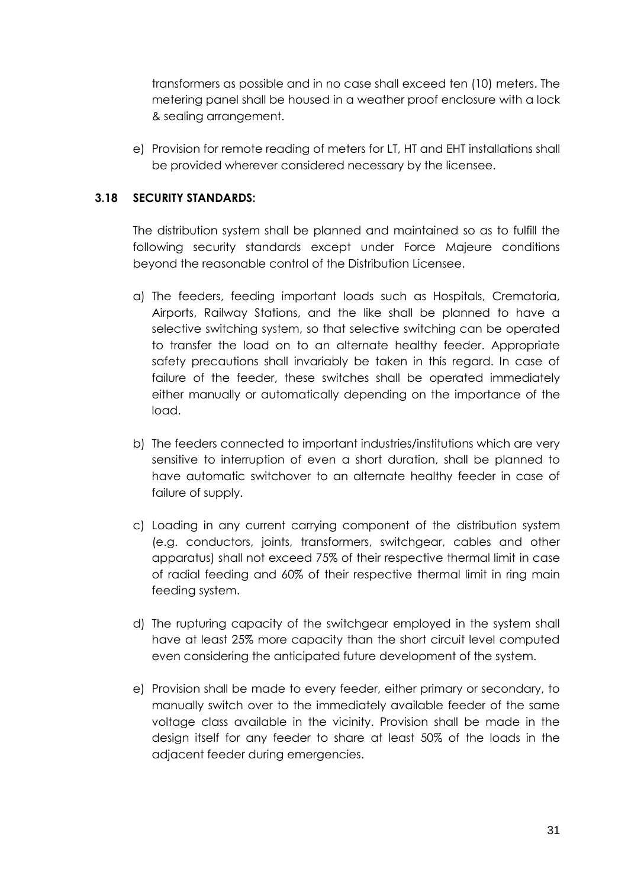transformers as possible and in no case shall exceed ten (10) meters. The metering panel shall be housed in a weather proof enclosure with a lock & sealing arrangement.

e) Provision for remote reading of meters for LT, HT and EHT installations shall be provided wherever considered necessary by the licensee.

### 3.18 SECURITY STANDARDS:

The distribution system shall be planned and maintained so as to fulfill the following security standards except under Force Majeure conditions beyond the reasonable control of the Distribution Licensee.

a) The feeders, feeding important loads such as Hospitals, Crematoria, Airports, Railway Stations, and the like shall be planned to have a selective switching system, so that selective switching can be operated to transfer the load on to an alternate healthy feeder. Appropriate safety precautions shall invariably be taken in this regard. In case of failure of the feeder, these switches shall be operated immediately either manually or automatically depending on the importance of the load.

b) The feeders connected to important industries/institutions which are very sensitive to interruption of even a short duration, shall be planned to have automatic switchover to an alternate healthy feeder in case of failure of supply.

c) Loading in any current carrying component of the distribution system (e.g. conductors, joints, transformers, switchgear, cables and other apparatus) shall not exceed 75% of their respective thermal limit in case of radial feeding and 60% of their respective thermal limit in ring main feeding system.

d) The rupturing capacity of the switchgear employed in the system shall have at least 25% more capacity than the short circuit level computed even considering the anticipated future development of the system.

e) Provision shall be made to every feeder, either primary or secondary, to manually switch over to the immediately available feeder of the same voltage class available in the vicinity. Provision shall be made in the design itself for any feeder to share at least 50% of the loads in the adjacent feeder during emergencies.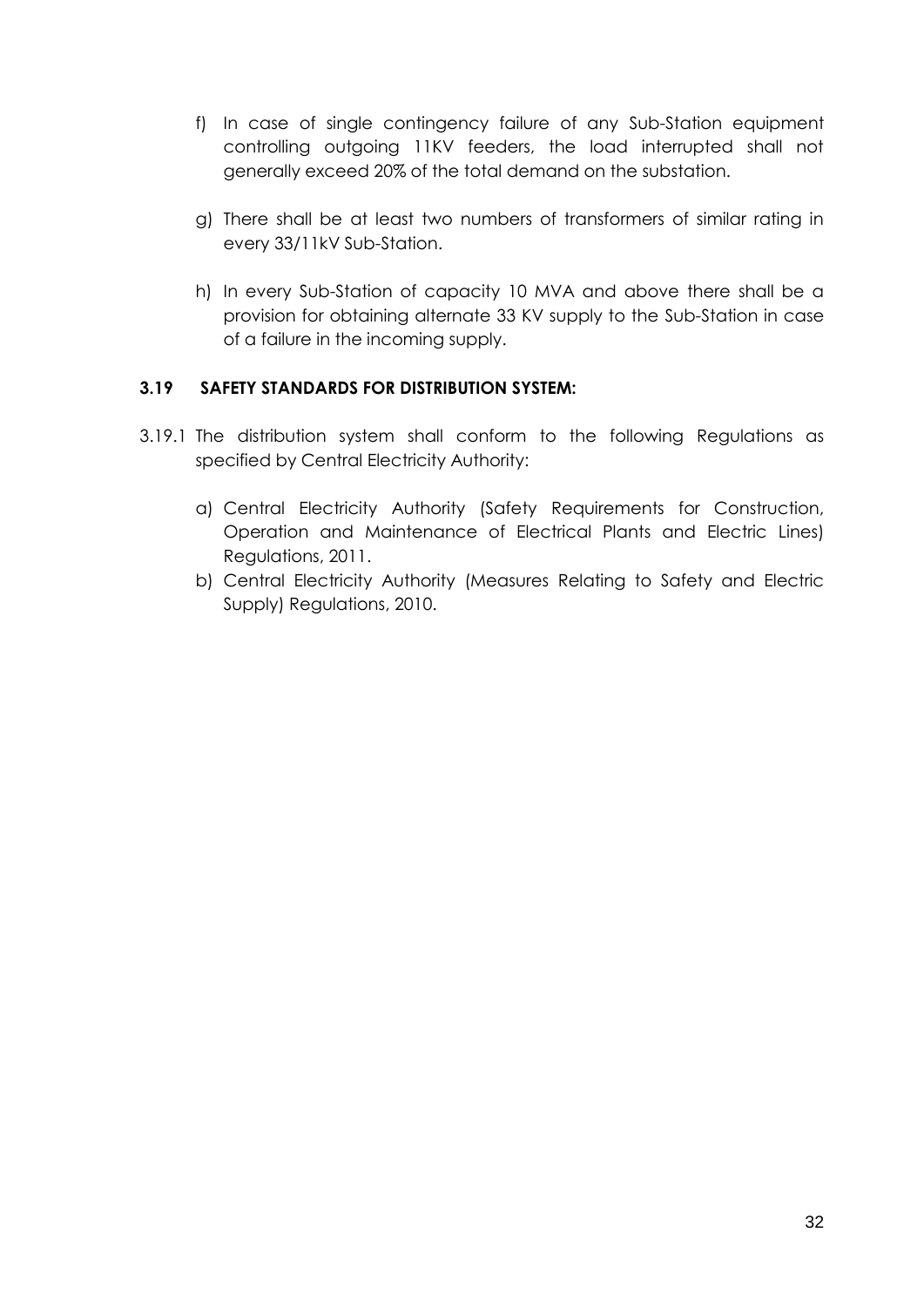f) In case of single contingency failure of any Sub-Station equipment controlling outgoing 11KV feeders, the load interrupted shall not generally exceed 20% of the total demand on the substation.

g) There shall be at least two numbers of transformers of similar rating in every 33/11kV Sub-Station.

h) In every Sub-Station of capacity 10 MVA and above there shall be a provision for obtaining alternate 33 KV supply to the Sub-Station in case of a failure in the incoming supply.

### 3.19 SAFETY STANDARDS FOR DISTRIBUTION SYSTEM:

3.19.1 The distribution system shall conform to the following Regulations as specified by Central Electricity Authority:

a) Central Electricity Authority (Safety Requirements for Construction, Operation and Maintenance of Electrical Plants and Electric Lines) Regulations, 2011.

b) Central Electricity Authority (Measures Relating to Safety and Electric Supply) Regulations, 2010.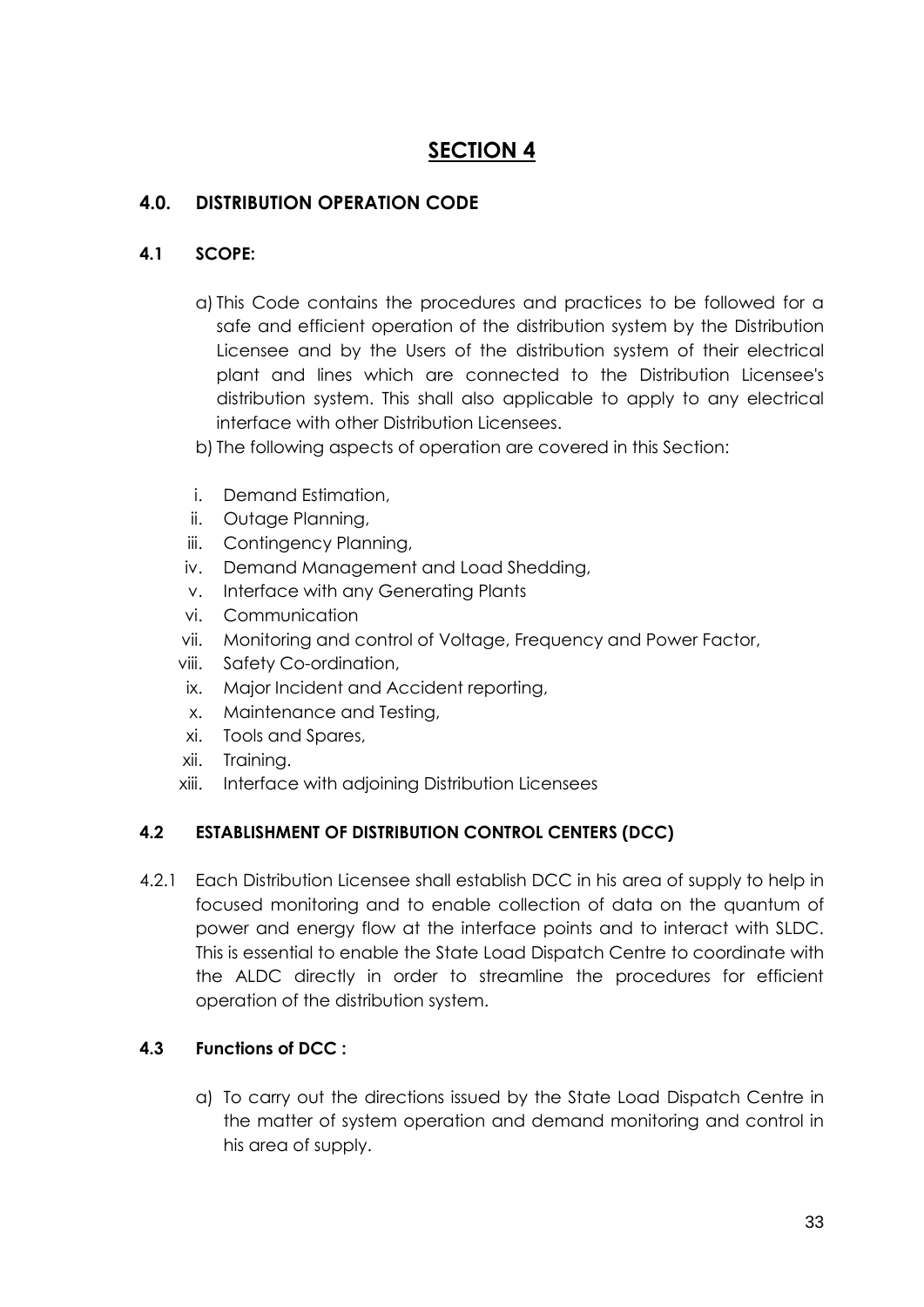# SECTION 4

## 4.0. DISTRIBUTION OPERATION CODE

### 4.1 SCOPE:

a) This Code contains the procedures and practices to be followed for a safe and efficient operation of the distribution system by the Distribution Licensee and by the Users of the distribution system of their electrical plant and lines which are connected to the Distribution Licensee's distribution system. This shall also applicable to apply to any electrical interface with other Distribution Licensees.

b) The following aspects of operation are covered in this Section:

i. Demand Estimation,
ii. Outage Planning,
iii. Contingency Planning,
iv. Demand Management and Load Shedding,
v. Interface with any Generating Plants
vi. Communication
vii. Monitoring and control of Voltage, Frequency and Power Factor,
viii. Safety Co-ordination,
ix. Major Incident and Accident reporting,
x. Maintenance and Testing,
xi. Tools and Spares,
xii. Training.
xiii. Interface with adjoining Distribution Licensees

### 4.2 ESTABLISHMENT OF DISTRIBUTION CONTROL CENTERS (DCC)

4.2.1 Each Distribution Licensee shall establish DCC in his area of supply to help in focused monitoring and to enable collection of data on the quantum of power and energy flow at the interface points and to interact with SLDC. This is essential to enable the State Load Dispatch Centre to coordinate with the ALDC directly in order to streamline the procedures for efficient operation of the distribution system.

### 4.3 Functions of DCC :

a) To carry out the directions issued by the State Load Dispatch Centre in the matter of system operation and demand monitoring and control in his area of supply.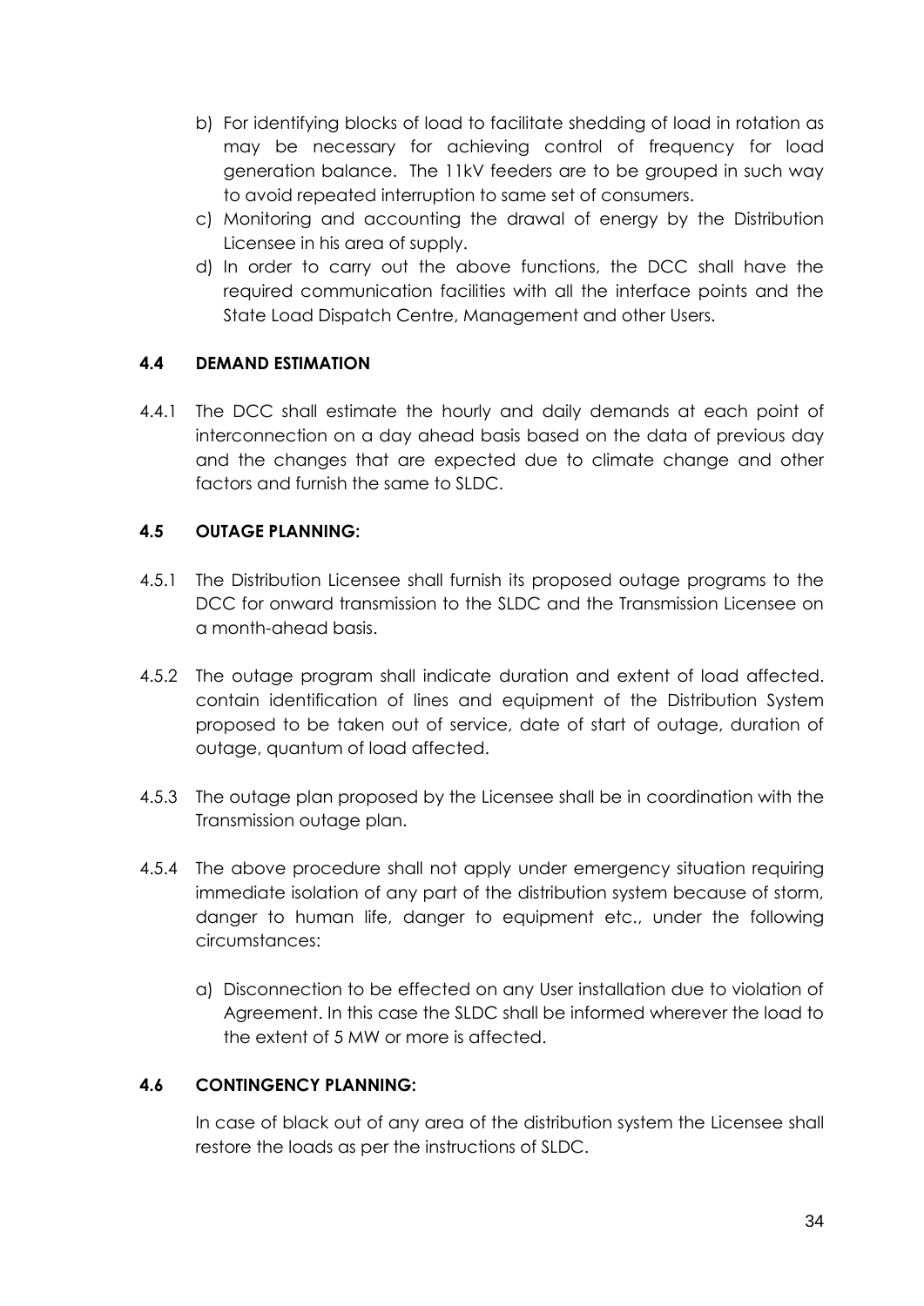b) For identifying blocks of load to facilitate shedding of load in rotation as may be necessary for achieving control of frequency for load generation balance. The 11kV feeders are to be grouped in such way to avoid repeated interruption to same set of consumers.

c) Monitoring and accounting the drawal of energy by the Distribution Licensee in his area of supply.

d) In order to carry out the above functions, the DCC shall have the required communication facilities with all the interface points and the State Load Dispatch Centre, Management and other Users.

### 4.4 DEMAND ESTIMATION

4.4.1 The DCC shall estimate the hourly and daily demands at each point of interconnection on a day ahead basis based on the data of previous day and the changes that are expected due to climate change and other factors and furnish the same to SLDC.

### 4.5 OUTAGE PLANNING:

4.5.1 The Distribution Licensee shall furnish its proposed outage programs to the DCC for onward transmission to the SLDC and the Transmission Licensee on a month-ahead basis.

4.5.2 The outage program shall indicate duration and extent of load affected. contain identification of lines and equipment of the Distribution System proposed to be taken out of service, date of start of outage, duration of outage, quantum of load affected.

4.5.3 The outage plan proposed by the Licensee shall be in coordination with the Transmission outage plan.

4.5.4 The above procedure shall not apply under emergency situation requiring immediate isolation of any part of the distribution system because of storm, danger to human life, danger to equipment etc., under the following circumstances:

a) Disconnection to be effected on any User installation due to violation of Agreement. In this case the SLDC shall be informed wherever the load to the extent of 5 MW or more is affected.

### 4.6 CONTINGENCY PLANNING:

In case of black out of any area of the distribution system the Licensee shall restore the loads as per the instructions of SLDC.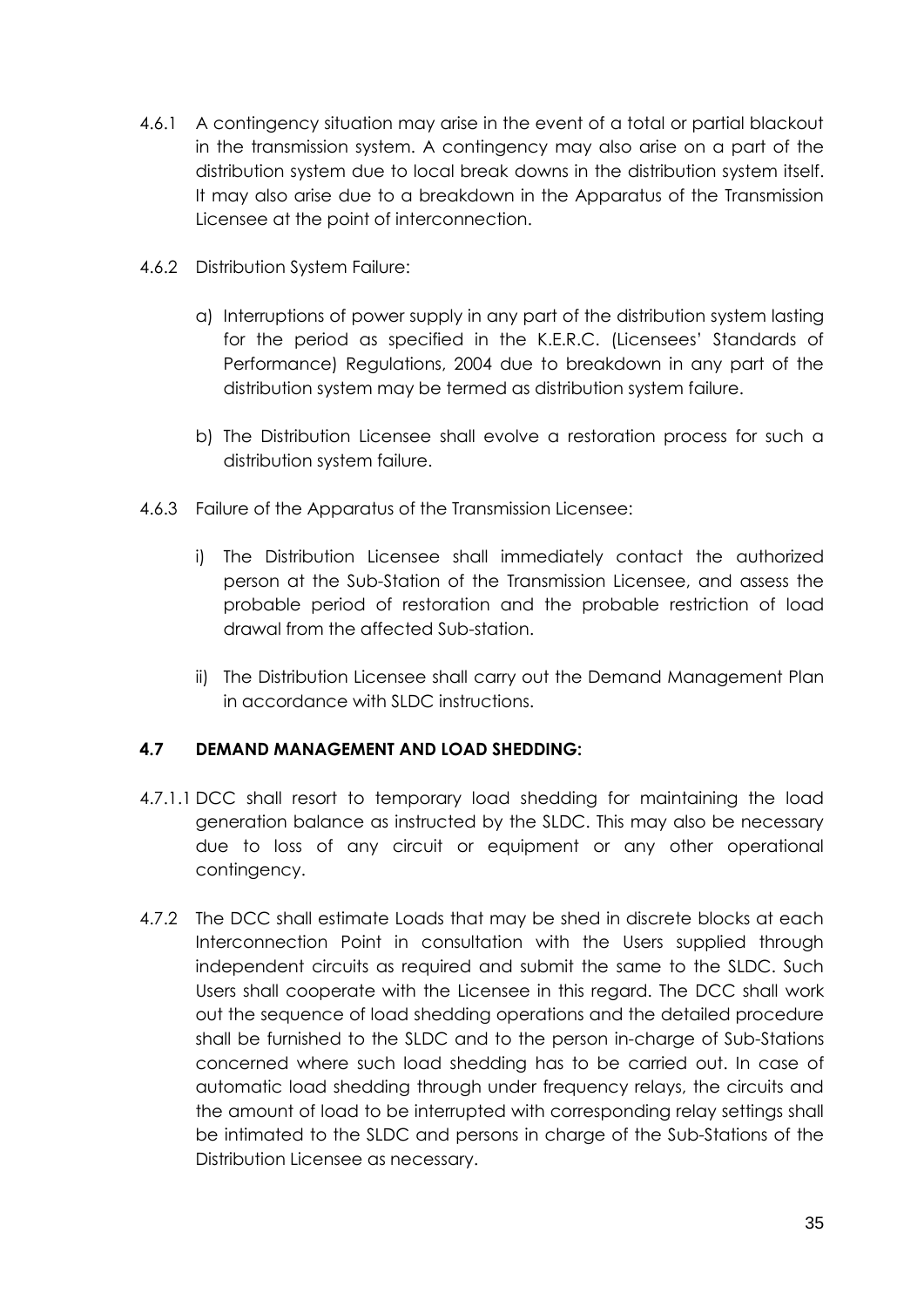4.6.1 A contingency situation may arise in the event of a total or partial blackout in the transmission system. A contingency may also arise on a part of the distribution system due to local break downs in the distribution system itself. It may also arise due to a breakdown in the Apparatus of the Transmission Licensee at the point of interconnection.

4.6.2 Distribution System Failure:

a) Interruptions of power supply in any part of the distribution system lasting for the period as specified in the K.E.R.C. (Licensees' Standards of Performance) Regulations, 2004 due to breakdown in any part of the distribution system may be termed as distribution system failure.

b) The Distribution Licensee shall evolve a restoration process for such a distribution system failure.

4.6.3 Failure of the Apparatus of the Transmission Licensee:

i) The Distribution Licensee shall immediately contact the authorized person at the Sub-Station of the Transmission Licensee, and assess the probable period of restoration and the probable restriction of load drawal from the affected Sub-station.

ii) The Distribution Licensee shall carry out the Demand Management Plan in accordance with SLDC instructions.

### 4.7 DEMAND MANAGEMENT AND LOAD SHEDDING:

4.7.1.1 DCC shall resort to temporary load shedding for maintaining the load generation balance as instructed by the SLDC. This may also be necessary due to loss of any circuit or equipment or any other operational contingency.

4.7.2 The DCC shall estimate Loads that may be shed in discrete blocks at each Interconnection Point in consultation with the Users supplied through independent circuits as required and submit the same to the SLDC. Such Users shall cooperate with the Licensee in this regard. The DCC shall work out the sequence of load shedding operations and the detailed procedure shall be furnished to the SLDC and to the person in-charge of Sub-Stations concerned where such load shedding has to be carried out. In case of automatic load shedding through under frequency relays, the circuits and the amount of load to be interrupted with corresponding relay settings shall be intimated to the SLDC and persons in charge of the Sub-Stations of the Distribution Licensee as necessary.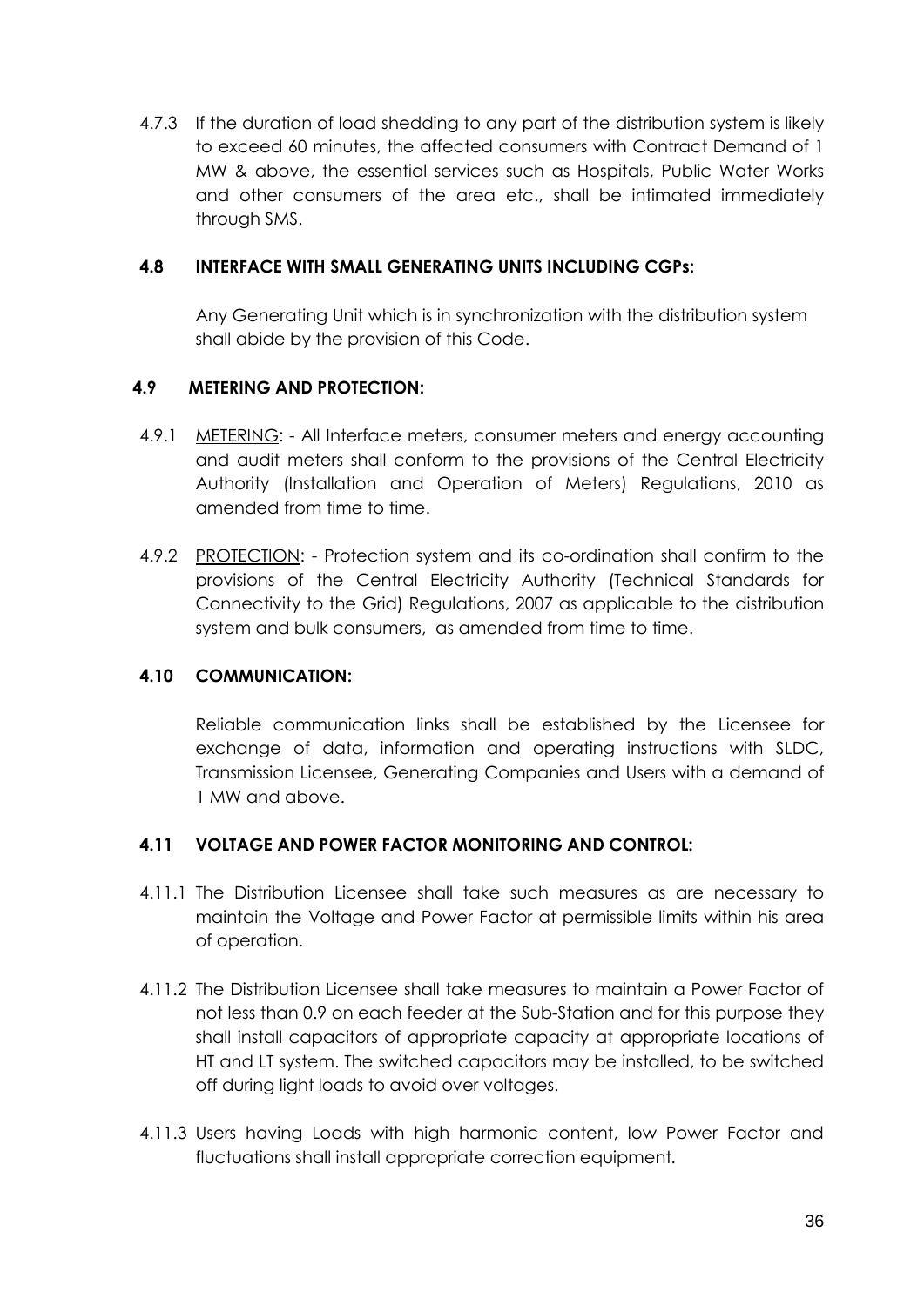4.7.3 If the duration of load shedding to any part of the distribution system is likely to exceed 60 minutes, the affected consumers with Contract Demand of 1 MW & above, the essential services such as Hospitals, Public Water Works and other consumers of the area etc., shall be intimated immediately through SMS.

### 4.8 INTERFACE WITH SMALL GENERATING UNITS INCLUDING CGPs:

Any Generating Unit which is in synchronization with the distribution system shall abide by the provision of this Code.

### 4.9 METERING AND PROTECTION:

4.9.1 METERING: - All Interface meters, consumer meters and energy accounting and audit meters shall conform to the provisions of the Central Electricity Authority (Installation and Operation of Meters) Regulations, 2010 as amended from time to time.

4.9.2 PROTECTION: - Protection system and its co-ordination shall confirm to the provisions of the Central Electricity Authority (Technical Standards for Connectivity to the Grid) Regulations, 2007 as applicable to the distribution system and bulk consumers, as amended from time to time.

### 4.10 COMMUNICATION:

Reliable communication links shall be established by the Licensee for exchange of data, information and operating instructions with SLDC, Transmission Licensee, Generating Companies and Users with a demand of 1 MW and above.

### 4.11 VOLTAGE AND POWER FACTOR MONITORING AND CONTROL:

4.11.1 The Distribution Licensee shall take such measures as are necessary to maintain the Voltage and Power Factor at permissible limits within his area of operation.

4.11.2 The Distribution Licensee shall take measures to maintain a Power Factor of not less than 0.9 on each feeder at the Sub-Station and for this purpose they shall install capacitors of appropriate capacity at appropriate locations of HT and LT system. The switched capacitors may be installed, to be switched off during light loads to avoid over voltages.

4.11.3 Users having Loads with high harmonic content, low Power Factor and fluctuations shall install appropriate correction equipment.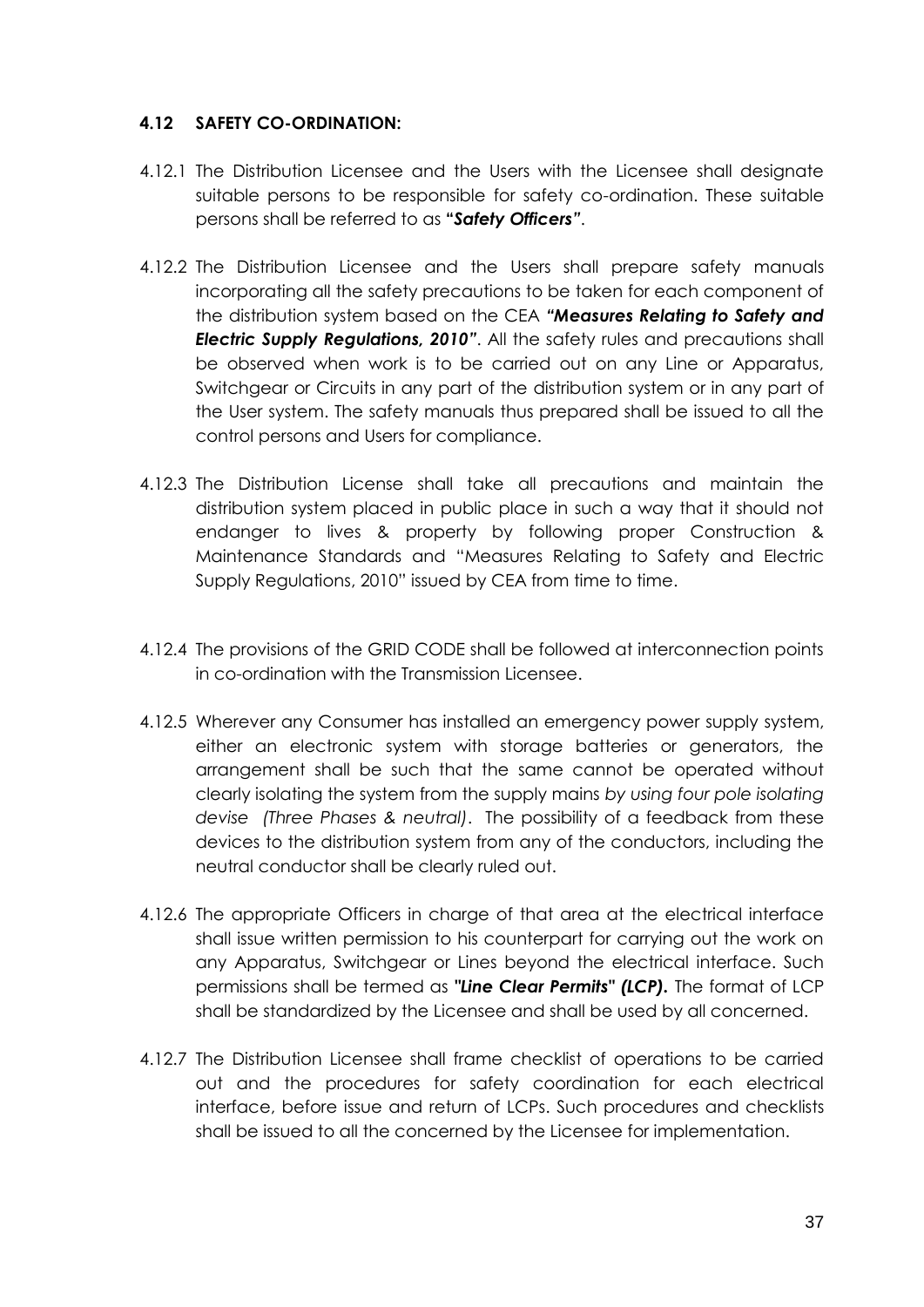#### 4.12 SAFETY CO-ORDINATION:

4.12.1 The Distribution Licensee and the Users with the Licensee shall designate suitable persons to be responsible for safety co-ordination. These suitable persons shall be referred to as **"*Safety Officers"***.

4.12.2 The Distribution Licensee and the Users shall prepare safety manuals incorporating all the safety precautions to be taken for each component of the distribution system based on the CEA ***"Measures Relating to Safety and Electric Supply Regulations, 2010"***. All the safety rules and precautions shall be observed when work is to be carried out on any Line or Apparatus, Switchgear or Circuits in any part of the distribution system or in any part of the User system. The safety manuals thus prepared shall be issued to all the control persons and Users for compliance.

4.12.3 The Distribution License shall take all precautions and maintain the distribution system placed in public place in such a way that it should not endanger to lives & property by following proper Construction & Maintenance Standards and "Measures Relating to Safety and Electric Supply Regulations, 2010" issued by CEA from time to time.

4.12.4 The provisions of the GRID CODE shall be followed at interconnection points in co-ordination with the Transmission Licensee.

4.12.5 Wherever any Consumer has installed an emergency power supply system, either an electronic system with storage batteries or generators, the arrangement shall be such that the same cannot be operated without clearly isolating the system from the supply mains *by using four pole isolating devise (Three Phases & neutral)*. The possibility of a feedback from these devices to the distribution system from any of the conductors, including the neutral conductor shall be clearly ruled out.

4.12.6 The appropriate Officers in charge of that area at the electrical interface shall issue written permission to his counterpart for carrying out the work on any Apparatus, Switchgear or Lines beyond the electrical interface. Such permissions shall be termed as ***"Line Clear Permits" (LCP).*** The format of LCP shall be standardized by the Licensee and shall be used by all concerned.

4.12.7 The Distribution Licensee shall frame checklist of operations to be carried out and the procedures for safety coordination for each electrical interface, before issue and return of LCPs. Such procedures and checklists shall be issued to all the concerned by the Licensee for implementation.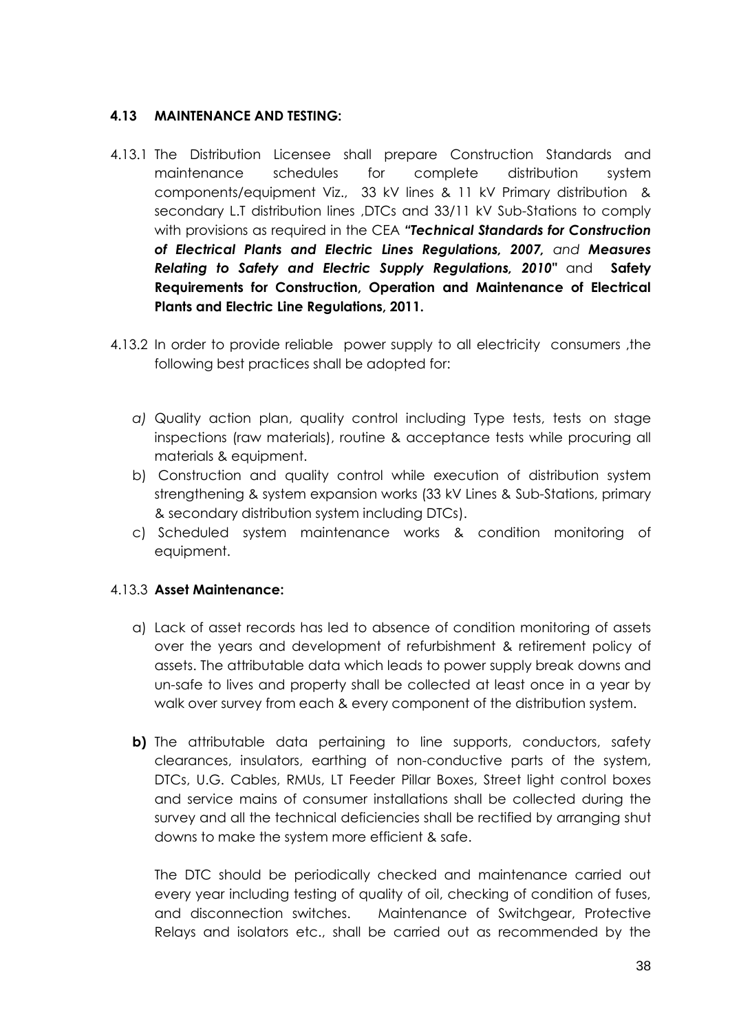### 4.13 MAINTENANCE AND TESTING:

4.13.1 The Distribution Licensee shall prepare Construction Standards and maintenance schedules for complete distribution system components/equipment Viz., 33 kV lines & 11 kV Primary distribution & secondary L.T distribution lines ,DTCs and 33/11 kV Sub-Stations to comply with provisions as required in the CEA ***"Technical Standards for Construction of Electrical Plants and Electric Lines Regulations, 2007,*** *and* ***Measures Relating to Safety and Electric Supply Regulations, 2010"*** and **Safety Requirements for Construction, Operation and Maintenance of Electrical Plants and Electric Line Regulations, 2011.**

4.13.2 In order to provide reliable power supply to all electricity consumers ,the following best practices shall be adopted for:

*a)* Quality action plan, quality control including Type tests, tests on stage inspections (raw materials), routine & acceptance tests while procuring all materials & equipment.

b) Construction and quality control while execution of distribution system strengthening & system expansion works (33 kV Lines & Sub-Stations, primary & secondary distribution system including DTCs).

c) Scheduled system maintenance works & condition monitoring of equipment.

4.13.3 **Asset Maintenance:**

a) Lack of asset records has led to absence of condition monitoring of assets over the years and development of refurbishment & retirement policy of assets. The attributable data which leads to power supply break downs and un-safe to lives and property shall be collected at least once in a year by walk over survey from each & every component of the distribution system.

**b)** The attributable data pertaining to line supports, conductors, safety clearances, insulators, earthing of non-conductive parts of the system, DTCs, U.G. Cables, RMUs, LT Feeder Pillar Boxes, Street light control boxes and service mains of consumer installations shall be collected during the survey and all the technical deficiencies shall be rectified by arranging shut downs to make the system more efficient & safe.

The DTC should be periodically checked and maintenance carried out every year including testing of quality of oil, checking of condition of fuses, and disconnection switches. Maintenance of Switchgear, Protective Relays and isolators etc., shall be carried out as recommended by the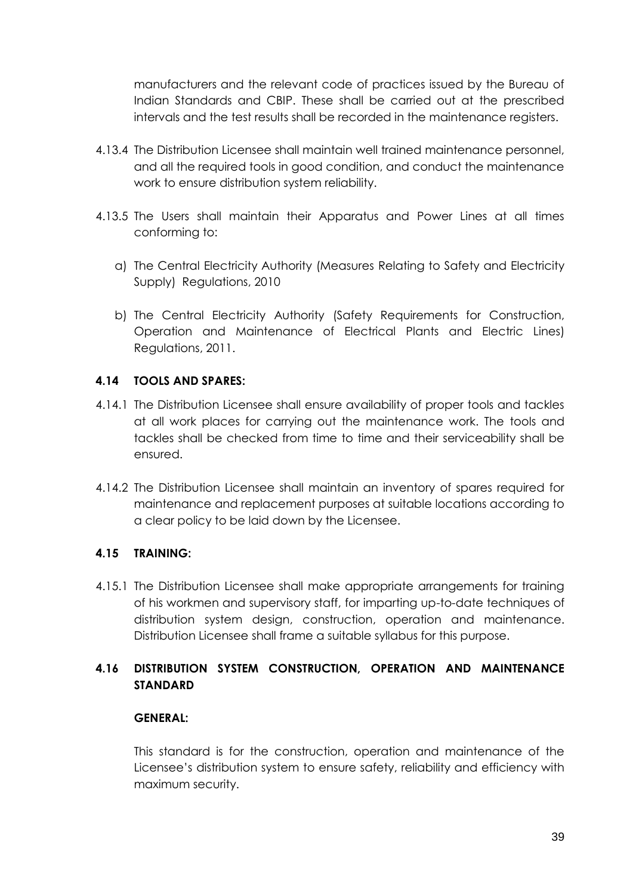manufacturers and the relevant code of practices issued by the Bureau of Indian Standards and CBIP. These shall be carried out at the prescribed intervals and the test results shall be recorded in the maintenance registers.

4.13.4 The Distribution Licensee shall maintain well trained maintenance personnel, and all the required tools in good condition, and conduct the maintenance work to ensure distribution system reliability.

4.13.5 The Users shall maintain their Apparatus and Power Lines at all times conforming to:

a) The Central Electricity Authority (Measures Relating to Safety and Electricity Supply) Regulations, 2010

b) The Central Electricity Authority (Safety Requirements for Construction, Operation and Maintenance of Electrical Plants and Electric Lines) Regulations, 2011.

### 4.14 TOOLS AND SPARES:

4.14.1 The Distribution Licensee shall ensure availability of proper tools and tackles at all work places for carrying out the maintenance work. The tools and tackles shall be checked from time to time and their serviceability shall be ensured.

4.14.2 The Distribution Licensee shall maintain an inventory of spares required for maintenance and replacement purposes at suitable locations according to a clear policy to be laid down by the Licensee.

### 4.15 TRAINING:

4.15.1 The Distribution Licensee shall make appropriate arrangements for training of his workmen and supervisory staff, for imparting up-to-date techniques of distribution system design, construction, operation and maintenance. Distribution Licensee shall frame a suitable syllabus for this purpose.

### 4.16 DISTRIBUTION SYSTEM CONSTRUCTION, OPERATION AND MAINTENANCE STANDARD

**GENERAL:**

This standard is for the construction, operation and maintenance of the Licensee's distribution system to ensure safety, reliability and efficiency with maximum security.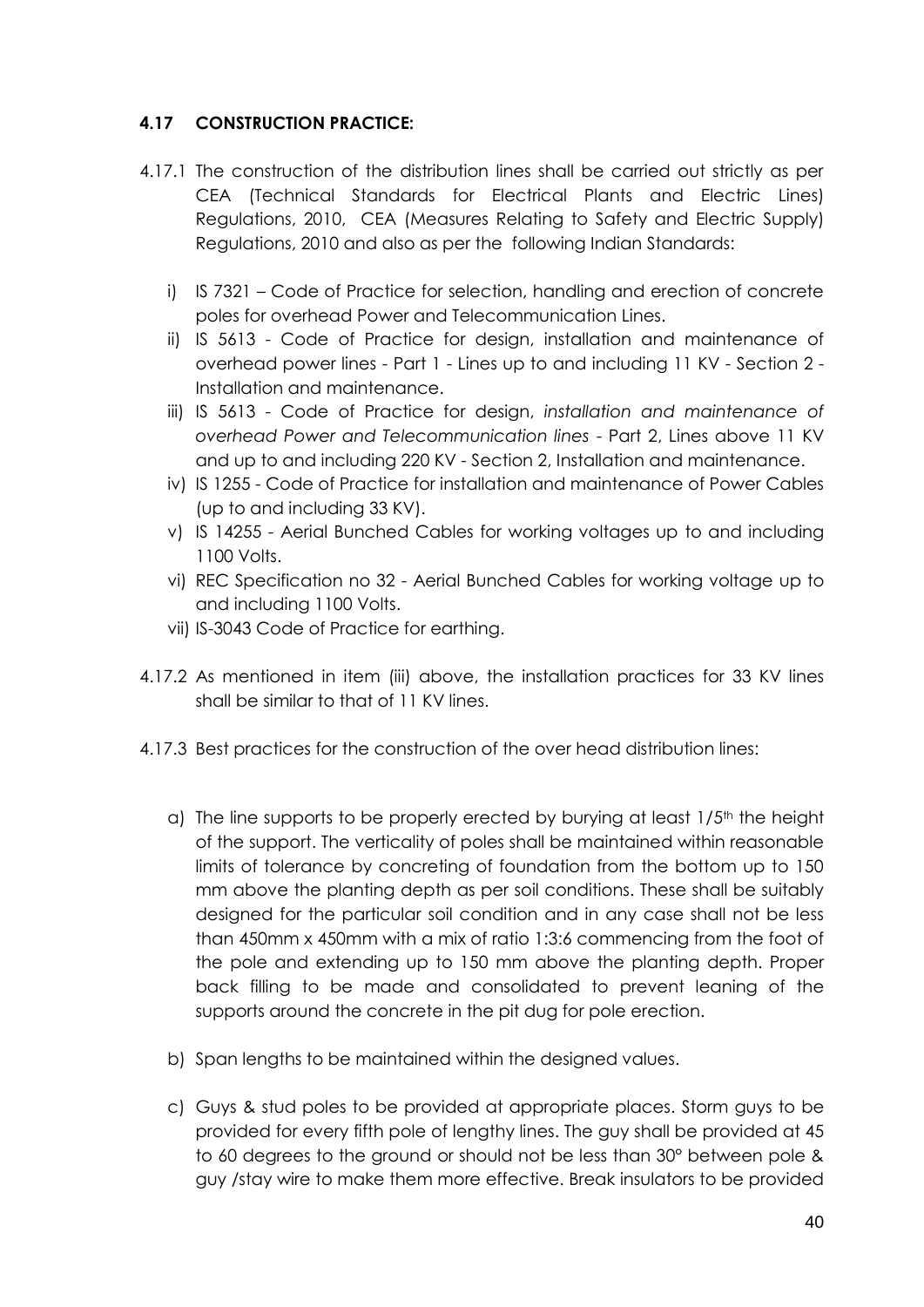### 4.17 CONSTRUCTION PRACTICE:

4.17.1 The construction of the distribution lines shall be carried out strictly as per CEA (Technical Standards for Electrical Plants and Electric Lines) Regulations, 2010, CEA (Measures Relating to Safety and Electric Supply) Regulations, 2010 and also as per the following Indian Standards:

i) IS 7321 – Code of Practice for selection, handling and erection of concrete poles for overhead Power and Telecommunication Lines.

ii) IS 5613 - Code of Practice for design, installation and maintenance of overhead power lines - Part 1 - Lines up to and including 11 KV - Section 2 - Installation and maintenance.

iii) IS 5613 - Code of Practice for design, *installation and maintenance of overhead Power and Telecommunication lines* - Part 2, Lines above 11 KV and up to and including 220 KV - Section 2, Installation and maintenance.

iv) IS 1255 - Code of Practice for installation and maintenance of Power Cables (up to and including 33 KV).

v) IS 14255 - Aerial Bunched Cables for working voltages up to and including 1100 Volts.

vi) REC Specification no 32 - Aerial Bunched Cables for working voltage up to and including 1100 Volts.

vii) IS-3043 Code of Practice for earthing.

4.17.2 As mentioned in item (iii) above, the installation practices for 33 KV lines shall be similar to that of 11 KV lines.

4.17.3 Best practices for the construction of the over head distribution lines:

a) The line supports to be properly erected by burying at least 1/5th the height of the support. The verticality of poles shall be maintained within reasonable limits of tolerance by concreting of foundation from the bottom up to 150 mm above the planting depth as per soil conditions. These shall be suitably designed for the particular soil condition and in any case shall not be less than 450mm x 450mm with a mix of ratio 1:3:6 commencing from the foot of the pole and extending up to 150 mm above the planting depth. Proper back filling to be made and consolidated to prevent leaning of the supports around the concrete in the pit dug for pole erection.

b) Span lengths to be maintained within the designed values.

c) Guys & stud poles to be provided at appropriate places. Storm guys to be provided for every fifth pole of lengthy lines. The guy shall be provided at 45 to 60 degrees to the ground or should not be less than 30° between pole & guy /stay wire to make them more effective. Break insulators to be provided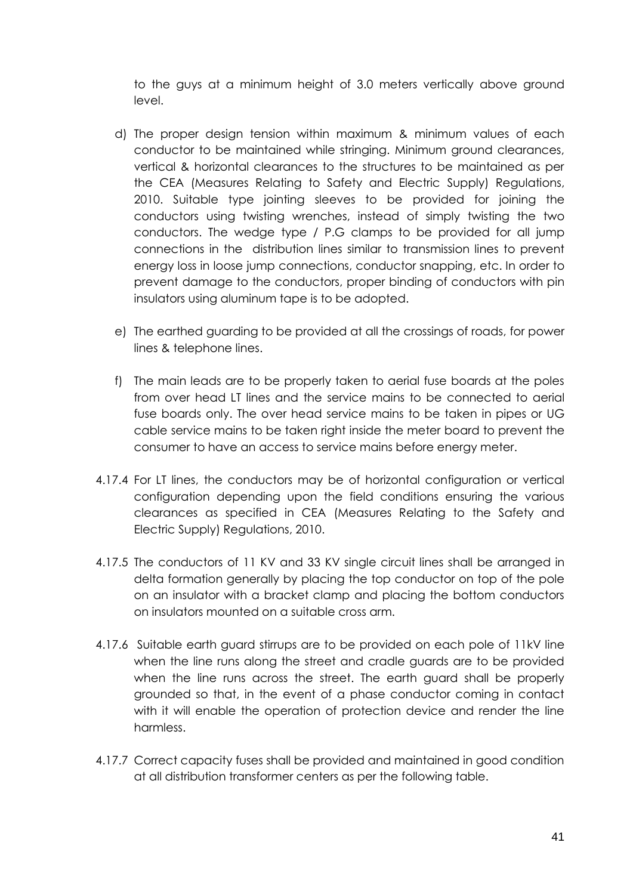to the guys at a minimum height of 3.0 meters vertically above ground level.

d) The proper design tension within maximum & minimum values of each conductor to be maintained while stringing. Minimum ground clearances, vertical & horizontal clearances to the structures to be maintained as per the CEA (Measures Relating to Safety and Electric Supply) Regulations, 2010. Suitable type jointing sleeves to be provided for joining the conductors using twisting wrenches, instead of simply twisting the two conductors. The wedge type / P.G clamps to be provided for all jump connections in the distribution lines similar to transmission lines to prevent energy loss in loose jump connections, conductor snapping, etc. In order to prevent damage to the conductors, proper binding of conductors with pin insulators using aluminum tape is to be adopted.

e) The earthed guarding to be provided at all the crossings of roads, for power lines & telephone lines.

f) The main leads are to be properly taken to aerial fuse boards at the poles from over head LT lines and the service mains to be connected to aerial fuse boards only. The over head service mains to be taken in pipes or UG cable service mains to be taken right inside the meter board to prevent the consumer to have an access to service mains before energy meter.

4.17.4 For LT lines, the conductors may be of horizontal configuration or vertical configuration depending upon the field conditions ensuring the various clearances as specified in CEA (Measures Relating to the Safety and Electric Supply) Regulations, 2010.

4.17.5 The conductors of 11 KV and 33 KV single circuit lines shall be arranged in delta formation generally by placing the top conductor on top of the pole on an insulator with a bracket clamp and placing the bottom conductors on insulators mounted on a suitable cross arm.

4.17.6 Suitable earth guard stirrups are to be provided on each pole of 11kV line when the line runs along the street and cradle guards are to be provided when the line runs across the street. The earth guard shall be properly grounded so that, in the event of a phase conductor coming in contact with it will enable the operation of protection device and render the line harmless.

4.17.7 Correct capacity fuses shall be provided and maintained in good condition at all distribution transformer centers as per the following table.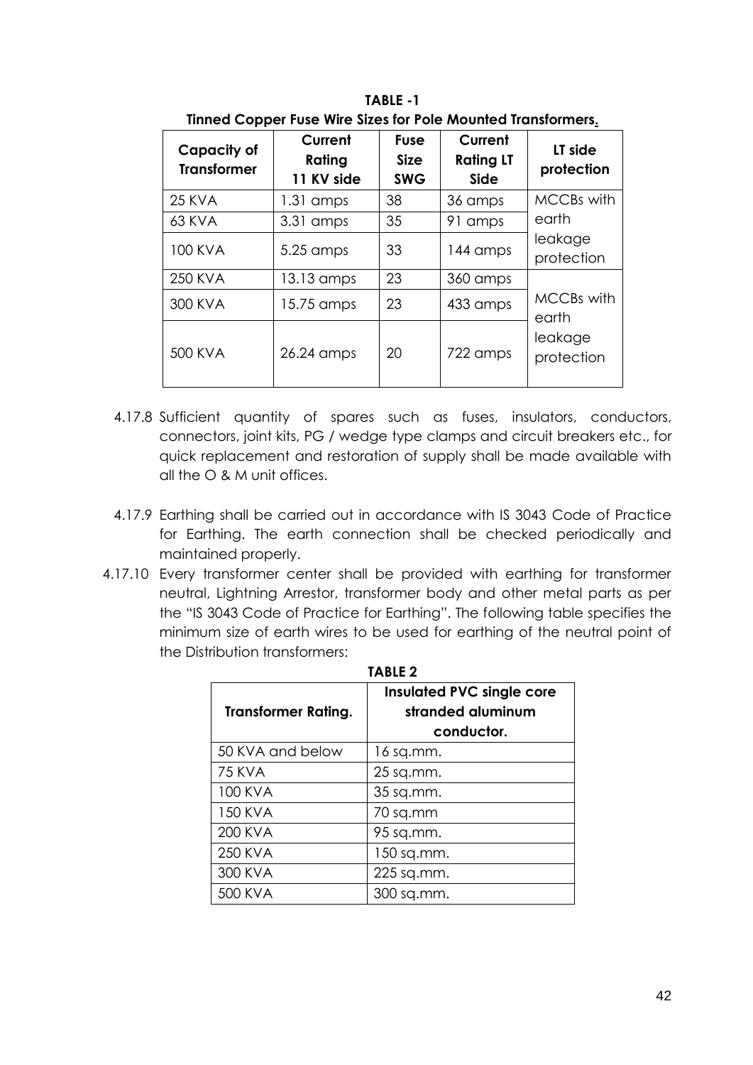**TABLE -1**

**Tinned Copper Fuse Wire Sizes for Pole Mounted Transformers.**

| Capacity of Transformer | Current Rating 11 KV side | Fuse Size SWG | Current Rating LT Side | LT side protection |
|---|---|---|---|---|
| 25 KVA | 1.31 amps | 38 | 36 amps | MCCBs with earth leakage protection |
| 63 KVA | 3.31 amps | 35 | 91 amps | |
| 100 KVA | 5.25 amps | 33 | 144 amps | |
| 250 KVA | 13.13 amps | 23 | 360 amps | MCCBs with earth leakage protection |
| 300 KVA | 15.75 amps | 23 | 433 amps | |
| 500 KVA | 26.24 amps | 20 | 722 amps | |

4.17.8 Sufficient quantity of spares such as fuses, insulators, conductors, connectors, joint kits, PG / wedge type clamps and circuit breakers etc., for quick replacement and restoration of supply shall be made available with all the O & M unit offices.

4.17.9 Earthing shall be carried out in accordance with IS 3043 Code of Practice for Earthing. The earth connection shall be checked periodically and maintained properly.

4.17.10 Every transformer center shall be provided with earthing for transformer neutral, Lightning Arrestor, transformer body and other metal parts as per the "IS 3043 Code of Practice for Earthing". The following table specifies the minimum size of earth wires to be used for earthing of the neutral point of the Distribution transformers:

**TABLE 2**

| Transformer Rating. | Insulated PVC single core stranded aluminum conductor. |
|---|---|
| 50 KVA and below | 16 sq.mm. |
| 75 KVA | 25 sq.mm. |
| 100 KVA | 35 sq.mm. |
| 150 KVA | 70 sq.mm |
| 200 KVA | 95 sq.mm. |
| 250 KVA | 150 sq.mm. |
| 300 KVA | 225 sq.mm. |
| 500 KVA | 300 sq.mm. |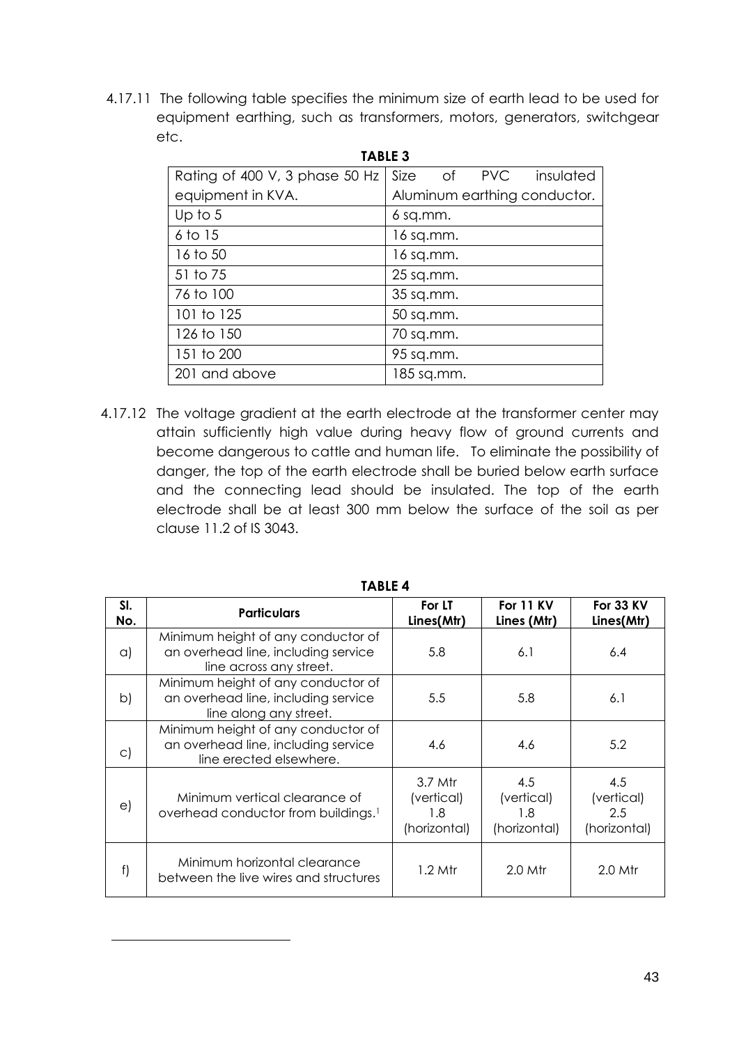4.17.11 The following table specifies the minimum size of earth lead to be used for equipment earthing, such as transformers, motors, generators, switchgear etc.

**TABLE 3**

| Rating of 400 V, 3 phase 50 Hz equipment in KVA. | Size of PVC insulated Aluminum earthing conductor. |
|---|---|
| Up to 5 | 6 sq.mm. |
| 6 to 15 | 16 sq.mm. |
| 16 to 50 | 16 sq.mm. |
| 51 to 75 | 25 sq.mm. |
| 76 to 100 | 35 sq.mm. |
| 101 to 125 | 50 sq.mm. |
| 126 to 150 | 70 sq.mm. |
| 151 to 200 | 95 sq.mm. |
| 201 and above | 185 sq.mm. |

4.17.12 The voltage gradient at the earth electrode at the transformer center may attain sufficiently high value during heavy flow of ground currents and become dangerous to cattle and human life. To eliminate the possibility of danger, the top of the earth electrode shall be buried below earth surface and the connecting lead should be insulated. The top of the earth electrode shall be at least 300 mm below the surface of the soil as per clause 11.2 of IS 3043.

**TABLE 4**

| Sl. No. | Particulars | For LT Lines(Mtr) | For 11 KV Lines (Mtr) | For 33 KV Lines(Mtr) |
|---|---|---|---|---|
| a) | Minimum height of any conductor of an overhead line, including service line across any street. | 5.8 | 6.1 | 6.4 |
| b) | Minimum height of any conductor of an overhead line, including service line along any street. | 5.5 | 5.8 | 6.1 |
| c) | Minimum height of any conductor of an overhead line, including service line erected elsewhere. | 4.6 | 4.6 | 5.2 |
| e) | Minimum vertical clearance of overhead conductor from buildings.[1] | 3.7 Mtr (vertical) 1.8 (horizontal) | 4.5 (vertical) 1.8 (horizontal) | 4.5 (vertical) 2.5 (horizontal) |
| f) | Minimum horizontal clearance between the live wires and structures | 1.2 Mtr | 2.0 Mtr | 2.0 Mtr |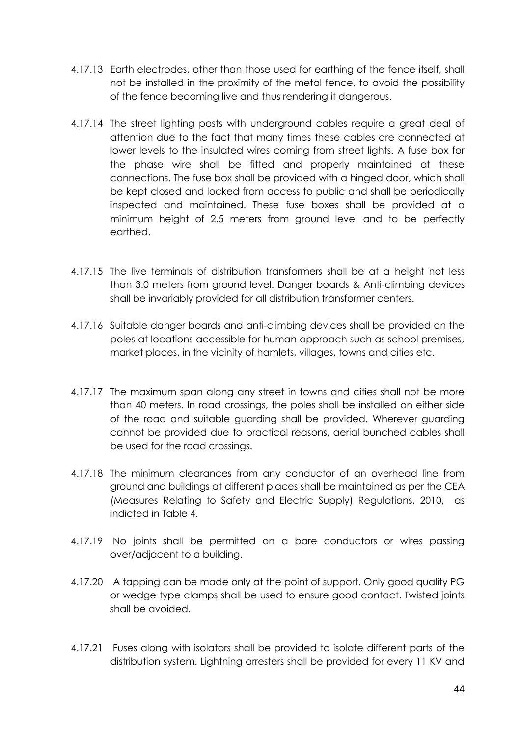4.17.13 Earth electrodes, other than those used for earthing of the fence itself, shall not be installed in the proximity of the metal fence, to avoid the possibility of the fence becoming live and thus rendering it dangerous.

4.17.14 The street lighting posts with underground cables require a great deal of attention due to the fact that many times these cables are connected at lower levels to the insulated wires coming from street lights. A fuse box for the phase wire shall be fitted and properly maintained at these connections. The fuse box shall be provided with a hinged door, which shall be kept closed and locked from access to public and shall be periodically inspected and maintained. These fuse boxes shall be provided at a minimum height of 2.5 meters from ground level and to be perfectly earthed.

4.17.15 The live terminals of distribution transformers shall be at a height not less than 3.0 meters from ground level. Danger boards & Anti-climbing devices shall be invariably provided for all distribution transformer centers.

4.17.16 Suitable danger boards and anti-climbing devices shall be provided on the poles at locations accessible for human approach such as school premises, market places, in the vicinity of hamlets, villages, towns and cities etc.

4.17.17 The maximum span along any street in towns and cities shall not be more than 40 meters. In road crossings, the poles shall be installed on either side of the road and suitable guarding shall be provided. Wherever guarding cannot be provided due to practical reasons, aerial bunched cables shall be used for the road crossings.

4.17.18 The minimum clearances from any conductor of an overhead line from ground and buildings at different places shall be maintained as per the CEA (Measures Relating to Safety and Electric Supply) Regulations, 2010, as indicted in Table 4.

4.17.19 No joints shall be permitted on a bare conductors or wires passing over/adjacent to a building.

4.17.20 A tapping can be made only at the point of support. Only good quality PG or wedge type clamps shall be used to ensure good contact. Twisted joints shall be avoided.

4.17.21 Fuses along with isolators shall be provided to isolate different parts of the distribution system. Lightning arresters shall be provided for every 11 KV and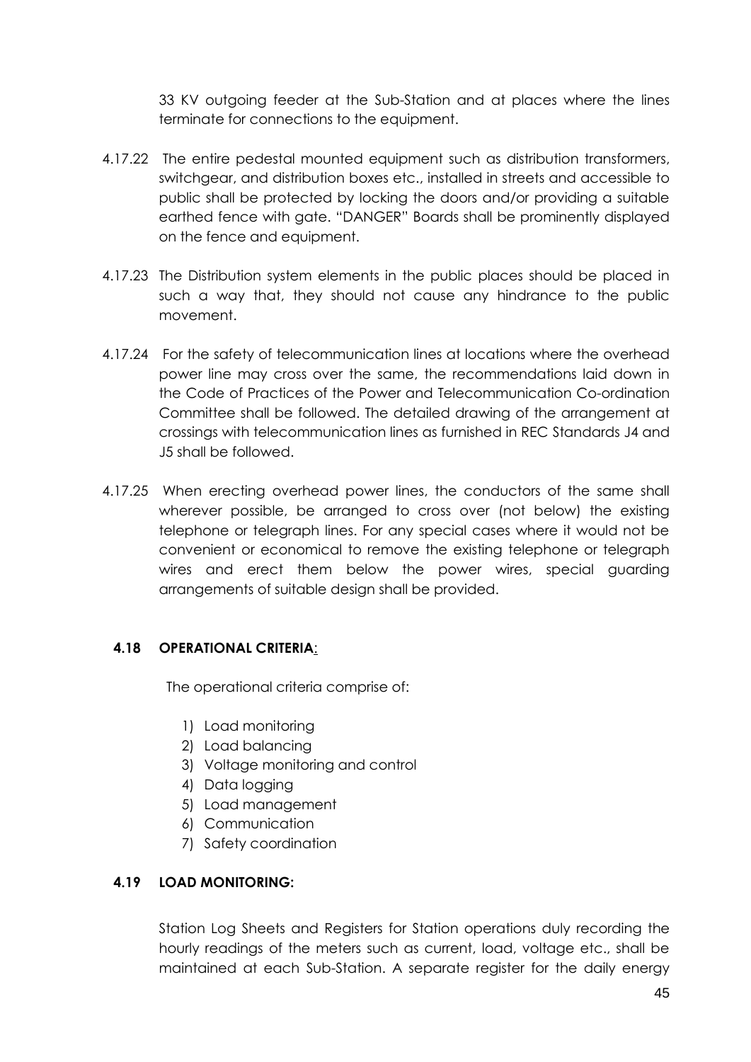33 KV outgoing feeder at the Sub-Station and at places where the lines terminate for connections to the equipment.

4.17.22 The entire pedestal mounted equipment such as distribution transformers, switchgear, and distribution boxes etc., installed in streets and accessible to public shall be protected by locking the doors and/or providing a suitable earthed fence with gate. "DANGER" Boards shall be prominently displayed on the fence and equipment.

4.17.23 The Distribution system elements in the public places should be placed in such a way that, they should not cause any hindrance to the public movement.

4.17.24 For the safety of telecommunication lines at locations where the overhead power line may cross over the same, the recommendations laid down in the Code of Practices of the Power and Telecommunication Co-ordination Committee shall be followed. The detailed drawing of the arrangement at crossings with telecommunication lines as furnished in REC Standards J4 and J5 shall be followed.

4.17.25 When erecting overhead power lines, the conductors of the same shall wherever possible, be arranged to cross over (not below) the existing telephone or telegraph lines. For any special cases where it would not be convenient or economical to remove the existing telephone or telegraph wires and erect them below the power wires, special guarding arrangements of suitable design shall be provided.

### 4.18 OPERATIONAL CRITERIA:

The operational criteria comprise of:

1) Load monitoring
2) Load balancing
3) Voltage monitoring and control
4) Data logging
5) Load management
6) Communication
7) Safety coordination

### 4.19 LOAD MONITORING:

Station Log Sheets and Registers for Station operations duly recording the hourly readings of the meters such as current, load, voltage etc., shall be maintained at each Sub-Station. A separate register for the daily energy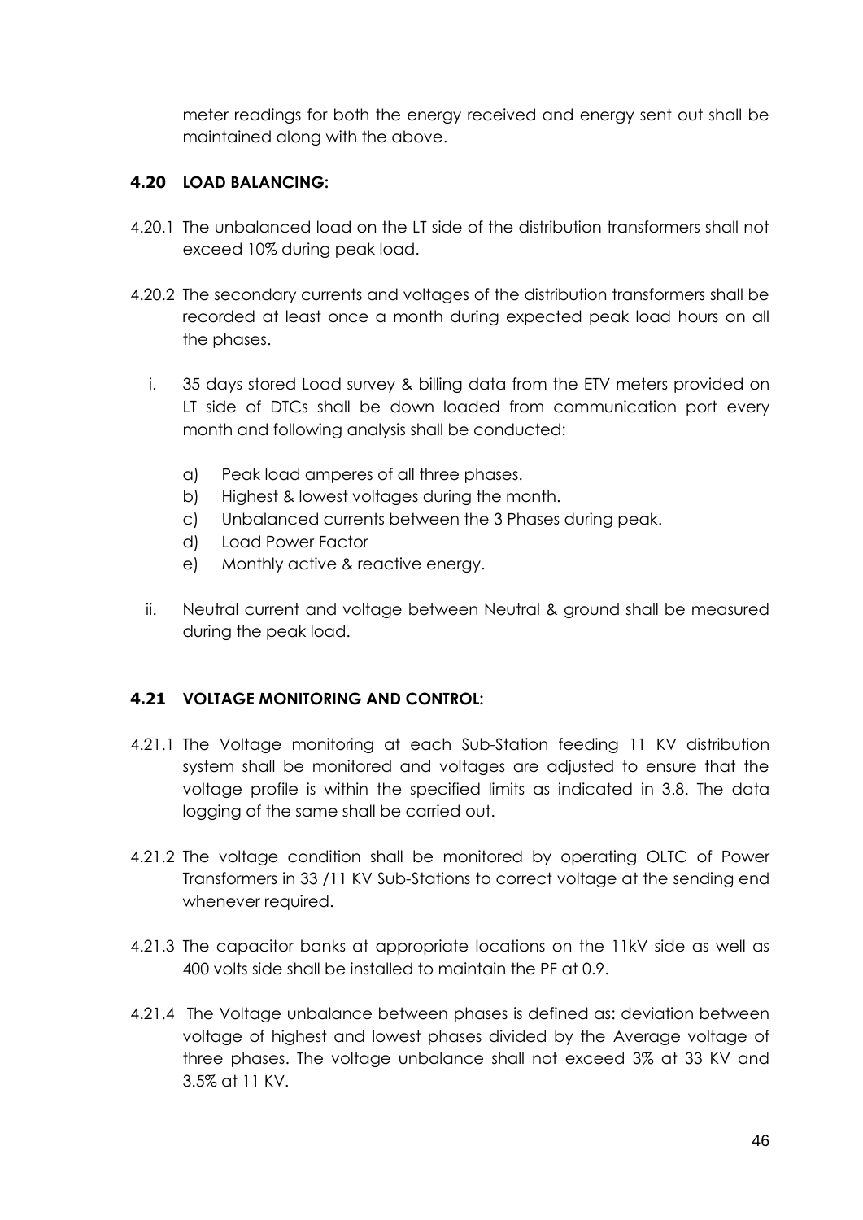meter readings for both the energy received and energy sent out shall be maintained along with the above.

### 4.20 LOAD BALANCING:

4.20.1 The unbalanced load on the LT side of the distribution transformers shall not exceed 10% during peak load.

4.20.2 The secondary currents and voltages of the distribution transformers shall be recorded at least once a month during expected peak load hours on all the phases.

i. 35 days stored Load survey & billing data from the ETV meters provided on LT side of DTCs shall be down loaded from communication port every month and following analysis shall be conducted:

   a) Peak load amperes of all three phases.
   b) Highest & lowest voltages during the month.
   c) Unbalanced currents between the 3 Phases during peak.
   d) Load Power Factor
   e) Monthly active & reactive energy.

ii. Neutral current and voltage between Neutral & ground shall be measured during the peak load.

### 4.21 VOLTAGE MONITORING AND CONTROL:

4.21.1 The Voltage monitoring at each Sub-Station feeding 11 KV distribution system shall be monitored and voltages are adjusted to ensure that the voltage profile is within the specified limits as indicated in 3.8. The data logging of the same shall be carried out.

4.21.2 The voltage condition shall be monitored by operating OLTC of Power Transformers in 33 /11 KV Sub-Stations to correct voltage at the sending end whenever required.

4.21.3 The capacitor banks at appropriate locations on the 11kV side as well as 400 volts side shall be installed to maintain the PF at 0.9.

4.21.4 The Voltage unbalance between phases is defined as: deviation between voltage of highest and lowest phases divided by the Average voltage of three phases. The voltage unbalance shall not exceed 3% at 33 KV and 3.5% at 11 KV.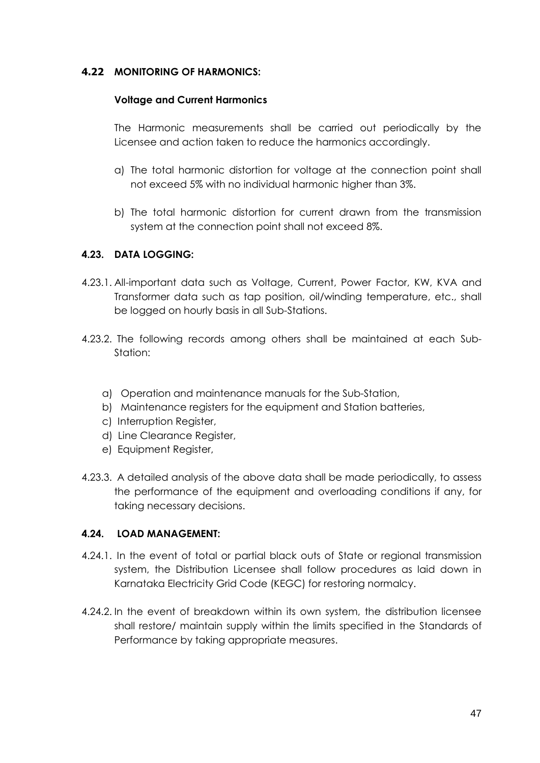### 4.22 MONITORING OF HARMONICS:

**Voltage and Current Harmonics**

The Harmonic measurements shall be carried out periodically by the Licensee and action taken to reduce the harmonics accordingly.

a) The total harmonic distortion for voltage at the connection point shall not exceed 5% with no individual harmonic higher than 3%.

b) The total harmonic distortion for current drawn from the transmission system at the connection point shall not exceed 8%.

### 4.23. DATA LOGGING:

4.23.1. All-important data such as Voltage, Current, Power Factor, KW, KVA and Transformer data such as tap position, oil/winding temperature, etc., shall be logged on hourly basis in all Sub-Stations.

4.23.2. The following records among others shall be maintained at each Sub-Station:

a) Operation and maintenance manuals for the Sub-Station,
b) Maintenance registers for the equipment and Station batteries,
c) Interruption Register,
d) Line Clearance Register,
e) Equipment Register,

4.23.3. A detailed analysis of the above data shall be made periodically, to assess the performance of the equipment and overloading conditions if any, for taking necessary decisions.

### 4.24. LOAD MANAGEMENT:

4.24.1. In the event of total or partial black outs of State or regional transmission system, the Distribution Licensee shall follow procedures as laid down in Karnataka Electricity Grid Code (KEGC) for restoring normalcy.

4.24.2. In the event of breakdown within its own system, the distribution licensee shall restore/ maintain supply within the limits specified in the Standards of Performance by taking appropriate measures.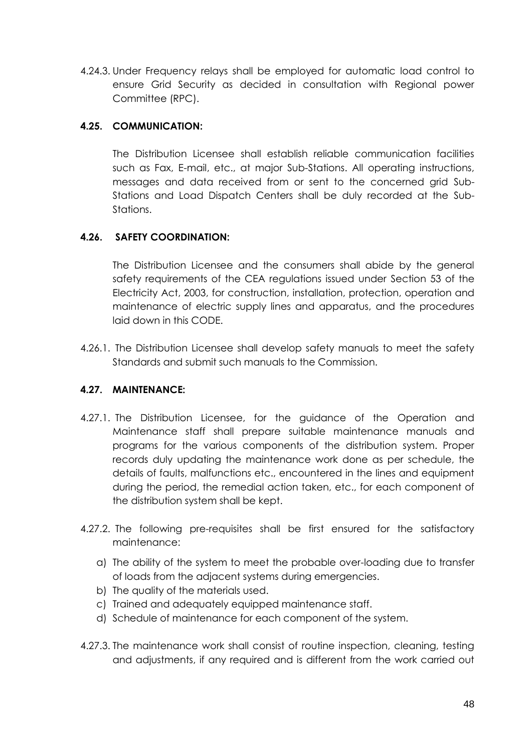4.24.3. Under Frequency relays shall be employed for automatic load control to ensure Grid Security as decided in consultation with Regional power Committee (RPC).

### 4.25. COMMUNICATION:

The Distribution Licensee shall establish reliable communication facilities such as Fax, E-mail, etc., at major Sub-Stations. All operating instructions, messages and data received from or sent to the concerned grid Sub-Stations and Load Dispatch Centers shall be duly recorded at the Sub-Stations.

### 4.26. SAFETY COORDINATION:

The Distribution Licensee and the consumers shall abide by the general safety requirements of the CEA regulations issued under Section 53 of the Electricity Act, 2003, for construction, installation, protection, operation and maintenance of electric supply lines and apparatus, and the procedures laid down in this CODE.

4.26.1. The Distribution Licensee shall develop safety manuals to meet the safety Standards and submit such manuals to the Commission.

### 4.27. MAINTENANCE:

4.27.1. The Distribution Licensee, for the guidance of the Operation and Maintenance staff shall prepare suitable maintenance manuals and programs for the various components of the distribution system. Proper records duly updating the maintenance work done as per schedule, the details of faults, malfunctions etc., encountered in the lines and equipment during the period, the remedial action taken, etc., for each component of the distribution system shall be kept.

4.27.2. The following pre-requisites shall be first ensured for the satisfactory maintenance:

a) The ability of the system to meet the probable over-loading due to transfer of loads from the adjacent systems during emergencies.
b) The quality of the materials used.
c) Trained and adequately equipped maintenance staff.
d) Schedule of maintenance for each component of the system.

4.27.3. The maintenance work shall consist of routine inspection, cleaning, testing and adjustments, if any required and is different from the work carried out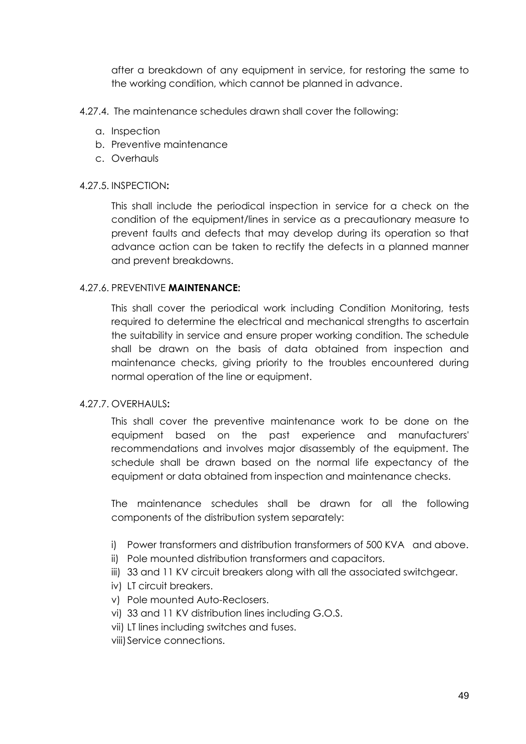after a breakdown of any equipment in service, for restoring the same to the working condition, which cannot be planned in advance.

4.27.4. The maintenance schedules drawn shall cover the following:

a. Inspection
b. Preventive maintenance
c. Overhauls

4.27.5. INSPECTION**:**

This shall include the periodical inspection in service for a check on the condition of the equipment/lines in service as a precautionary measure to prevent faults and defects that may develop during its operation so that advance action can be taken to rectify the defects in a planned manner and prevent breakdowns.

4.27.6. PREVENTIVE **MAINTENANCE:**

This shall cover the periodical work including Condition Monitoring, tests required to determine the electrical and mechanical strengths to ascertain the suitability in service and ensure proper working condition. The schedule shall be drawn on the basis of data obtained from inspection and maintenance checks, giving priority to the troubles encountered during normal operation of the line or equipment.

4.27.7. OVERHAULS**:**

This shall cover the preventive maintenance work to be done on the equipment based on the past experience and manufacturers' recommendations and involves major disassembly of the equipment. The schedule shall be drawn based on the normal life expectancy of the equipment or data obtained from inspection and maintenance checks.

The maintenance schedules shall be drawn for all the following components of the distribution system separately:

i) Power transformers and distribution transformers of 500 KVA and above.
ii) Pole mounted distribution transformers and capacitors.
iii) 33 and 11 KV circuit breakers along with all the associated switchgear.
iv) LT circuit breakers.
v) Pole mounted Auto-Reclosers.
vi) 33 and 11 KV distribution lines including G.O.S.
vii) LT lines including switches and fuses.
viii) Service connections.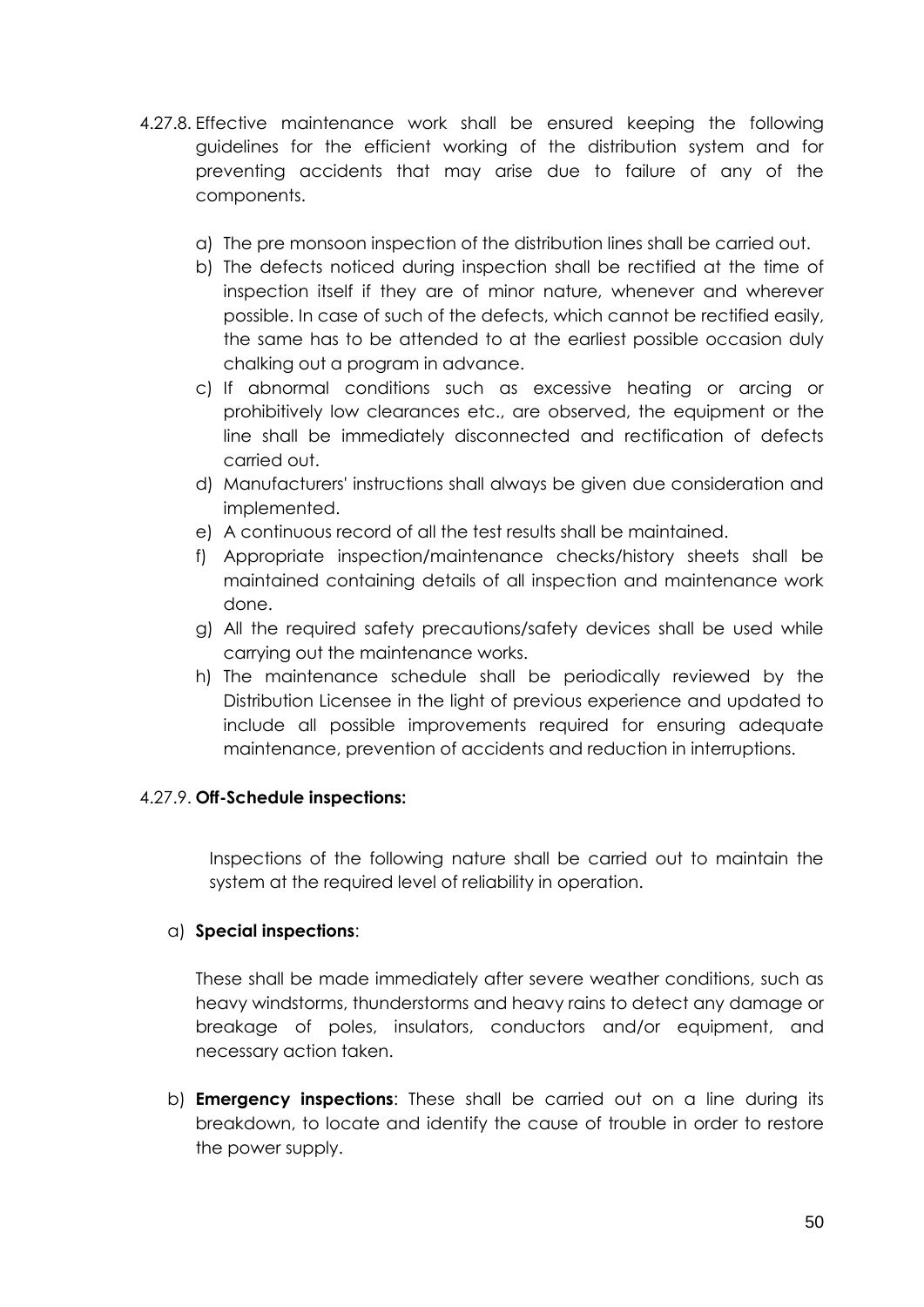4.27.8. Effective maintenance work shall be ensured keeping the following guidelines for the efficient working of the distribution system and for preventing accidents that may arise due to failure of any of the components.

a) The pre monsoon inspection of the distribution lines shall be carried out.
b) The defects noticed during inspection shall be rectified at the time of inspection itself if they are of minor nature, whenever and wherever possible. In case of such of the defects, which cannot be rectified easily, the same has to be attended to at the earliest possible occasion duly chalking out a program in advance.
c) If abnormal conditions such as excessive heating or arcing or prohibitively low clearances etc., are observed, the equipment or the line shall be immediately disconnected and rectification of defects carried out.
d) Manufacturers' instructions shall always be given due consideration and implemented.
e) A continuous record of all the test results shall be maintained.
f) Appropriate inspection/maintenance checks/history sheets shall be maintained containing details of all inspection and maintenance work done.
g) All the required safety precautions/safety devices shall be used while carrying out the maintenance works.
h) The maintenance schedule shall be periodically reviewed by the Distribution Licensee in the light of previous experience and updated to include all possible improvements required for ensuring adequate maintenance, prevention of accidents and reduction in interruptions.

4.27.9. **Off-Schedule inspections:**

Inspections of the following nature shall be carried out to maintain the system at the required level of reliability in operation.

a) **Special inspections**:

These shall be made immediately after severe weather conditions, such as heavy windstorms, thunderstorms and heavy rains to detect any damage or breakage of poles, insulators, conductors and/or equipment, and necessary action taken.

b) **Emergency inspections**: These shall be carried out on a line during its breakdown, to locate and identify the cause of trouble in order to restore the power supply.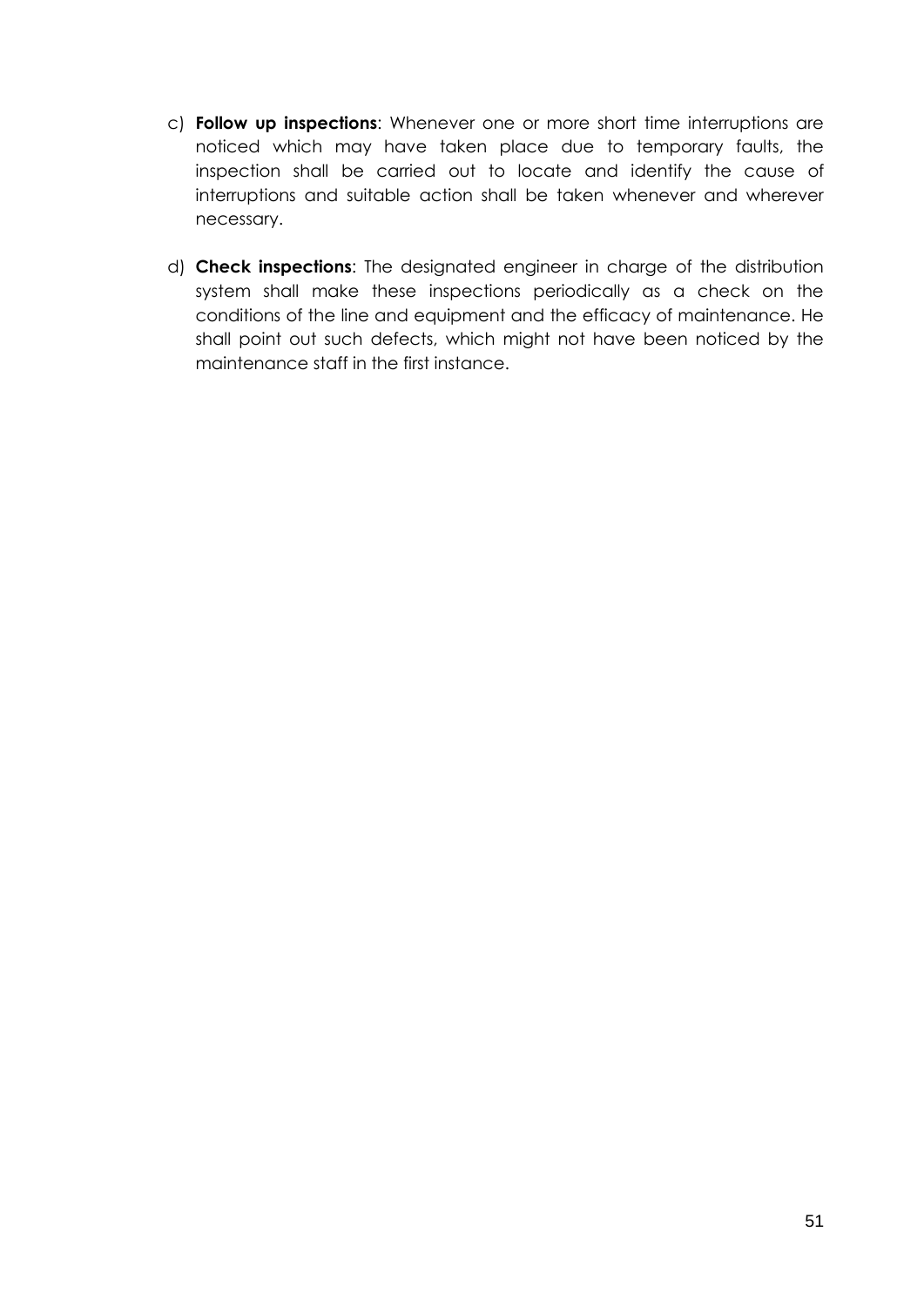c) **Follow up inspections**: Whenever one or more short time interruptions are noticed which may have taken place due to temporary faults, the inspection shall be carried out to locate and identify the cause of interruptions and suitable action shall be taken whenever and wherever necessary.

d) **Check inspections**: The designated engineer in charge of the distribution system shall make these inspections periodically as a check on the conditions of the line and equipment and the efficacy of maintenance. He shall point out such defects, which might not have been noticed by the maintenance staff in the first instance.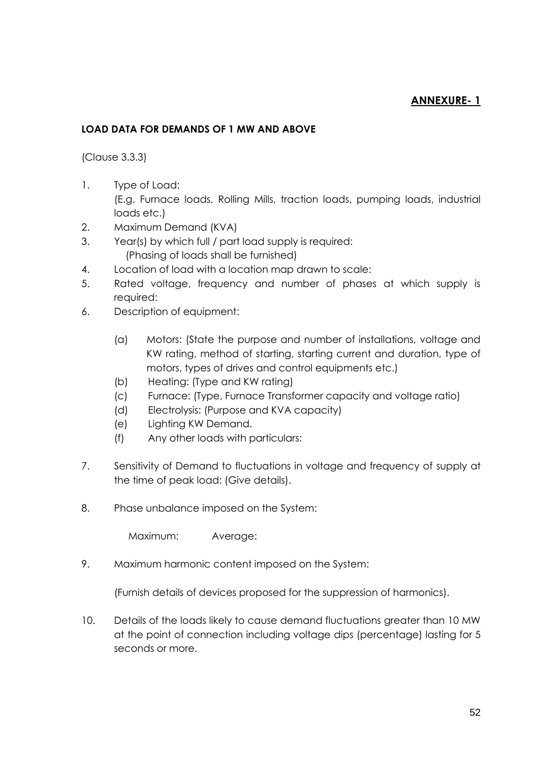**ANNEXURE- 1**

**LOAD DATA FOR DEMANDS OF 1 MW AND ABOVE**

(Clause 3.3.3)

1. Type of Load:
   (E.g. Furnace loads, Rolling Mills, traction loads, pumping loads, industrial loads etc.)
2. Maximum Demand (KVA)
3. Year(s) by which full / part load supply is required:
   (Phasing of loads shall be furnished)
4. Location of load with a location map drawn to scale:
5. Rated voltage, frequency and number of phases at which supply is required:
6. Description of equipment:
   - (a) Motors: (State the purpose and number of installations, voltage and KW rating, method of starting, starting current and duration, type of motors, types of drives and control equipments etc.)
   - (b) Heating: (Type and KW rating)
   - (c) Furnace: (Type, Furnace Transformer capacity and voltage ratio)
   - (d) Electrolysis: (Purpose and KVA capacity)
   - (e) Lighting KW Demand.
   - (f) Any other loads with particulars:
7. Sensitivity of Demand to fluctuations in voltage and frequency of supply at the time of peak load: (Give details).
8. Phase unbalance imposed on the System:

   Maximum: Average:

9. Maximum harmonic content imposed on the System:

   (Furnish details of devices proposed for the suppression of harmonics).

10. Details of the loads likely to cause demand fluctuations greater than 10 MW at the point of connection including voltage dips (percentage) lasting for 5 seconds or more.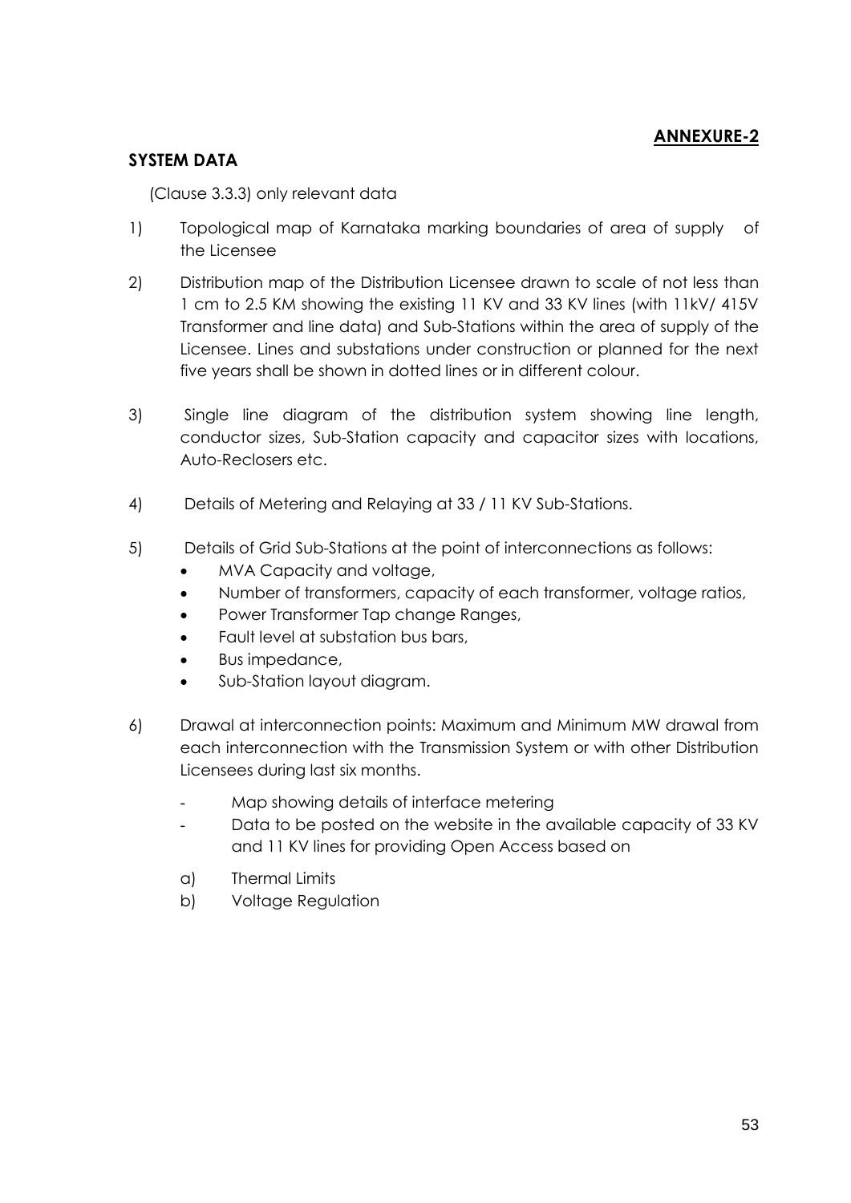**ANNEXURE-2**

## SYSTEM DATA

(Clause 3.3.3) only relevant data

1) Topological map of Karnataka marking boundaries of area of supply of the Licensee

2) Distribution map of the Distribution Licensee drawn to scale of not less than 1 cm to 2.5 KM showing the existing 11 KV and 33 KV lines (with 11kV/ 415V Transformer and line data) and Sub-Stations within the area of supply of the Licensee. Lines and substations under construction or planned for the next five years shall be shown in dotted lines or in different colour.

3) Single line diagram of the distribution system showing line length, conductor sizes, Sub-Station capacity and capacitor sizes with locations, Auto-Reclosers etc.

4) Details of Metering and Relaying at 33 / 11 KV Sub-Stations.

5) Details of Grid Sub-Stations at the point of interconnections as follows:
   - MVA Capacity and voltage,
   - Number of transformers, capacity of each transformer, voltage ratios,
   - Power Transformer Tap change Ranges,
   - Fault level at substation bus bars,
   - Bus impedance,
   - Sub-Station layout diagram.

6) Drawal at interconnection points: Maximum and Minimum MW drawal from each interconnection with the Transmission System or with other Distribution Licensees during last six months.

   - Map showing details of interface metering
   - Data to be posted on the website in the available capacity of 33 KV and 11 KV lines for providing Open Access based on

   a) Thermal Limits
   b) Voltage Regulation